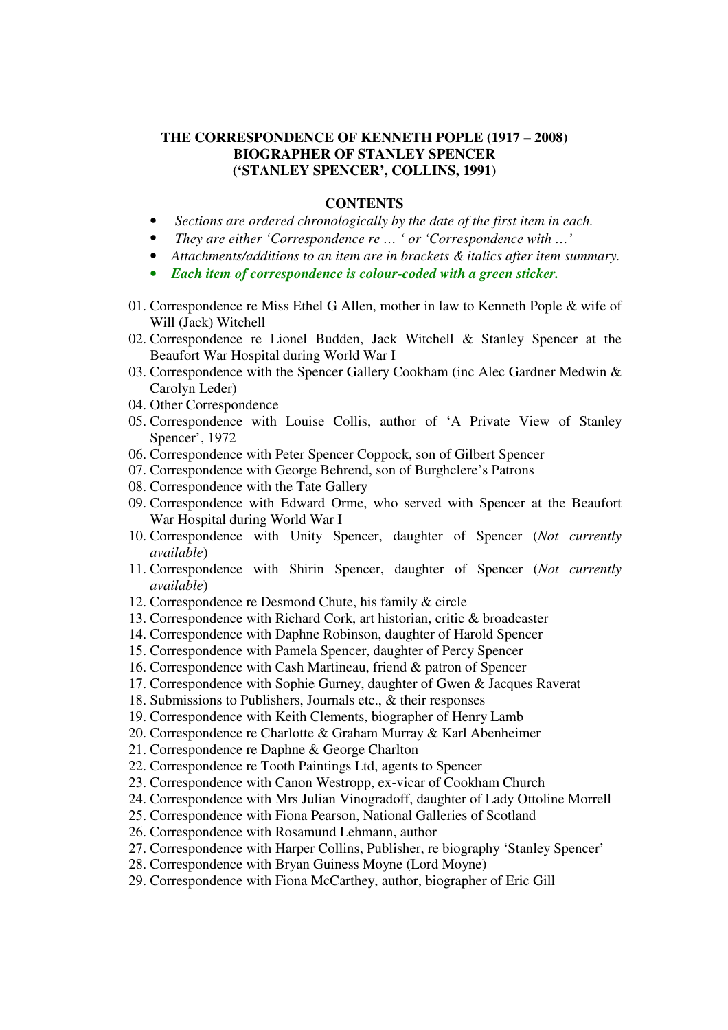# THE CORRESPONDENCE OF KENNETH POPLE (1917 – 2008)
# BIOGRAPHER OF STANLEY SPENCER
# ('STANLEY SPENCER', COLLINS, 1991)

## CONTENTS

- *Sections are ordered chronologically by the date of the first item in each.*
- *They are either 'Correspondence re … ' or 'Correspondence with …'*
- *Attachments/additions to an item are in brackets & italics after item summary.*
- ***Each item of correspondence is colour-coded with a green sticker.***

01. Correspondence re Miss Ethel G Allen, mother in law to Kenneth Pople & wife of Will (Jack) Witchell
02. Correspondence re Lionel Budden, Jack Witchell & Stanley Spencer at the Beaufort War Hospital during World War I
03. Correspondence with the Spencer Gallery Cookham (inc Alec Gardner Medwin & Carolyn Leder)
04. Other Correspondence
05. Correspondence with Louise Collis, author of 'A Private View of Stanley Spencer', 1972
06. Correspondence with Peter Spencer Coppock, son of Gilbert Spencer
07. Correspondence with George Behrend, son of Burghclere's Patrons
08. Correspondence with the Tate Gallery
09. Correspondence with Edward Orme, who served with Spencer at the Beaufort War Hospital during World War I
10. Correspondence with Unity Spencer, daughter of Spencer (*Not currently available*)
11. Correspondence with Shirin Spencer, daughter of Spencer (*Not currently available*)
12. Correspondence re Desmond Chute, his family & circle
13. Correspondence with Richard Cork, art historian, critic & broadcaster
14. Correspondence with Daphne Robinson, daughter of Harold Spencer
15. Correspondence with Pamela Spencer, daughter of Percy Spencer
16. Correspondence with Cash Martineau, friend & patron of Spencer
17. Correspondence with Sophie Gurney, daughter of Gwen & Jacques Raverat
18. Submissions to Publishers, Journals etc., & their responses
19. Correspondence with Keith Clements, biographer of Henry Lamb
20. Correspondence re Charlotte & Graham Murray & Karl Abenheimer
21. Correspondence re Daphne & George Charlton
22. Correspondence re Tooth Paintings Ltd, agents to Spencer
23. Correspondence with Canon Westropp, ex-vicar of Cookham Church
24. Correspondence with Mrs Julian Vinogradoff, daughter of Lady Ottoline Morrell
25. Correspondence with Fiona Pearson, National Galleries of Scotland
26. Correspondence with Rosamund Lehmann, author
27. Correspondence with Harper Collins, Publisher, re biography 'Stanley Spencer'
28. Correspondence with Bryan Guiness Moyne (Lord Moyne)
29. Correspondence with Fiona McCarthey, author, biographer of Eric Gill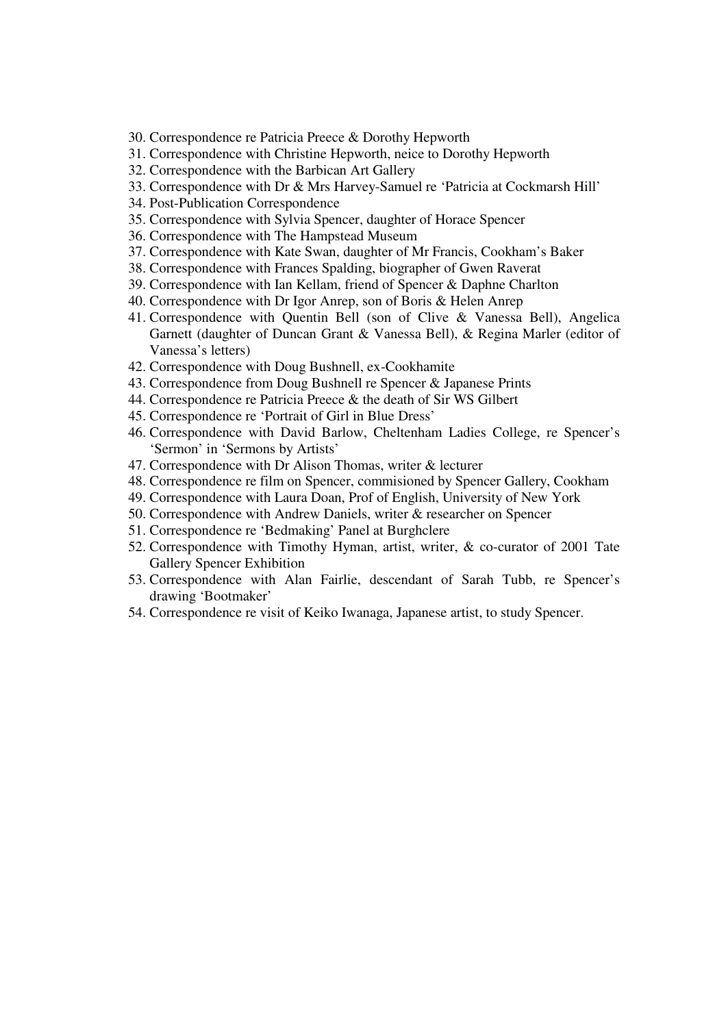30. Correspondence re Patricia Preece & Dorothy Hepworth
31. Correspondence with Christine Hepworth, neice to Dorothy Hepworth
32. Correspondence with the Barbican Art Gallery
33. Correspondence with Dr & Mrs Harvey-Samuel re 'Patricia at Cockmarsh Hill'
34. Post-Publication Correspondence
35. Correspondence with Sylvia Spencer, daughter of Horace Spencer
36. Correspondence with The Hampstead Museum
37. Correspondence with Kate Swan, daughter of Mr Francis, Cookham's Baker
38. Correspondence with Frances Spalding, biographer of Gwen Raverat
39. Correspondence with Ian Kellam, friend of Spencer & Daphne Charlton
40. Correspondence with Dr Igor Anrep, son of Boris & Helen Anrep
41. Correspondence with Quentin Bell (son of Clive & Vanessa Bell), Angelica Garnett (daughter of Duncan Grant & Vanessa Bell), & Regina Marler (editor of Vanessa's letters)
42. Correspondence with Doug Bushnell, ex-Cookhamite
43. Correspondence from Doug Bushnell re Spencer & Japanese Prints
44. Correspondence re Patricia Preece & the death of Sir WS Gilbert
45. Correspondence re 'Portrait of Girl in Blue Dress'
46. Correspondence with David Barlow, Cheltenham Ladies College, re Spencer's 'Sermon' in 'Sermons by Artists'
47. Correspondence with Dr Alison Thomas, writer & lecturer
48. Correspondence re film on Spencer, commisioned by Spencer Gallery, Cookham
49. Correspondence with Laura Doan, Prof of English, University of New York
50. Correspondence with Andrew Daniels, writer & researcher on Spencer
51. Correspondence re 'Bedmaking' Panel at Burghclere
52. Correspondence with Timothy Hyman, artist, writer, & co-curator of 2001 Tate Gallery Spencer Exhibition
53. Correspondence with Alan Fairlie, descendant of Sarah Tubb, re Spencer's drawing 'Bootmaker'
54. Correspondence re visit of Keiko Iwanaga, Japanese artist, to study Spencer.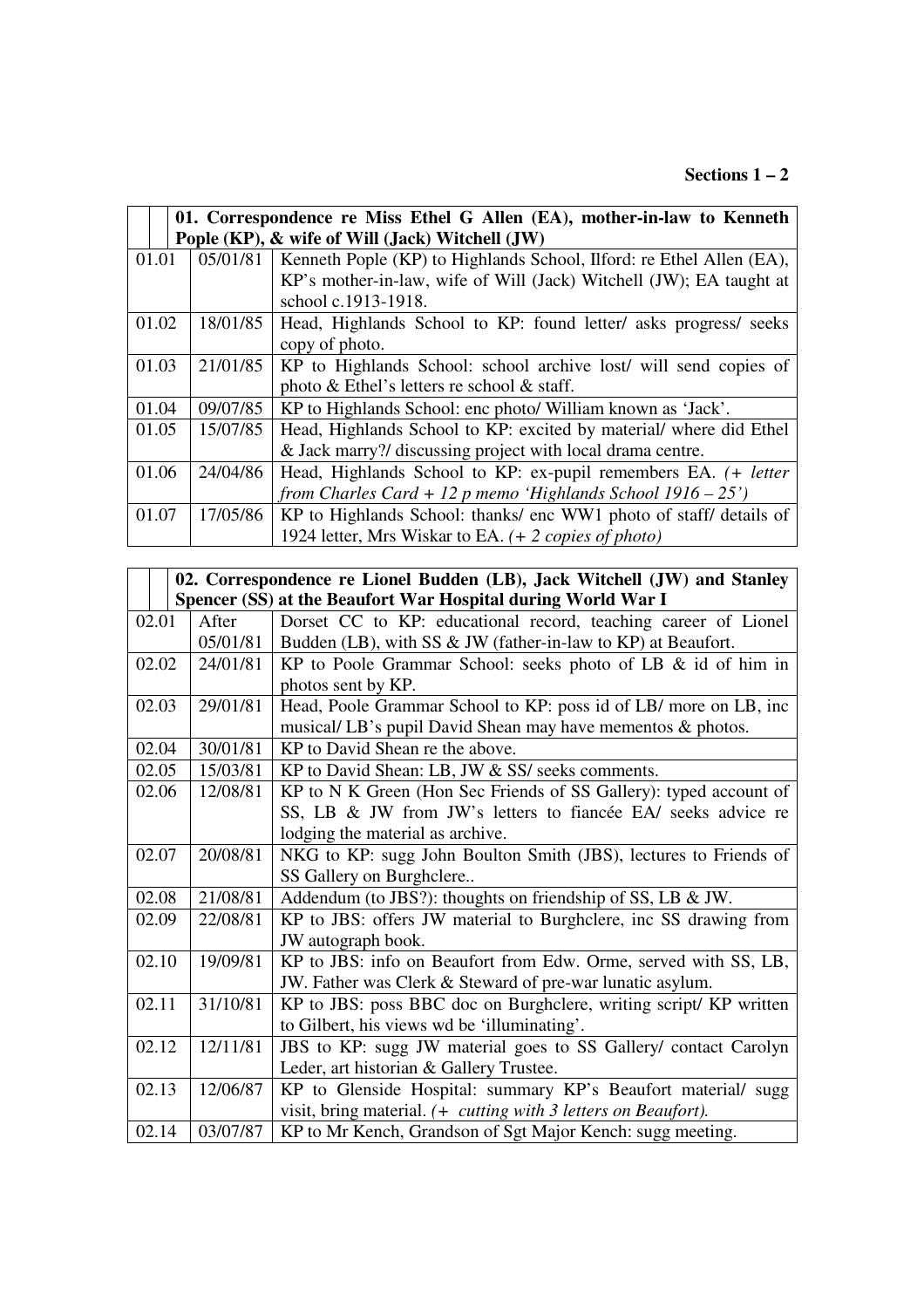**Sections 1 – 2**

| | | **01. Correspondence re Miss Ethel G Allen (EA), mother-in-law to Kenneth Pople (KP), & wife of Will (Jack) Witchell (JW)** |
|---|---|---|
| 01.01 | 05/01/81 | Kenneth Pople (KP) to Highlands School, Ilford: re Ethel Allen (EA), KP's mother-in-law, wife of Will (Jack) Witchell (JW); EA taught at school c.1913-1918. |
| 01.02 | 18/01/85 | Head, Highlands School to KP: found letter/ asks progress/ seeks copy of photo. |
| 01.03 | 21/01/85 | KP to Highlands School: school archive lost/ will send copies of photo & Ethel's letters re school & staff. |
| 01.04 | 09/07/85 | KP to Highlands School: enc photo/ William known as 'Jack'. |
| 01.05 | 15/07/85 | Head, Highlands School to KP: excited by material/ where did Ethel & Jack marry?/ discussing project with local drama centre. |
| 01.06 | 24/04/86 | Head, Highlands School to KP: ex-pupil remembers EA. *(+ letter from Charles Card + 12 p memo 'Highlands School 1916 – 25')* |
| 01.07 | 17/05/86 | KP to Highlands School: thanks/ enc WW1 photo of staff/ details of 1924 letter, Mrs Wiskar to EA. *(+ 2 copies of photo)* |

| | | **02. Correspondence re Lionel Budden (LB), Jack Witchell (JW) and Stanley Spencer (SS) at the Beaufort War Hospital during World War I** |
|---|---|---|
| 02.01 | After 05/01/81 | Dorset CC to KP: educational record, teaching career of Lionel Budden (LB), with SS & JW (father-in-law to KP) at Beaufort. |
| 02.02 | 24/01/81 | KP to Poole Grammar School: seeks photo of LB & id of him in photos sent by KP. |
| 02.03 | 29/01/81 | Head, Poole Grammar School to KP: poss id of LB/ more on LB, inc musical/ LB's pupil David Shean may have mementos & photos. |
| 02.04 | 30/01/81 | KP to David Shean re the above. |
| 02.05 | 15/03/81 | KP to David Shean: LB, JW & SS/ seeks comments. |
| 02.06 | 12/08/81 | KP to N K Green (Hon Sec Friends of SS Gallery): typed account of SS, LB & JW from JW's letters to fiancée EA/ seeks advice re lodging the material as archive. |
| 02.07 | 20/08/81 | NKG to KP: sugg John Boulton Smith (JBS), lectures to Friends of SS Gallery on Burghclere.. |
| 02.08 | 21/08/81 | Addendum (to JBS?): thoughts on friendship of SS, LB & JW. |
| 02.09 | 22/08/81 | KP to JBS: offers JW material to Burghclere, inc SS drawing from JW autograph book. |
| 02.10 | 19/09/81 | KP to JBS: info on Beaufort from Edw. Orme, served with SS, LB, JW. Father was Clerk & Steward of pre-war lunatic asylum. |
| 02.11 | 31/10/81 | KP to JBS: poss BBC doc on Burghclere, writing script/ KP written to Gilbert, his views wd be 'illuminating'. |
| 02.12 | 12/11/81 | JBS to KP: sugg JW material goes to SS Gallery/ contact Carolyn Leder, art historian & Gallery Trustee. |
| 02.13 | 12/06/87 | KP to Glenside Hospital: summary KP's Beaufort material/ sugg visit, bring material. *(+ cutting with 3 letters on Beaufort).* |
| 02.14 | 03/07/87 | KP to Mr Kench, Grandson of Sgt Major Kench: sugg meeting. |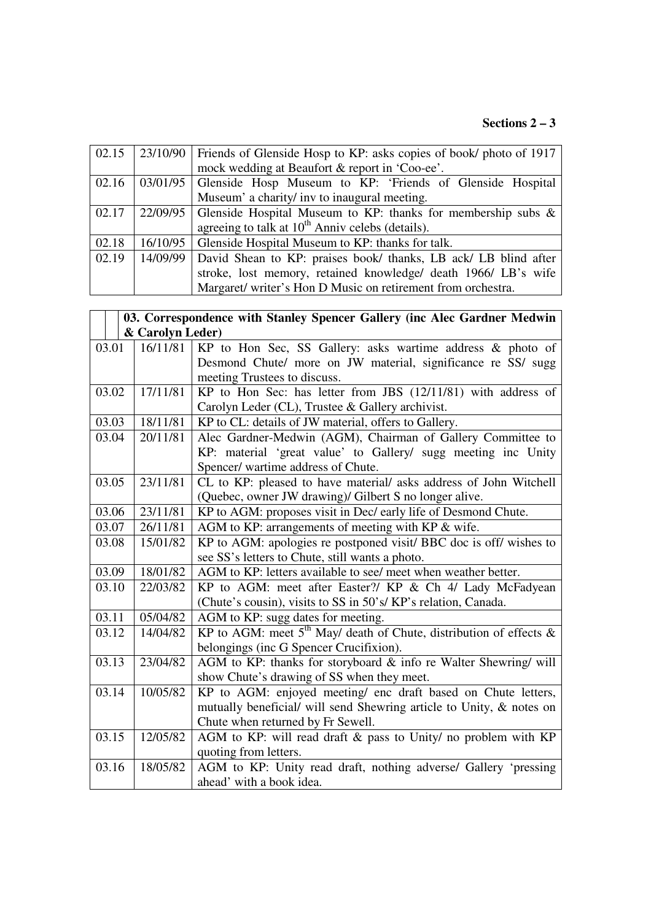**Sections 2 – 3**

| | | |
|---|---|---|
| 02.15 | 23/10/90 | Friends of Glenside Hosp to KP: asks copies of book/ photo of 1917 mock wedding at Beaufort & report in 'Coo-ee'. |
| 02.16 | 03/01/95 | Glenside Hosp Museum to KP: 'Friends of Glenside Hospital Museum' a charity/ inv to inaugural meeting. |
| 02.17 | 22/09/95 | Glenside Hospital Museum to KP: thanks for membership subs & agreeing to talk at 10th Anniv celebs (details). |
| 02.18 | 16/10/95 | Glenside Hospital Museum to KP: thanks for talk. |
| 02.19 | 14/09/99 | David Shean to KP: praises book/ thanks, LB ack/ LB blind after stroke, lost memory, retained knowledge/ death 1966/ LB's wife Margaret/ writer's Hon D Music on retirement from orchestra. |

| | | |
|---|---|---|
| | **03. Correspondence with Stanley Spencer Gallery (inc Alec Gardner Medwin & Carolyn Leder)** | |
| 03.01 | 16/11/81 | KP to Hon Sec, SS Gallery: asks wartime address & photo of Desmond Chute/ more on JW material, significance re SS/ sugg meeting Trustees to discuss. |
| 03.02 | 17/11/81 | KP to Hon Sec: has letter from JBS (12/11/81) with address of Carolyn Leder (CL), Trustee & Gallery archivist. |
| 03.03 | 18/11/81 | KP to CL: details of JW material, offers to Gallery. |
| 03.04 | 20/11/81 | Alec Gardner-Medwin (AGM), Chairman of Gallery Committee to KP: material 'great value' to Gallery/ sugg meeting inc Unity Spencer/ wartime address of Chute. |
| 03.05 | 23/11/81 | CL to KP: pleased to have material/ asks address of John Witchell (Quebec, owner JW drawing)/ Gilbert S no longer alive. |
| 03.06 | 23/11/81 | KP to AGM: proposes visit in Dec/ early life of Desmond Chute. |
| 03.07 | 26/11/81 | AGM to KP: arrangements of meeting with KP & wife. |
| 03.08 | 15/01/82 | KP to AGM: apologies re postponed visit/ BBC doc is off/ wishes to see SS's letters to Chute, still wants a photo. |
| 03.09 | 18/01/82 | AGM to KP: letters available to see/ meet when weather better. |
| 03.10 | 22/03/82 | KP to AGM: meet after Easter?/ KP & Ch 4/ Lady McFadyean (Chute's cousin), visits to SS in 50's/ KP's relation, Canada. |
| 03.11 | 05/04/82 | AGM to KP: sugg dates for meeting. |
| 03.12 | 14/04/82 | KP to AGM: meet 5th May/ death of Chute, distribution of effects & belongings (inc G Spencer Crucifixion). |
| 03.13 | 23/04/82 | AGM to KP: thanks for storyboard & info re Walter Shewring/ will show Chute's drawing of SS when they meet. |
| 03.14 | 10/05/82 | KP to AGM: enjoyed meeting/ enc draft based on Chute letters, mutually beneficial/ will send Shewring article to Unity, & notes on Chute when returned by Fr Sewell. |
| 03.15 | 12/05/82 | AGM to KP: will read draft & pass to Unity/ no problem with KP quoting from letters. |
| 03.16 | 18/05/82 | AGM to KP: Unity read draft, nothing adverse/ Gallery 'pressing ahead' with a book idea. |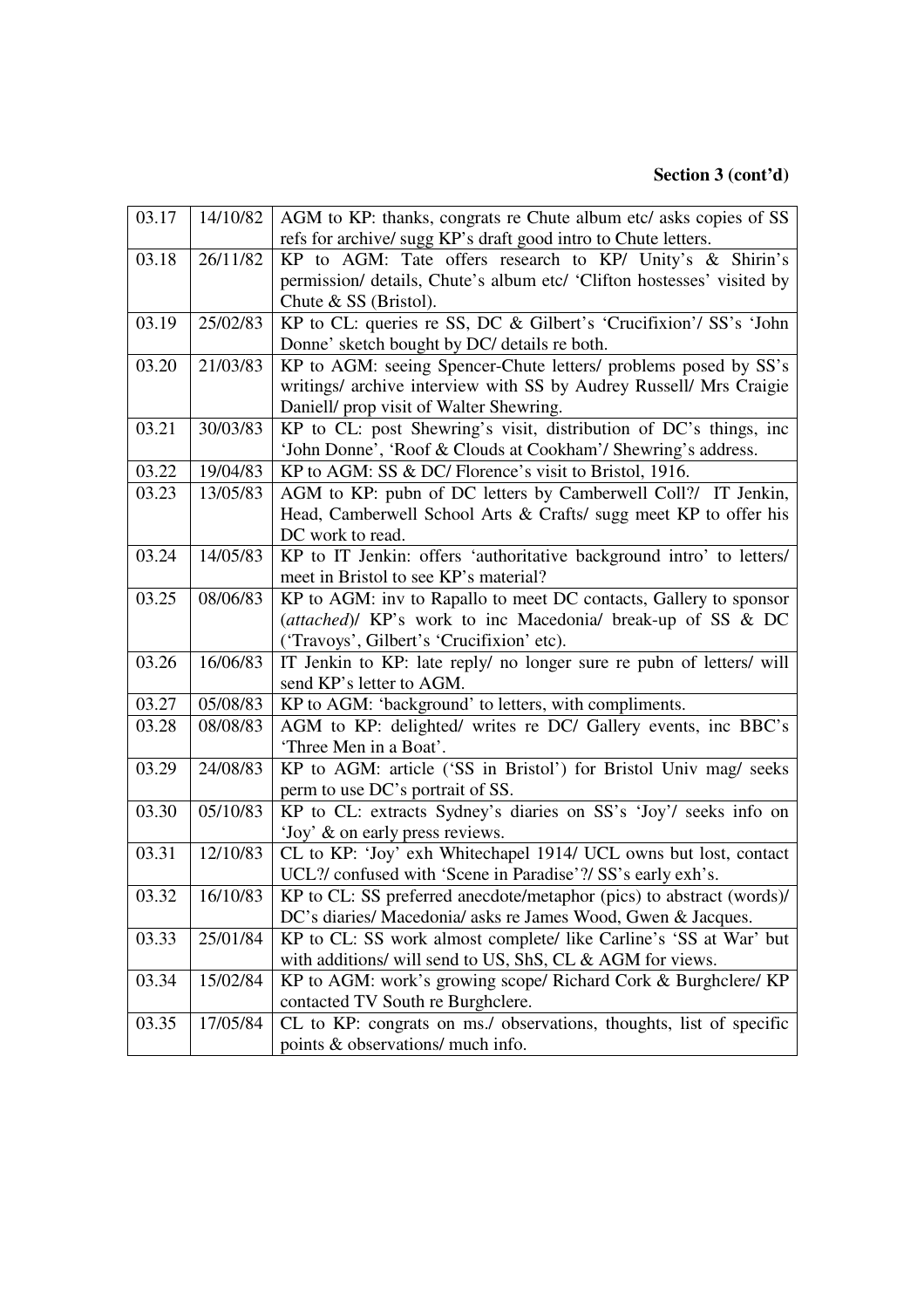**Section 3 (cont'd)**

| | | |
|---|---|---|
| 03.17 | 14/10/82 | AGM to KP: thanks, congrats re Chute album etc/ asks copies of SS refs for archive/ sugg KP's draft good intro to Chute letters. |
| 03.18 | 26/11/82 | KP to AGM: Tate offers research to KP/ Unity's & Shirin's permission/ details, Chute's album etc/ 'Clifton hostesses' visited by Chute & SS (Bristol). |
| 03.19 | 25/02/83 | KP to CL: queries re SS, DC & Gilbert's 'Crucifixion'/ SS's 'John Donne' sketch bought by DC/ details re both. |
| 03.20 | 21/03/83 | KP to AGM: seeing Spencer-Chute letters/ problems posed by SS's writings/ archive interview with SS by Audrey Russell/ Mrs Craigie Daniell/ prop visit of Walter Shewring. |
| 03.21 | 30/03/83 | KP to CL: post Shewring's visit, distribution of DC's things, inc 'John Donne', 'Roof & Clouds at Cookham'/ Shewring's address. |
| 03.22 | 19/04/83 | KP to AGM: SS & DC/ Florence's visit to Bristol, 1916. |
| 03.23 | 13/05/83 | AGM to KP: pubn of DC letters by Camberwell Coll?/ IT Jenkin, Head, Camberwell School Arts & Crafts/ sugg meet KP to offer his DC work to read. |
| 03.24 | 14/05/83 | KP to IT Jenkin: offers 'authoritative background intro' to letters/ meet in Bristol to see KP's material? |
| 03.25 | 08/06/83 | KP to AGM: inv to Rapallo to meet DC contacts, Gallery to sponsor (*attached*)/ KP's work to inc Macedonia/ break-up of SS & DC ('Travoys', Gilbert's 'Crucifixion' etc). |
| 03.26 | 16/06/83 | IT Jenkin to KP: late reply/ no longer sure re pubn of letters/ will send KP's letter to AGM. |
| 03.27 | 05/08/83 | KP to AGM: 'background' to letters, with compliments. |
| 03.28 | 08/08/83 | AGM to KP: delighted/ writes re DC/ Gallery events, inc BBC's 'Three Men in a Boat'. |
| 03.29 | 24/08/83 | KP to AGM: article ('SS in Bristol') for Bristol Univ mag/ seeks perm to use DC's portrait of SS. |
| 03.30 | 05/10/83 | KP to CL: extracts Sydney's diaries on SS's 'Joy'/ seeks info on 'Joy' & on early press reviews. |
| 03.31 | 12/10/83 | CL to KP: 'Joy' exh Whitechapel 1914/ UCL owns but lost, contact UCL?/ confused with 'Scene in Paradise'?/ SS's early exh's. |
| 03.32 | 16/10/83 | KP to CL: SS preferred anecdote/metaphor (pics) to abstract (words)/ DC's diaries/ Macedonia/ asks re James Wood, Gwen & Jacques. |
| 03.33 | 25/01/84 | KP to CL: SS work almost complete/ like Carline's 'SS at War' but with additions/ will send to US, ShS, CL & AGM for views. |
| 03.34 | 15/02/84 | KP to AGM: work's growing scope/ Richard Cork & Burghclere/ KP contacted TV South re Burghclere. |
| 03.35 | 17/05/84 | CL to KP: congrats on ms./ observations, thoughts, list of specific points & observations/ much info. |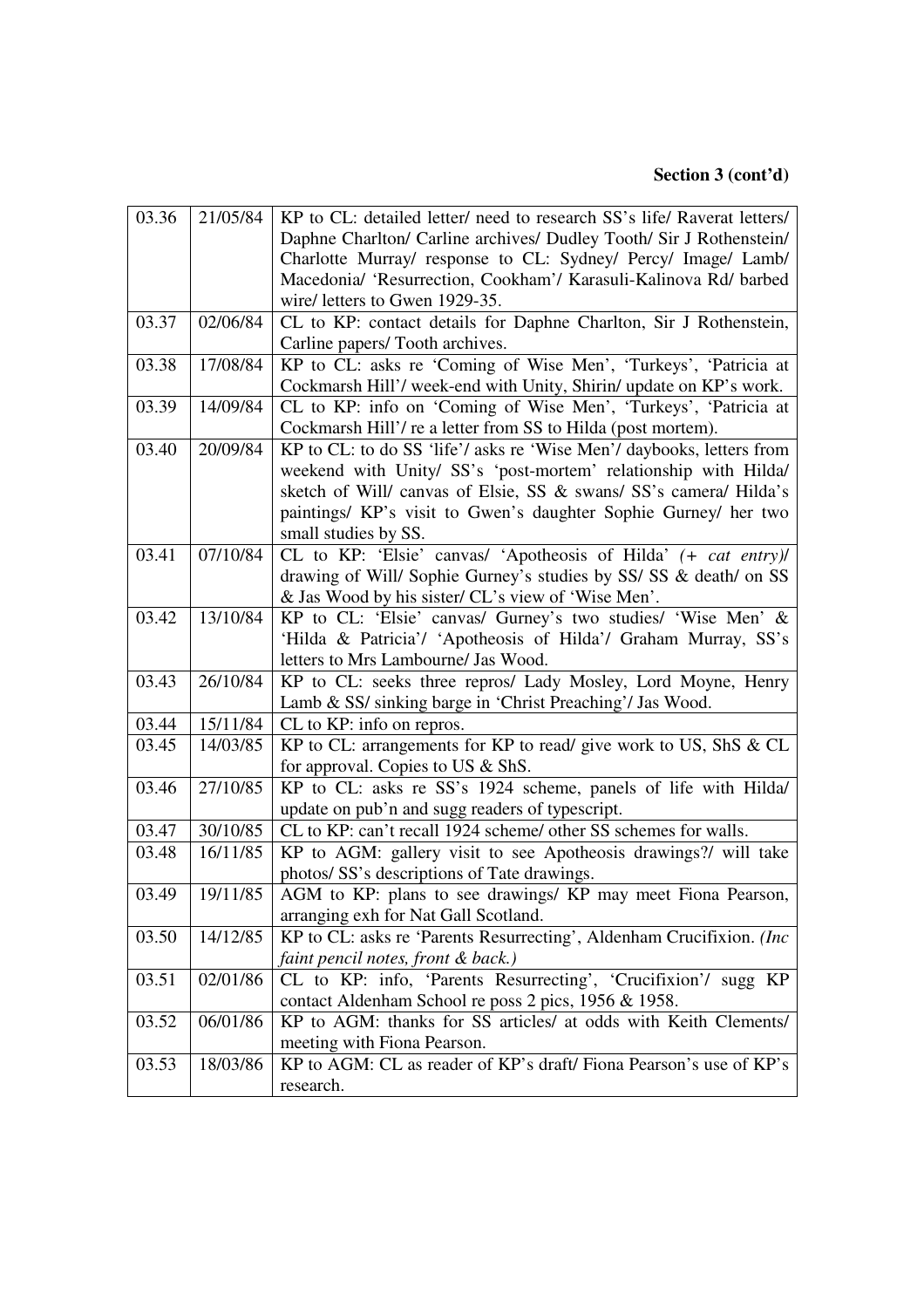**Section 3 (cont'd)**

| | | |
|---|---|---|
| 03.36 | 21/05/84 | KP to CL: detailed letter/ need to research SS's life/ Raverat letters/ Daphne Charlton/ Carline archives/ Dudley Tooth/ Sir J Rothenstein/ Charlotte Murray/ response to CL: Sydney/ Percy/ Image/ Lamb/ Macedonia/ 'Resurrection, Cookham'/ Karasuli-Kalinova Rd/ barbed wire/ letters to Gwen 1929-35. |
| 03.37 | 02/06/84 | CL to KP: contact details for Daphne Charlton, Sir J Rothenstein, Carline papers/ Tooth archives. |
| 03.38 | 17/08/84 | KP to CL: asks re 'Coming of Wise Men', 'Turkeys', 'Patricia at Cockmarsh Hill'/ week-end with Unity, Shirin/ update on KP's work. |
| 03.39 | 14/09/84 | CL to KP: info on 'Coming of Wise Men', 'Turkeys', 'Patricia at Cockmarsh Hill'/ re a letter from SS to Hilda (post mortem). |
| 03.40 | 20/09/84 | KP to CL: to do SS 'life'/ asks re 'Wise Men'/ daybooks, letters from weekend with Unity/ SS's 'post-mortem' relationship with Hilda/ sketch of Will/ canvas of Elsie, SS & swans/ SS's camera/ Hilda's paintings/ KP's visit to Gwen's daughter Sophie Gurney/ her two small studies by SS. |
| 03.41 | 07/10/84 | CL to KP: 'Elsie' canvas/ 'Apotheosis of Hilda' *(+ cat entry)*/ drawing of Will/ Sophie Gurney's studies by SS/ SS & death/ on SS & Jas Wood by his sister/ CL's view of 'Wise Men'. |
| 03.42 | 13/10/84 | KP to CL: 'Elsie' canvas/ Gurney's two studies/ 'Wise Men' & 'Hilda & Patricia'/ 'Apotheosis of Hilda'/ Graham Murray, SS's letters to Mrs Lambourne/ Jas Wood. |
| 03.43 | 26/10/84 | KP to CL: seeks three repros/ Lady Mosley, Lord Moyne, Henry Lamb & SS/ sinking barge in 'Christ Preaching'/ Jas Wood. |
| 03.44 | 15/11/84 | CL to KP: info on repros. |
| 03.45 | 14/03/85 | KP to CL: arrangements for KP to read/ give work to US, ShS & CL for approval. Copies to US & ShS. |
| 03.46 | 27/10/85 | KP to CL: asks re SS's 1924 scheme, panels of life with Hilda/ update on pub'n and sugg readers of typescript. |
| 03.47 | 30/10/85 | CL to KP: can't recall 1924 scheme/ other SS schemes for walls. |
| 03.48 | 16/11/85 | KP to AGM: gallery visit to see Apotheosis drawings?/ will take photos/ SS's descriptions of Tate drawings. |
| 03.49 | 19/11/85 | AGM to KP: plans to see drawings/ KP may meet Fiona Pearson, arranging exh for Nat Gall Scotland. |
| 03.50 | 14/12/85 | KP to CL: asks re 'Parents Resurrecting', Aldenham Crucifixion. *(Inc faint pencil notes, front & back.)* |
| 03.51 | 02/01/86 | CL to KP: info, 'Parents Resurrecting', 'Crucifixion'/ sugg KP contact Aldenham School re poss 2 pics, 1956 & 1958. |
| 03.52 | 06/01/86 | KP to AGM: thanks for SS articles/ at odds with Keith Clements/ meeting with Fiona Pearson. |
| 03.53 | 18/03/86 | KP to AGM: CL as reader of KP's draft/ Fiona Pearson's use of KP's research. |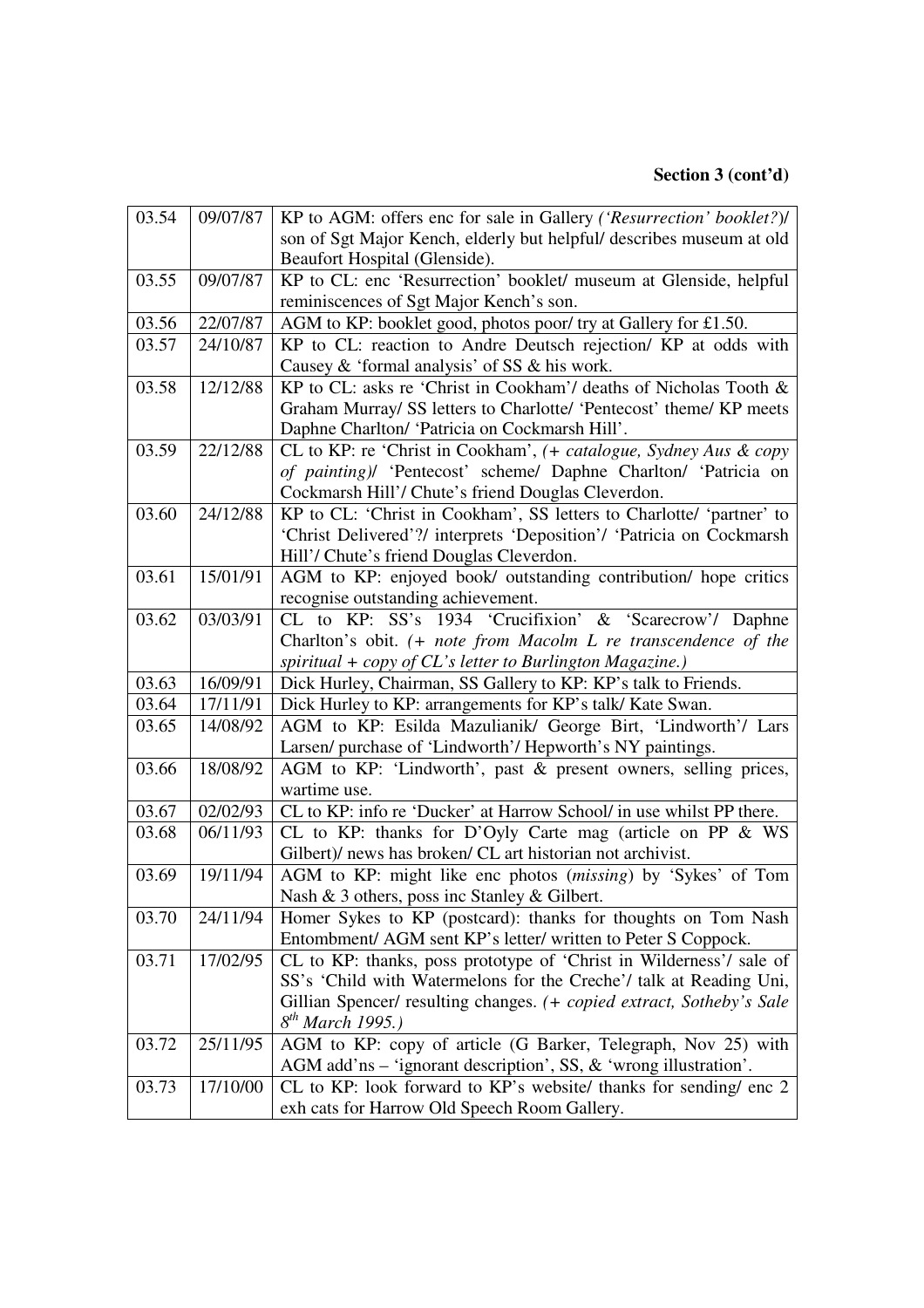**Section 3 (cont'd)**

| | | |
|---|---|---|
| 03.54 | 09/07/87 | KP to AGM: offers enc for sale in Gallery *('Resurrection' booklet?)*/ son of Sgt Major Kench, elderly but helpful/ describes museum at old Beaufort Hospital (Glenside). |
| 03.55 | 09/07/87 | KP to CL: enc 'Resurrection' booklet/ museum at Glenside, helpful reminiscences of Sgt Major Kench's son. |
| 03.56 | 22/07/87 | AGM to KP: booklet good, photos poor/ try at Gallery for £1.50. |
| 03.57 | 24/10/87 | KP to CL: reaction to Andre Deutsch rejection/ KP at odds with Causey & 'formal analysis' of SS & his work. |
| 03.58 | 12/12/88 | KP to CL: asks re 'Christ in Cookham'/ deaths of Nicholas Tooth & Graham Murray/ SS letters to Charlotte/ 'Pentecost' theme/ KP meets Daphne Charlton/ 'Patricia on Cockmarsh Hill'. |
| 03.59 | 22/12/88 | CL to KP: re 'Christ in Cookham', *(+ catalogue, Sydney Aus & copy of painting)*/ 'Pentecost' scheme/ Daphne Charlton/ 'Patricia on Cockmarsh Hill'/ Chute's friend Douglas Cleverdon. |
| 03.60 | 24/12/88 | KP to CL: 'Christ in Cookham', SS letters to Charlotte/ 'partner' to 'Christ Delivered'?/ interprets 'Deposition'/ 'Patricia on Cockmarsh Hill'/ Chute's friend Douglas Cleverdon. |
| 03.61 | 15/01/91 | AGM to KP: enjoyed book/ outstanding contribution/ hope critics recognise outstanding achievement. |
| 03.62 | 03/03/91 | CL to KP: SS's 1934 'Crucifixion' & 'Scarecrow'/ Daphne Charlton's obit. *(+ note from Macolm L re transcendence of the spiritual + copy of CL's letter to Burlington Magazine.)* |
| 03.63 | 16/09/91 | Dick Hurley, Chairman, SS Gallery to KP: KP's talk to Friends. |
| 03.64 | 17/11/91 | Dick Hurley to KP: arrangements for KP's talk/ Kate Swan. |
| 03.65 | 14/08/92 | AGM to KP: Esilda Mazulianik/ George Birt, 'Lindworth'/ Lars Larsen/ purchase of 'Lindworth'/ Hepworth's NY paintings. |
| 03.66 | 18/08/92 | AGM to KP: 'Lindworth', past & present owners, selling prices, wartime use. |
| 03.67 | 02/02/93 | CL to KP: info re 'Ducker' at Harrow School/ in use whilst PP there. |
| 03.68 | 06/11/93 | CL to KP: thanks for D'Oyly Carte mag (article on PP & WS Gilbert)/ news has broken/ CL art historian not archivist. |
| 03.69 | 19/11/94 | AGM to KP: might like enc photos (*missing*) by 'Sykes' of Tom Nash & 3 others, poss inc Stanley & Gilbert. |
| 03.70 | 24/11/94 | Homer Sykes to KP (postcard): thanks for thoughts on Tom Nash Entombment/ AGM sent KP's letter/ written to Peter S Coppock. |
| 03.71 | 17/02/95 | CL to KP: thanks, poss prototype of 'Christ in Wilderness'/ sale of SS's 'Child with Watermelons for the Creche'/ talk at Reading Uni, Gillian Spencer/ resulting changes. *(+ copied extract, Sotheby's Sale 8th March 1995.)* |
| 03.72 | 25/11/95 | AGM to KP: copy of article (G Barker, Telegraph, Nov 25) with AGM add'ns – 'ignorant description', SS, & 'wrong illustration'. |
| 03.73 | 17/10/00 | CL to KP: look forward to KP's website/ thanks for sending/ enc 2 exh cats for Harrow Old Speech Room Gallery. |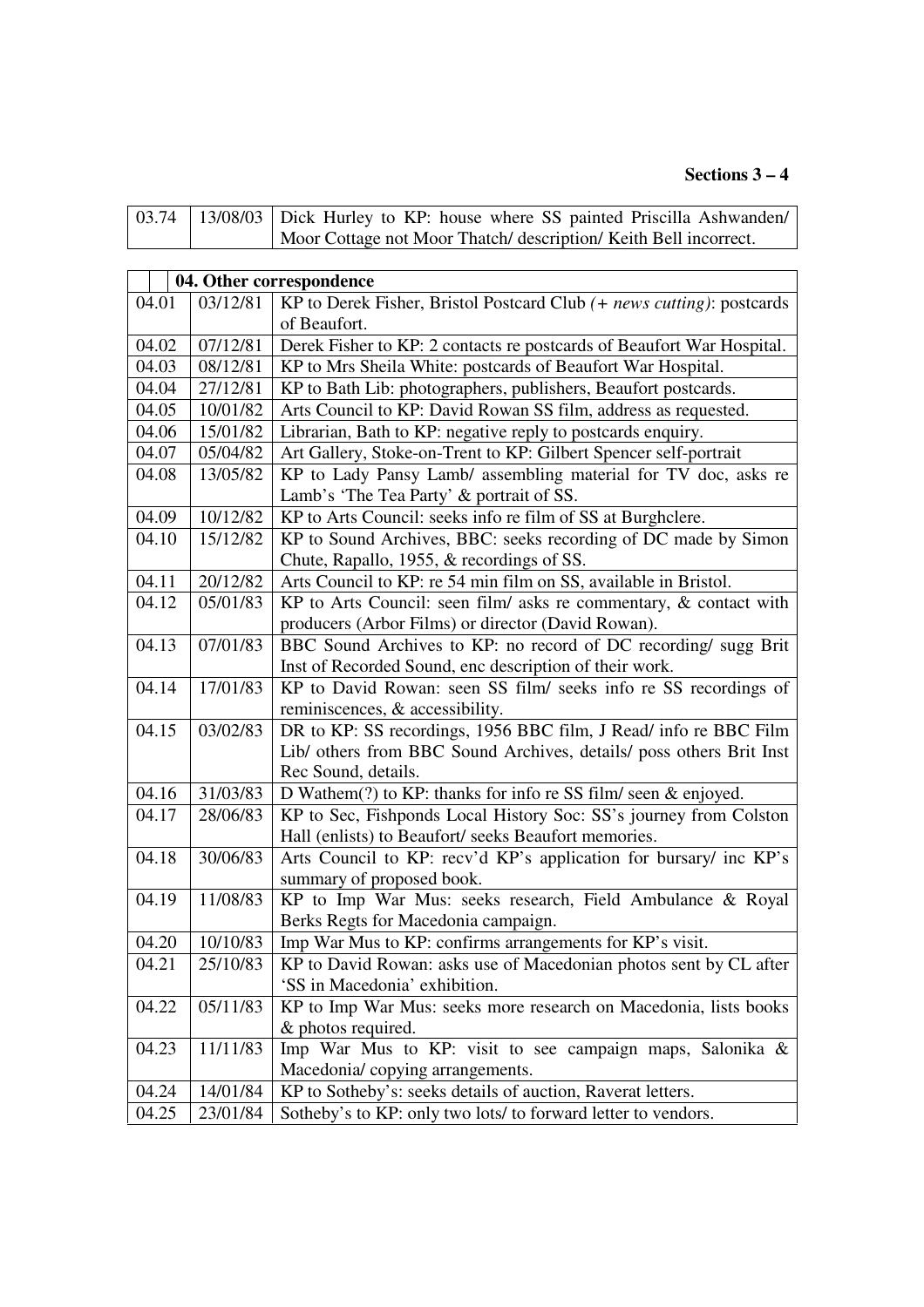**Sections 3 – 4**

| 03.74 | 13/08/03 | Dick Hurley to KP: house where SS painted Priscilla Ashwanden/ Moor Cottage not Moor Thatch/ description/ Keith Bell incorrect. |
|---|---|---|

| | | **04. Other correspondence** |
|---|---|---|
| 04.01 | 03/12/81 | KP to Derek Fisher, Bristol Postcard Club *(+ news cutting)*: postcards of Beaufort. |
| 04.02 | 07/12/81 | Derek Fisher to KP: 2 contacts re postcards of Beaufort War Hospital. |
| 04.03 | 08/12/81 | KP to Mrs Sheila White: postcards of Beaufort War Hospital. |
| 04.04 | 27/12/81 | KP to Bath Lib: photographers, publishers, Beaufort postcards. |
| 04.05 | 10/01/82 | Arts Council to KP: David Rowan SS film, address as requested. |
| 04.06 | 15/01/82 | Librarian, Bath to KP: negative reply to postcards enquiry. |
| 04.07 | 05/04/82 | Art Gallery, Stoke-on-Trent to KP: Gilbert Spencer self-portrait |
| 04.08 | 13/05/82 | KP to Lady Pansy Lamb/ assembling material for TV doc, asks re Lamb's 'The Tea Party' & portrait of SS. |
| 04.09 | 10/12/82 | KP to Arts Council: seeks info re film of SS at Burghclere. |
| 04.10 | 15/12/82 | KP to Sound Archives, BBC: seeks recording of DC made by Simon Chute, Rapallo, 1955, & recordings of SS. |
| 04.11 | 20/12/82 | Arts Council to KP: re 54 min film on SS, available in Bristol. |
| 04.12 | 05/01/83 | KP to Arts Council: seen film/ asks re commentary, & contact with producers (Arbor Films) or director (David Rowan). |
| 04.13 | 07/01/83 | BBC Sound Archives to KP: no record of DC recording/ sugg Brit Inst of Recorded Sound, enc description of their work. |
| 04.14 | 17/01/83 | KP to David Rowan: seen SS film/ seeks info re SS recordings of reminiscences, & accessibility. |
| 04.15 | 03/02/83 | DR to KP: SS recordings, 1956 BBC film, J Read/ info re BBC Film Lib/ others from BBC Sound Archives, details/ poss others Brit Inst Rec Sound, details. |
| 04.16 | 31/03/83 | D Wathem(?) to KP: thanks for info re SS film/ seen & enjoyed. |
| 04.17 | 28/06/83 | KP to Sec, Fishponds Local History Soc: SS's journey from Colston Hall (enlists) to Beaufort/ seeks Beaufort memories. |
| 04.18 | 30/06/83 | Arts Council to KP: recv'd KP's application for bursary/ inc KP's summary of proposed book. |
| 04.19 | 11/08/83 | KP to Imp War Mus: seeks research, Field Ambulance & Royal Berks Regts for Macedonia campaign. |
| 04.20 | 10/10/83 | Imp War Mus to KP: confirms arrangements for KP's visit. |
| 04.21 | 25/10/83 | KP to David Rowan: asks use of Macedonian photos sent by CL after 'SS in Macedonia' exhibition. |
| 04.22 | 05/11/83 | KP to Imp War Mus: seeks more research on Macedonia, lists books & photos required. |
| 04.23 | 11/11/83 | Imp War Mus to KP: visit to see campaign maps, Salonika & Macedonia/ copying arrangements. |
| 04.24 | 14/01/84 | KP to Sotheby's: seeks details of auction, Raverat letters. |
| 04.25 | 23/01/84 | Sotheby's to KP: only two lots/ to forward letter to vendors. |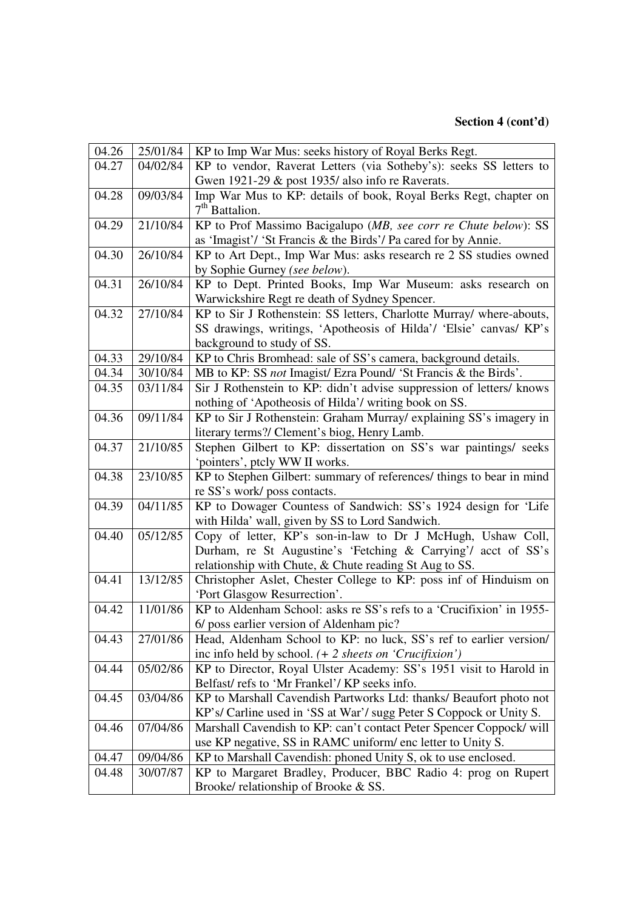**Section 4 (cont'd)**

| | | |
|---|---|---|
| 04.26 | 25/01/84 | KP to Imp War Mus: seeks history of Royal Berks Regt. |
| 04.27 | 04/02/84 | KP to vendor, Raverat Letters (via Sotheby's): seeks SS letters to Gwen 1921-29 & post 1935/ also info re Raverats. |
| 04.28 | 09/03/84 | Imp War Mus to KP: details of book, Royal Berks Regt, chapter on 7th Battalion. |
| 04.29 | 21/10/84 | KP to Prof Massimo Bacigalupo (*MB, see corr re Chute below*): SS as 'Imagist'/ 'St Francis & the Birds'/ Pa cared for by Annie. |
| 04.30 | 26/10/84 | KP to Art Dept., Imp War Mus: asks research re 2 SS studies owned by Sophie Gurney *(see below)*. |
| 04.31 | 26/10/84 | KP to Dept. Printed Books, Imp War Museum: asks research on Warwickshire Regt re death of Sydney Spencer. |
| 04.32 | 27/10/84 | KP to Sir J Rothenstein: SS letters, Charlotte Murray/ where-abouts, SS drawings, writings, 'Apotheosis of Hilda'/ 'Elsie' canvas/ KP's background to study of SS. |
| 04.33 | 29/10/84 | KP to Chris Bromhead: sale of SS's camera, background details. |
| 04.34 | 30/10/84 | MB to KP: SS *not* Imagist/ Ezra Pound/ 'St Francis & the Birds'. |
| 04.35 | 03/11/84 | Sir J Rothenstein to KP: didn't advise suppression of letters/ knows nothing of 'Apotheosis of Hilda'/ writing book on SS. |
| 04.36 | 09/11/84 | KP to Sir J Rothenstein: Graham Murray/ explaining SS's imagery in literary terms?/ Clement's biog, Henry Lamb. |
| 04.37 | 21/10/85 | Stephen Gilbert to KP: dissertation on SS's war paintings/ seeks 'pointers', ptcly WW II works. |
| 04.38 | 23/10/85 | KP to Stephen Gilbert: summary of references/ things to bear in mind re SS's work/ poss contacts. |
| 04.39 | 04/11/85 | KP to Dowager Countess of Sandwich: SS's 1924 design for 'Life with Hilda' wall, given by SS to Lord Sandwich. |
| 04.40 | 05/12/85 | Copy of letter, KP's son-in-law to Dr J McHugh, Ushaw Coll, Durham, re St Augustine's 'Fetching & Carrying'/ acct of SS's relationship with Chute, & Chute reading St Aug to SS. |
| 04.41 | 13/12/85 | Christopher Aslet, Chester College to KP: poss inf of Hinduism on 'Port Glasgow Resurrection'. |
| 04.42 | 11/01/86 | KP to Aldenham School: asks re SS's refs to a 'Crucifixion' in 1955-6/ poss earlier version of Aldenham pic? |
| 04.43 | 27/01/86 | Head, Aldenham School to KP: no luck, SS's ref to earlier version/ inc info held by school. *(+ 2 sheets on 'Crucifixion')* |
| 04.44 | 05/02/86 | KP to Director, Royal Ulster Academy: SS's 1951 visit to Harold in Belfast/ refs to 'Mr Frankel'/ KP seeks info. |
| 04.45 | 03/04/86 | KP to Marshall Cavendish Partworks Ltd: thanks/ Beaufort photo not KP's/ Carline used in 'SS at War'/ sugg Peter S Coppock or Unity S. |
| 04.46 | 07/04/86 | Marshall Cavendish to KP: can't contact Peter Spencer Coppock/ will use KP negative, SS in RAMC uniform/ enc letter to Unity S. |
| 04.47 | 09/04/86 | KP to Marshall Cavendish: phoned Unity S, ok to use enclosed. |
| 04.48 | 30/07/87 | KP to Margaret Bradley, Producer, BBC Radio 4: prog on Rupert Brooke/ relationship of Brooke & SS. |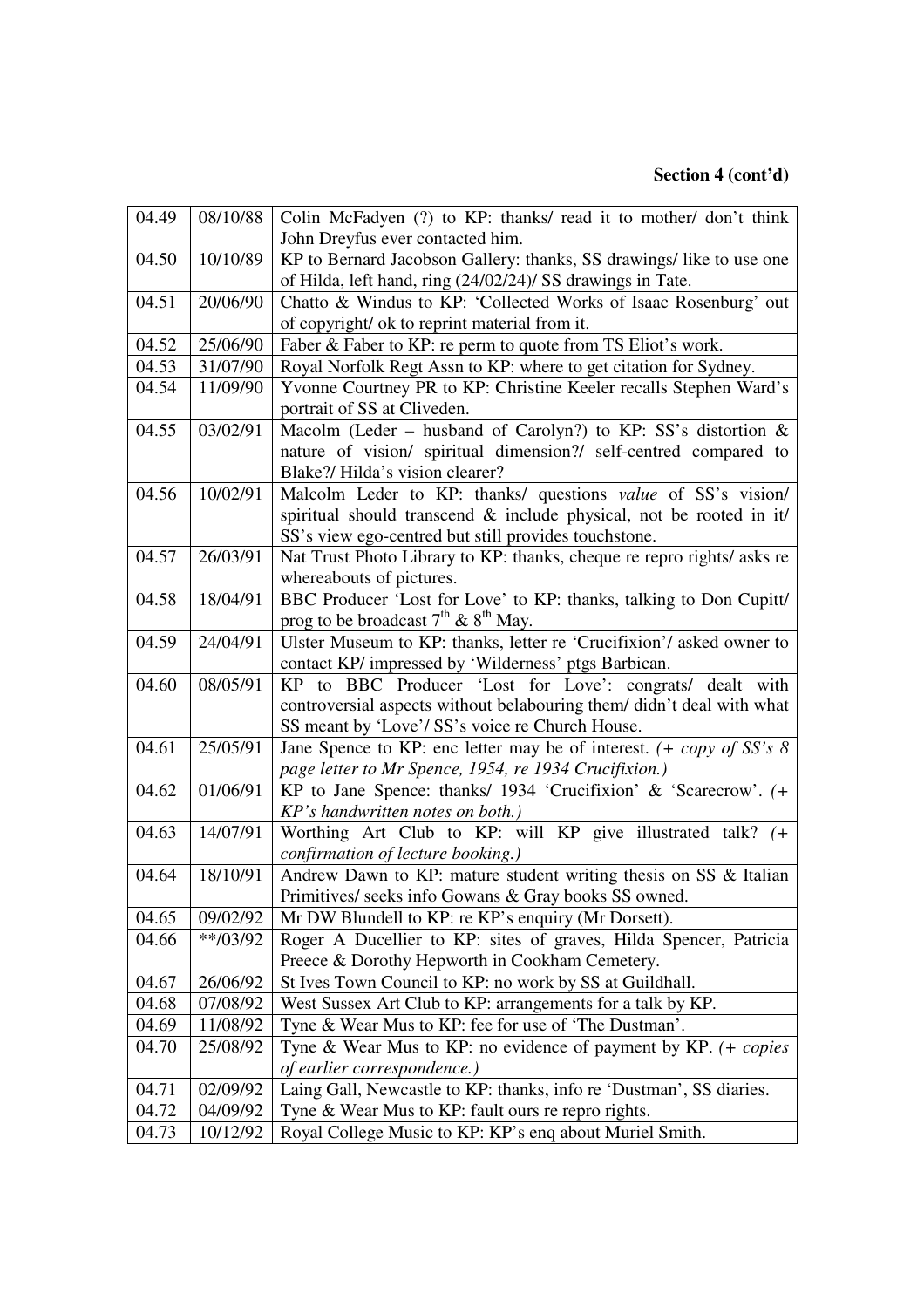**Section 4 (cont'd)**

| | | |
|---|---|---|
| 04.49 | 08/10/88 | Colin McFadyen (?) to KP: thanks/ read it to mother/ don't think John Dreyfus ever contacted him. |
| 04.50 | 10/10/89 | KP to Bernard Jacobson Gallery: thanks, SS drawings/ like to use one of Hilda, left hand, ring (24/02/24)/ SS drawings in Tate. |
| 04.51 | 20/06/90 | Chatto & Windus to KP: 'Collected Works of Isaac Rosenburg' out of copyright/ ok to reprint material from it. |
| 04.52 | 25/06/90 | Faber & Faber to KP: re perm to quote from TS Eliot's work. |
| 04.53 | 31/07/90 | Royal Norfolk Regt Assn to KP: where to get citation for Sydney. |
| 04.54 | 11/09/90 | Yvonne Courtney PR to KP: Christine Keeler recalls Stephen Ward's portrait of SS at Cliveden. |
| 04.55 | 03/02/91 | Macolm (Leder – husband of Carolyn?) to KP: SS's distortion & nature of vision/ spiritual dimension?/ self-centred compared to Blake?/ Hilda's vision clearer? |
| 04.56 | 10/02/91 | Malcolm Leder to KP: thanks/ questions *value* of SS's vision/ spiritual should transcend & include physical, not be rooted in it/ SS's view ego-centred but still provides touchstone. |
| 04.57 | 26/03/91 | Nat Trust Photo Library to KP: thanks, cheque re repro rights/ asks re whereabouts of pictures. |
| 04.58 | 18/04/91 | BBC Producer 'Lost for Love' to KP: thanks, talking to Don Cupitt/ prog to be broadcast 7th & 8th May. |
| 04.59 | 24/04/91 | Ulster Museum to KP: thanks, letter re 'Crucifixion'/ asked owner to contact KP/ impressed by 'Wilderness' ptgs Barbican. |
| 04.60 | 08/05/91 | KP to BBC Producer 'Lost for Love': congrats/ dealt with controversial aspects without belabouring them/ didn't deal with what SS meant by 'Love'/ SS's voice re Church House. |
| 04.61 | 25/05/91 | Jane Spence to KP: enc letter may be of interest. *(+ copy of SS's 8 page letter to Mr Spence, 1954, re 1934 Crucifixion.)* |
| 04.62 | 01/06/91 | KP to Jane Spence: thanks/ 1934 'Crucifixion' & 'Scarecrow'. *(+ KP's handwritten notes on both.)* |
| 04.63 | 14/07/91 | Worthing Art Club to KP: will KP give illustrated talk? *(+ confirmation of lecture booking.)* |
| 04.64 | 18/10/91 | Andrew Dawn to KP: mature student writing thesis on SS & Italian Primitives/ seeks info Gowans & Gray books SS owned. |
| 04.65 | 09/02/92 | Mr DW Blundell to KP: re KP's enquiry (Mr Dorsett). |
| 04.66 | **/03/92 | Roger A Ducellier to KP: sites of graves, Hilda Spencer, Patricia Preece & Dorothy Hepworth in Cookham Cemetery. |
| 04.67 | 26/06/92 | St Ives Town Council to KP: no work by SS at Guildhall. |
| 04.68 | 07/08/92 | West Sussex Art Club to KP: arrangements for a talk by KP. |
| 04.69 | 11/08/92 | Tyne & Wear Mus to KP: fee for use of 'The Dustman'. |
| 04.70 | 25/08/92 | Tyne & Wear Mus to KP: no evidence of payment by KP. *(+ copies of earlier correspondence.)* |
| 04.71 | 02/09/92 | Laing Gall, Newcastle to KP: thanks, info re 'Dustman', SS diaries. |
| 04.72 | 04/09/92 | Tyne & Wear Mus to KP: fault ours re repro rights. |
| 04.73 | 10/12/92 | Royal College Music to KP: KP's enq about Muriel Smith. |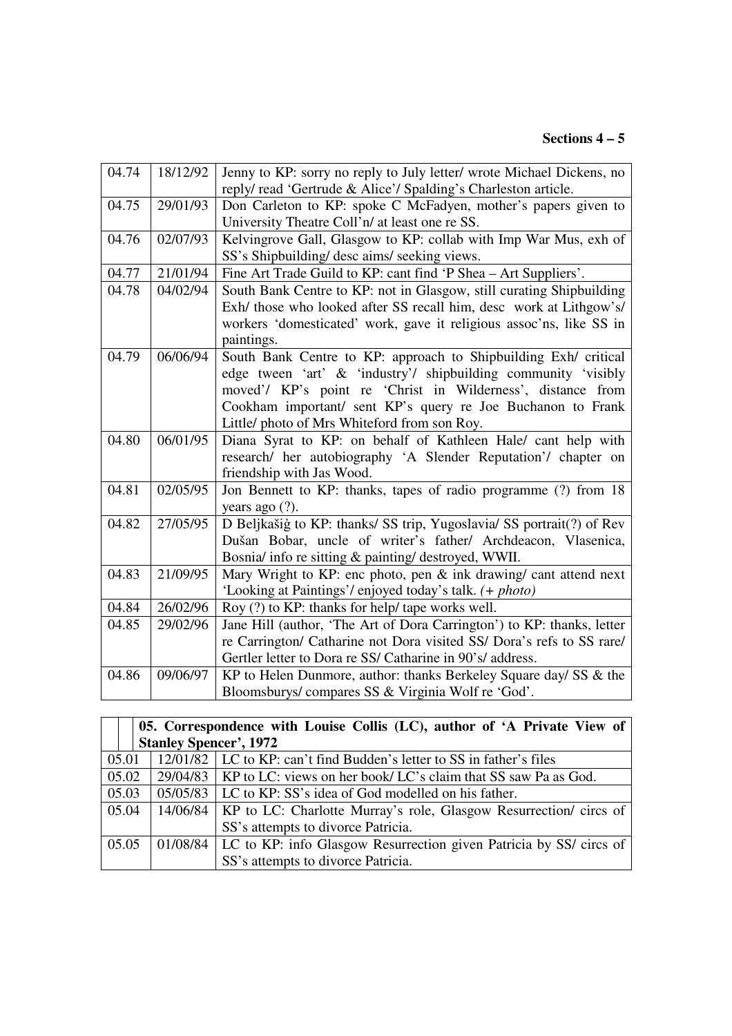**Sections 4 – 5**

| | | |
|---|---|---|
| 04.74 | 18/12/92 | Jenny to KP: sorry no reply to July letter/ wrote Michael Dickens, no reply/ read 'Gertrude & Alice'/ Spalding's Charleston article. |
| 04.75 | 29/01/93 | Don Carleton to KP: spoke C McFadyen, mother's papers given to University Theatre Coll'n/ at least one re SS. |
| 04.76 | 02/07/93 | Kelvingrove Gall, Glasgow to KP: collab with Imp War Mus, exh of SS's Shipbuilding/ desc aims/ seeking views. |
| 04.77 | 21/01/94 | Fine Art Trade Guild to KP: cant find 'P Shea – Art Suppliers'. |
| 04.78 | 04/02/94 | South Bank Centre to KP: not in Glasgow, still curating Shipbuilding Exh/ those who looked after SS recall him, desc work at Lithgow's/ workers 'domesticated' work, gave it religious assoc'ns, like SS in paintings. |
| 04.79 | 06/06/94 | South Bank Centre to KP: approach to Shipbuilding Exh/ critical edge tween 'art' & 'industry'/ shipbuilding community 'visibly moved'/ KP's point re 'Christ in Wilderness', distance from Cookham important/ sent KP's query re Joe Buchanon to Frank Little/ photo of Mrs Whiteford from son Roy. |
| 04.80 | 06/01/95 | Diana Syrat to KP: on behalf of Kathleen Hale/ cant help with research/ her autobiography 'A Slender Reputation'/ chapter on friendship with Jas Wood. |
| 04.81 | 02/05/95 | Jon Bennett to KP: thanks, tapes of radio programme (?) from 18 years ago (?). |
| 04.82 | 27/05/95 | D Beljkašiģ to KP: thanks/ SS trip, Yugoslavia/ SS portrait(?) of Rev Dušan Bobar, uncle of writer's father/ Archdeacon, Vlasenica, Bosnia/ info re sitting & painting/ destroyed, WWII. |
| 04.83 | 21/09/95 | Mary Wright to KP: enc photo, pen & ink drawing/ cant attend next 'Looking at Paintings'/ enjoyed today's talk. *(+ photo)* |
| 04.84 | 26/02/96 | Roy (?) to KP: thanks for help/ tape works well. |
| 04.85 | 29/02/96 | Jane Hill (author, 'The Art of Dora Carrington') to KP: thanks, letter re Carrington/ Catharine not Dora visited SS/ Dora's refs to SS rare/ Gertler letter to Dora re SS/ Catharine in 90's/ address. |
| 04.86 | 09/06/97 | KP to Helen Dunmore, author: thanks Berkeley Square day/ SS & the Bloomsburys/ compares SS & Virginia Wolf re 'God'. |

| | | |
|---|---|---|
| | **05. Correspondence with Louise Collis (LC), author of 'A Private View of Stanley Spencer', 1972** | |
| 05.01 | 12/01/82 | LC to KP: can't find Budden's letter to SS in father's files |
| 05.02 | 29/04/83 | KP to LC: views on her book/ LC's claim that SS saw Pa as God. |
| 05.03 | 05/05/83 | LC to KP: SS's idea of God modelled on his father. |
| 05.04 | 14/06/84 | KP to LC: Charlotte Murray's role, Glasgow Resurrection/ circs of SS's attempts to divorce Patricia. |
| 05.05 | 01/08/84 | LC to KP: info Glasgow Resurrection given Patricia by SS/ circs of SS's attempts to divorce Patricia. |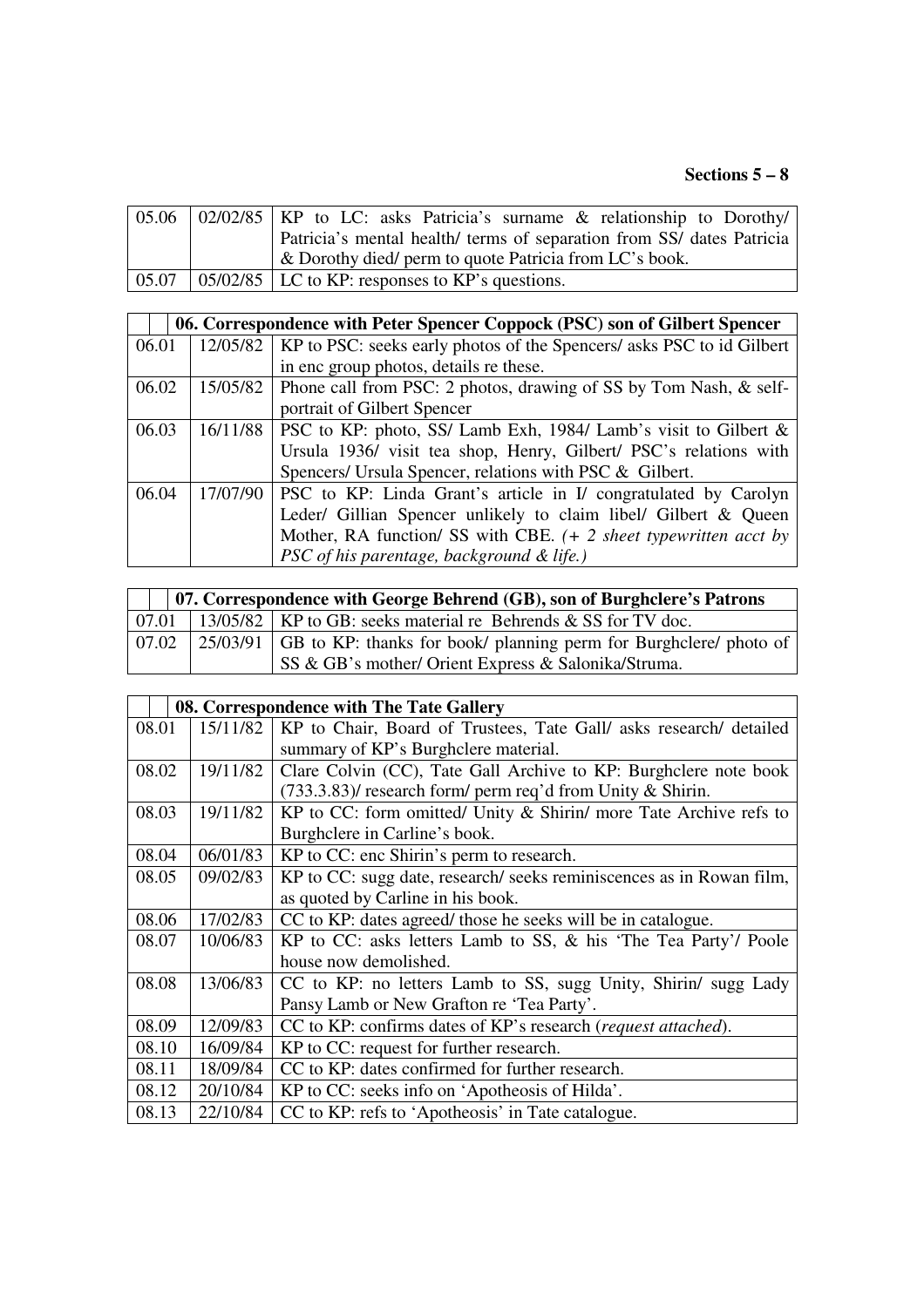**Sections 5 – 8**

| | | |
|---|---|---|
| 05.06 | 02/02/85 | KP to LC: asks Patricia's surname & relationship to Dorothy/ Patricia's mental health/ terms of separation from SS/ dates Patricia & Dorothy died/ perm to quote Patricia from LC's book. |
| 05.07 | 05/02/85 | LC to KP: responses to KP's questions. |

| 06. Correspondence with Peter Spencer Coppock (PSC) son of Gilbert Spencer | | |
|---|---|---|
| 06.01 | 12/05/82 | KP to PSC: seeks early photos of the Spencers/ asks PSC to id Gilbert in enc group photos, details re these. |
| 06.02 | 15/05/82 | Phone call from PSC: 2 photos, drawing of SS by Tom Nash, & self-portrait of Gilbert Spencer |
| 06.03 | 16/11/88 | PSC to KP: photo, SS/ Lamb Exh, 1984/ Lamb's visit to Gilbert & Ursula 1936/ visit tea shop, Henry, Gilbert/ PSC's relations with Spencers/ Ursula Spencer, relations with PSC & Gilbert. |
| 06.04 | 17/07/90 | PSC to KP: Linda Grant's article in I/ congratulated by Carolyn Leder/ Gillian Spencer unlikely to claim libel/ Gilbert & Queen Mother, RA function/ SS with CBE. *(+ 2 sheet typewritten acct by PSC of his parentage, background & life.)* |

| 07. Correspondence with George Behrend (GB), son of Burghclere's Patrons | | |
|---|---|---|
| 07.01 | 13/05/82 | KP to GB: seeks material re Behrends & SS for TV doc. |
| 07.02 | 25/03/91 | GB to KP: thanks for book/ planning perm for Burghclere/ photo of SS & GB's mother/ Orient Express & Salonika/Struma. |

| 08. Correspondence with The Tate Gallery | | |
|---|---|---|
| 08.01 | 15/11/82 | KP to Chair, Board of Trustees, Tate Gall/ asks research/ detailed summary of KP's Burghclere material. |
| 08.02 | 19/11/82 | Clare Colvin (CC), Tate Gall Archive to KP: Burghclere note book (733.3.83)/ research form/ perm req'd from Unity & Shirin. |
| 08.03 | 19/11/82 | KP to CC: form omitted/ Unity & Shirin/ more Tate Archive refs to Burghclere in Carline's book. |
| 08.04 | 06/01/83 | KP to CC: enc Shirin's perm to research. |
| 08.05 | 09/02/83 | KP to CC: sugg date, research/ seeks reminiscences as in Rowan film, as quoted by Carline in his book. |
| 08.06 | 17/02/83 | CC to KP: dates agreed/ those he seeks will be in catalogue. |
| 08.07 | 10/06/83 | KP to CC: asks letters Lamb to SS, & his 'The Tea Party'/ Poole house now demolished. |
| 08.08 | 13/06/83 | CC to KP: no letters Lamb to SS, sugg Unity, Shirin/ sugg Lady Pansy Lamb or New Grafton re 'Tea Party'. |
| 08.09 | 12/09/83 | CC to KP: confirms dates of KP's research (*request attached*). |
| 08.10 | 16/09/84 | KP to CC: request for further research. |
| 08.11 | 18/09/84 | CC to KP: dates confirmed for further research. |
| 08.12 | 20/10/84 | KP to CC: seeks info on 'Apotheosis of Hilda'. |
| 08.13 | 22/10/84 | CC to KP: refs to 'Apotheosis' in Tate catalogue. |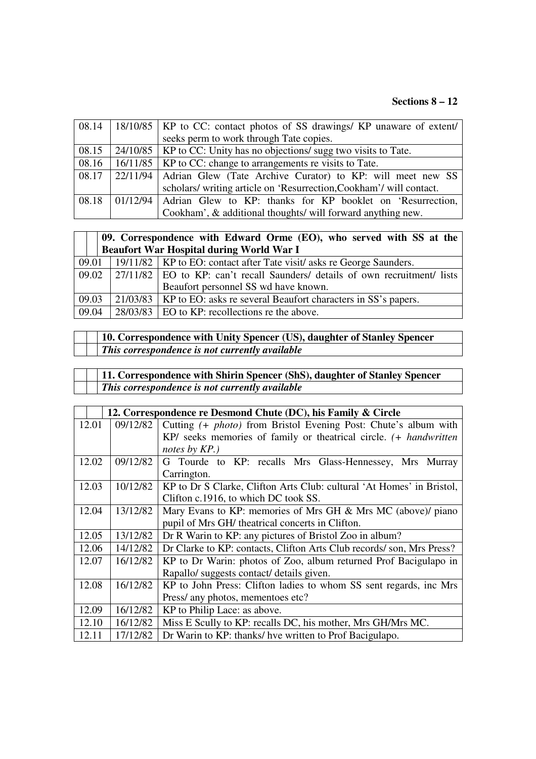**Sections 8 – 12**

| | | |
|---|---|---|
| 08.14 | 18/10/85 | KP to CC: contact photos of SS drawings/ KP unaware of extent/ seeks perm to work through Tate copies. |
| 08.15 | 24/10/85 | KP to CC: Unity has no objections/ sugg two visits to Tate. |
| 08.16 | 16/11/85 | KP to CC: change to arrangements re visits to Tate. |
| 08.17 | 22/11/94 | Adrian Glew (Tate Archive Curator) to KP: will meet new SS scholars/ writing article on 'Resurrection,Cookham'/ will contact. |
| 08.18 | 01/12/94 | Adrian Glew to KP: thanks for KP booklet on 'Resurrection, Cookham', & additional thoughts/ will forward anything new. |

| | | |
|---|---|---|
| | | **09. Correspondence with Edward Orme (EO), who served with SS at the Beaufort War Hospital during World War I** |
| 09.01 | 19/11/82 | KP to EO: contact after Tate visit/ asks re George Saunders. |
| 09.02 | 27/11/82 | EO to KP: can't recall Saunders/ details of own recruitment/ lists Beaufort personnel SS wd have known. |
| 09.03 | 21/03/83 | KP to EO: asks re several Beaufort characters in SS's papers. |
| 09.04 | 28/03/83 | EO to KP: recollections re the above. |

| | | |
|---|---|---|
| | | **10. Correspondence with Unity Spencer (US), daughter of Stanley Spencer** |
| | | ***This correspondence is not currently available*** |

| | | |
|---|---|---|
| | | **11. Correspondence with Shirin Spencer (ShS), daughter of Stanley Spencer** |
| | | ***This correspondence is not currently available*** |

| | | |
|---|---|---|
| | | **12. Correspondence re Desmond Chute (DC), his Family & Circle** |
| 12.01 | 09/12/82 | Cutting *(+ photo)* from Bristol Evening Post: Chute's album with KP/ seeks memories of family or theatrical circle. *(+ handwritten notes by KP.)* |
| 12.02 | 09/12/82 | G Tourde to KP: recalls Mrs Glass-Hennessey, Mrs Murray Carrington. |
| 12.03 | 10/12/82 | KP to Dr S Clarke, Clifton Arts Club: cultural 'At Homes' in Bristol, Clifton c.1916, to which DC took SS. |
| 12.04 | 13/12/82 | Mary Evans to KP: memories of Mrs GH & Mrs MC (above)/ piano pupil of Mrs GH/ theatrical concerts in Clifton. |
| 12.05 | 13/12/82 | Dr R Warin to KP: any pictures of Bristol Zoo in album? |
| 12.06 | 14/12/82 | Dr Clarke to KP: contacts, Clifton Arts Club records/ son, Mrs Press? |
| 12.07 | 16/12/82 | KP to Dr Warin: photos of Zoo, album returned Prof Bacigulapo in Rapallo/ suggests contact/ details given. |
| 12.08 | 16/12/82 | KP to John Press: Clifton ladies to whom SS sent regards, inc Mrs Press/ any photos, mementoes etc? |
| 12.09 | 16/12/82 | KP to Philip Lace: as above. |
| 12.10 | 16/12/82 | Miss E Scully to KP: recalls DC, his mother, Mrs GH/Mrs MC. |
| 12.11 | 17/12/82 | Dr Warin to KP: thanks/ hve written to Prof Bacigulapo. |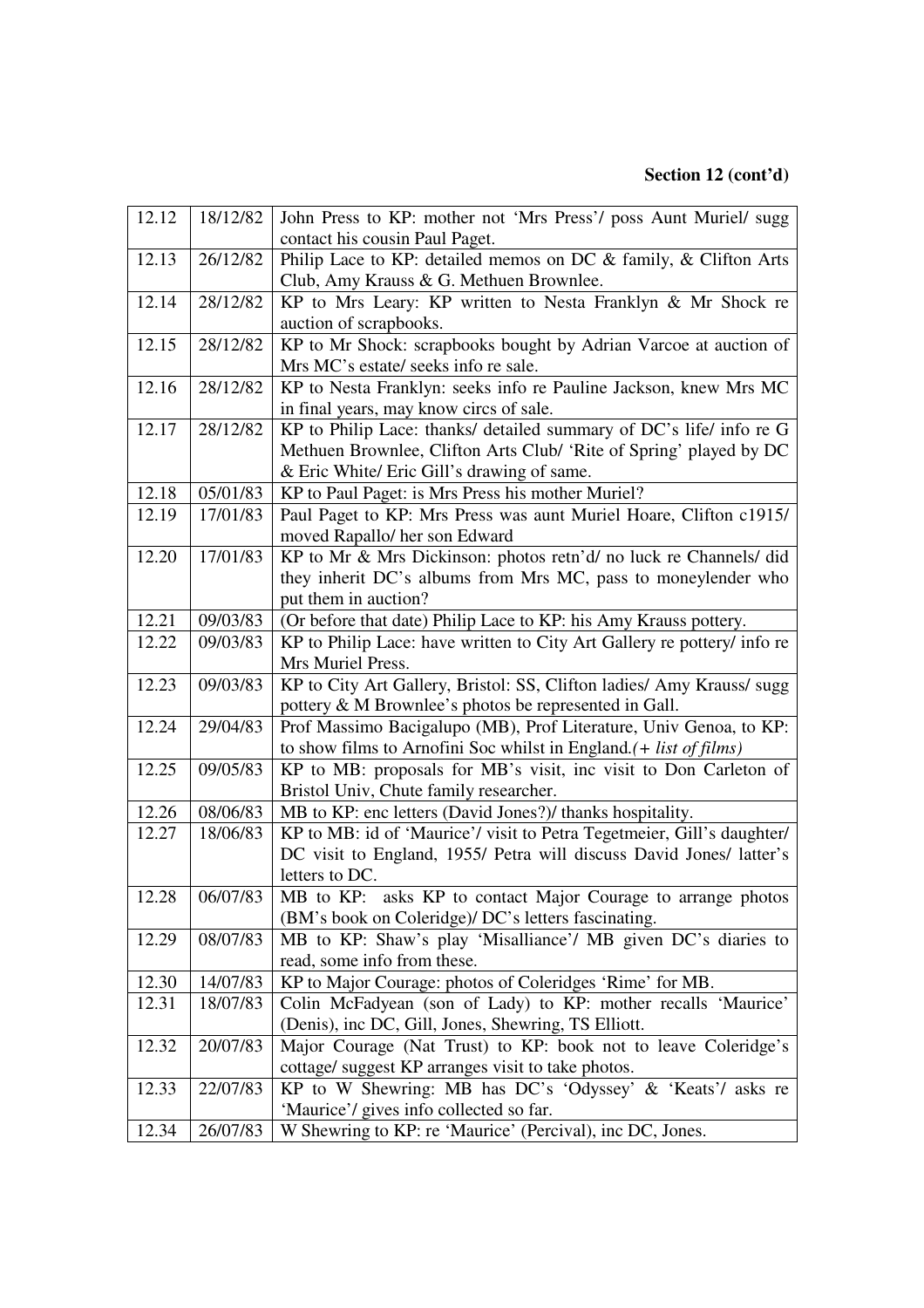**Section 12 (cont'd)**

| | | |
|---|---|---|
| 12.12 | 18/12/82 | John Press to KP: mother not 'Mrs Press'/ poss Aunt Muriel/ sugg contact his cousin Paul Paget. |
| 12.13 | 26/12/82 | Philip Lace to KP: detailed memos on DC & family, & Clifton Arts Club, Amy Krauss & G. Methuen Brownlee. |
| 12.14 | 28/12/82 | KP to Mrs Leary: KP written to Nesta Franklyn & Mr Shock re auction of scrapbooks. |
| 12.15 | 28/12/82 | KP to Mr Shock: scrapbooks bought by Adrian Varcoe at auction of Mrs MC's estate/ seeks info re sale. |
| 12.16 | 28/12/82 | KP to Nesta Franklyn: seeks info re Pauline Jackson, knew Mrs MC in final years, may know circs of sale. |
| 12.17 | 28/12/82 | KP to Philip Lace: thanks/ detailed summary of DC's life/ info re G Methuen Brownlee, Clifton Arts Club/ 'Rite of Spring' played by DC & Eric White/ Eric Gill's drawing of same. |
| 12.18 | 05/01/83 | KP to Paul Paget: is Mrs Press his mother Muriel? |
| 12.19 | 17/01/83 | Paul Paget to KP: Mrs Press was aunt Muriel Hoare, Clifton c1915/ moved Rapallo/ her son Edward |
| 12.20 | 17/01/83 | KP to Mr & Mrs Dickinson: photos retn'd/ no luck re Channels/ did they inherit DC's albums from Mrs MC, pass to moneylender who put them in auction? |
| 12.21 | 09/03/83 | (Or before that date) Philip Lace to KP: his Amy Krauss pottery. |
| 12.22 | 09/03/83 | KP to Philip Lace: have written to City Art Gallery re pottery/ info re Mrs Muriel Press. |
| 12.23 | 09/03/83 | KP to City Art Gallery, Bristol: SS, Clifton ladies/ Amy Krauss/ sugg pottery & M Brownlee's photos be represented in Gall. |
| 12.24 | 29/04/83 | Prof Massimo Bacigalupo (MB), Prof Literature, Univ Genoa, to KP: to show films to Arnofini Soc whilst in England.*(+ list of films)* |
| 12.25 | 09/05/83 | KP to MB: proposals for MB's visit, inc visit to Don Carleton of Bristol Univ, Chute family researcher. |
| 12.26 | 08/06/83 | MB to KP: enc letters (David Jones?)/ thanks hospitality. |
| 12.27 | 18/06/83 | KP to MB: id of 'Maurice'/ visit to Petra Tegetmeier, Gill's daughter/ DC visit to England, 1955/ Petra will discuss David Jones/ latter's letters to DC. |
| 12.28 | 06/07/83 | MB to KP: asks KP to contact Major Courage to arrange photos (BM's book on Coleridge)/ DC's letters fascinating. |
| 12.29 | 08/07/83 | MB to KP: Shaw's play 'Misalliance'/ MB given DC's diaries to read, some info from these. |
| 12.30 | 14/07/83 | KP to Major Courage: photos of Coleridges 'Rime' for MB. |
| 12.31 | 18/07/83 | Colin McFadyean (son of Lady) to KP: mother recalls 'Maurice' (Denis), inc DC, Gill, Jones, Shewring, TS Elliott. |
| 12.32 | 20/07/83 | Major Courage (Nat Trust) to KP: book not to leave Coleridge's cottage/ suggest KP arranges visit to take photos. |
| 12.33 | 22/07/83 | KP to W Shewring: MB has DC's 'Odyssey' & 'Keats'/ asks re 'Maurice'/ gives info collected so far. |
| 12.34 | 26/07/83 | W Shewring to KP: re 'Maurice' (Percival), inc DC, Jones. |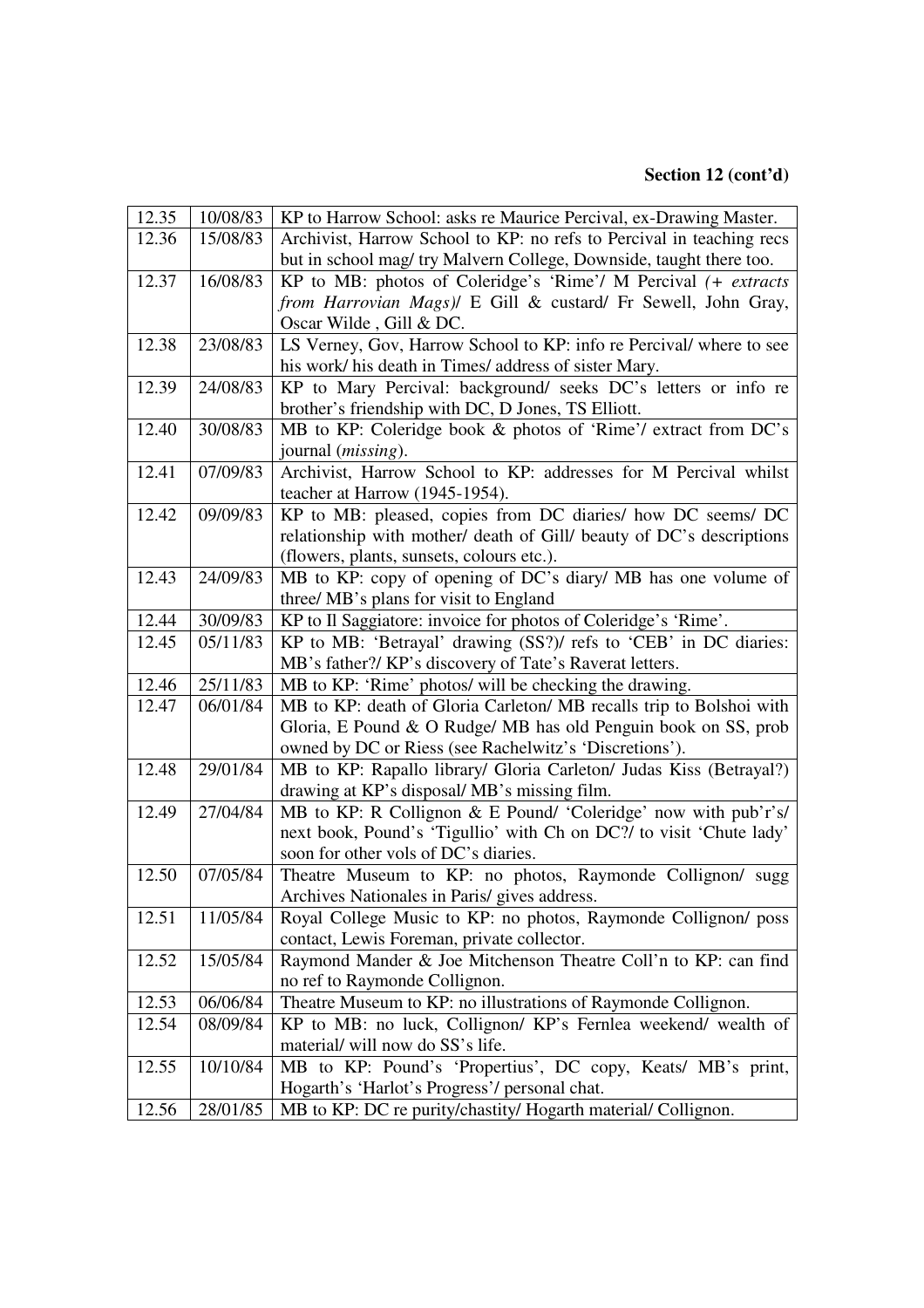**Section 12 (cont'd)**

| 12.35 | 10/08/83 | KP to Harrow School: asks re Maurice Percival, ex-Drawing Master. |
|---|---|---|
| 12.36 | 15/08/83 | Archivist, Harrow School to KP: no refs to Percival in teaching recs but in school mag/ try Malvern College, Downside, taught there too. |
| 12.37 | 16/08/83 | KP to MB: photos of Coleridge's 'Rime'/ M Percival *(+ extracts from Harrovian Mags)*/ E Gill & custard/ Fr Sewell, John Gray, Oscar Wilde , Gill & DC. |
| 12.38 | 23/08/83 | LS Verney, Gov, Harrow School to KP: info re Percival/ where to see his work/ his death in Times/ address of sister Mary. |
| 12.39 | 24/08/83 | KP to Mary Percival: background/ seeks DC's letters or info re brother's friendship with DC, D Jones, TS Elliott. |
| 12.40 | 30/08/83 | MB to KP: Coleridge book & photos of 'Rime'/ extract from DC's journal (*missing*). |
| 12.41 | 07/09/83 | Archivist, Harrow School to KP: addresses for M Percival whilst teacher at Harrow (1945-1954). |
| 12.42 | 09/09/83 | KP to MB: pleased, copies from DC diaries/ how DC seems/ DC relationship with mother/ death of Gill/ beauty of DC's descriptions (flowers, plants, sunsets, colours etc.). |
| 12.43 | 24/09/83 | MB to KP: copy of opening of DC's diary/ MB has one volume of three/ MB's plans for visit to England |
| 12.44 | 30/09/83 | KP to Il Saggiatore: invoice for photos of Coleridge's 'Rime'. |
| 12.45 | 05/11/83 | KP to MB: 'Betrayal' drawing (SS?)/ refs to 'CEB' in DC diaries: MB's father?/ KP's discovery of Tate's Raverat letters. |
| 12.46 | 25/11/83 | MB to KP: 'Rime' photos/ will be checking the drawing. |
| 12.47 | 06/01/84 | MB to KP: death of Gloria Carleton/ MB recalls trip to Bolshoi with Gloria, E Pound & O Rudge/ MB has old Penguin book on SS, prob owned by DC or Riess (see Rachelwitz's 'Discretions'). |
| 12.48 | 29/01/84 | MB to KP: Rapallo library/ Gloria Carleton/ Judas Kiss (Betrayal?) drawing at KP's disposal/ MB's missing film. |
| 12.49 | 27/04/84 | MB to KP: R Collignon & E Pound/ 'Coleridge' now with pub'r's/ next book, Pound's 'Tigullio' with Ch on DC?/ to visit 'Chute lady' soon for other vols of DC's diaries. |
| 12.50 | 07/05/84 | Theatre Museum to KP: no photos, Raymonde Collignon/ sugg Archives Nationales in Paris/ gives address. |
| 12.51 | 11/05/84 | Royal College Music to KP: no photos, Raymonde Collignon/ poss contact, Lewis Foreman, private collector. |
| 12.52 | 15/05/84 | Raymond Mander & Joe Mitchenson Theatre Coll'n to KP: can find no ref to Raymonde Collignon. |
| 12.53 | 06/06/84 | Theatre Museum to KP: no illustrations of Raymonde Collignon. |
| 12.54 | 08/09/84 | KP to MB: no luck, Collignon/ KP's Fernlea weekend/ wealth of material/ will now do SS's life. |
| 12.55 | 10/10/84 | MB to KP: Pound's 'Propertius', DC copy, Keats/ MB's print, Hogarth's 'Harlot's Progress'/ personal chat. |
| 12.56 | 28/01/85 | MB to KP: DC re purity/chastity/ Hogarth material/ Collignon. |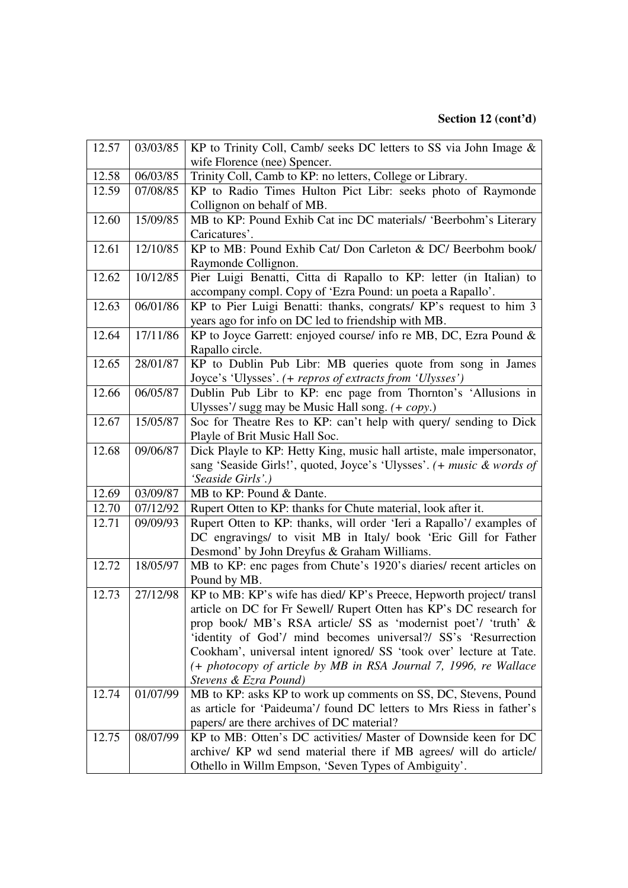**Section 12 (cont'd)**

| | | |
|---|---|---|
| 12.57 | 03/03/85 | KP to Trinity Coll, Camb/ seeks DC letters to SS via John Image & wife Florence (nee) Spencer. |
| 12.58 | 06/03/85 | Trinity Coll, Camb to KP: no letters, College or Library. |
| 12.59 | 07/08/85 | KP to Radio Times Hulton Pict Libr: seeks photo of Raymonde Collignon on behalf of MB. |
| 12.60 | 15/09/85 | MB to KP: Pound Exhib Cat inc DC materials/ 'Beerbohm's Literary Caricatures'. |
| 12.61 | 12/10/85 | KP to MB: Pound Exhib Cat/ Don Carleton & DC/ Beerbohm book/ Raymonde Collignon. |
| 12.62 | 10/12/85 | Pier Luigi Benatti, Citta di Rapallo to KP: letter (in Italian) to accompany compl. Copy of 'Ezra Pound: un poeta a Rapallo'. |
| 12.63 | 06/01/86 | KP to Pier Luigi Benatti: thanks, congrats/ KP's request to him 3 years ago for info on DC led to friendship with MB. |
| 12.64 | 17/11/86 | KP to Joyce Garrett: enjoyed course/ info re MB, DC, Ezra Pound & Rapallo circle. |
| 12.65 | 28/01/87 | KP to Dublin Pub Libr: MB queries quote from song in James Joyce's 'Ulysses'. *(+ repros of extracts from 'Ulysses')* |
| 12.66 | 06/05/87 | Dublin Pub Libr to KP: enc page from Thornton's 'Allusions in Ulysses'/ sugg may be Music Hall song. *(+ copy.)* |
| 12.67 | 15/05/87 | Soc for Theatre Res to KP: can't help with query/ sending to Dick Playle of Brit Music Hall Soc. |
| 12.68 | 09/06/87 | Dick Playle to KP: Hetty King, music hall artiste, male impersonator, sang 'Seaside Girls!', quoted, Joyce's 'Ulysses'. *(+ music & words of 'Seaside Girls'.)* |
| 12.69 | 03/09/87 | MB to KP: Pound & Dante. |
| 12.70 | 07/12/92 | Rupert Otten to KP: thanks for Chute material, look after it. |
| 12.71 | 09/09/93 | Rupert Otten to KP: thanks, will order 'Ieri a Rapallo'/ examples of DC engravings/ to visit MB in Italy/ book 'Eric Gill for Father Desmond' by John Dreyfus & Graham Williams. |
| 12.72 | 18/05/97 | MB to KP: enc pages from Chute's 1920's diaries/ recent articles on Pound by MB. |
| 12.73 | 27/12/98 | KP to MB: KP's wife has died/ KP's Preece, Hepworth project/ transl article on DC for Fr Sewell/ Rupert Otten has KP's DC research for prop book/ MB's RSA article/ SS as 'modernist poet'/ 'truth' & 'identity of God'/ mind becomes universal?/ SS's 'Resurrection Cookham', universal intent ignored/ SS 'took over' lecture at Tate. *(+ photocopy of article by MB in RSA Journal 7, 1996, re Wallace Stevens & Ezra Pound)* |
| 12.74 | 01/07/99 | MB to KP: asks KP to work up comments on SS, DC, Stevens, Pound as article for 'Paideuma'/ found DC letters to Mrs Riess in father's papers/ are there archives of DC material? |
| 12.75 | 08/07/99 | KP to MB: Otten's DC activities/ Master of Downside keen for DC archive/ KP wd send material there if MB agrees/ will do article/ Othello in Willm Empson, 'Seven Types of Ambiguity'. |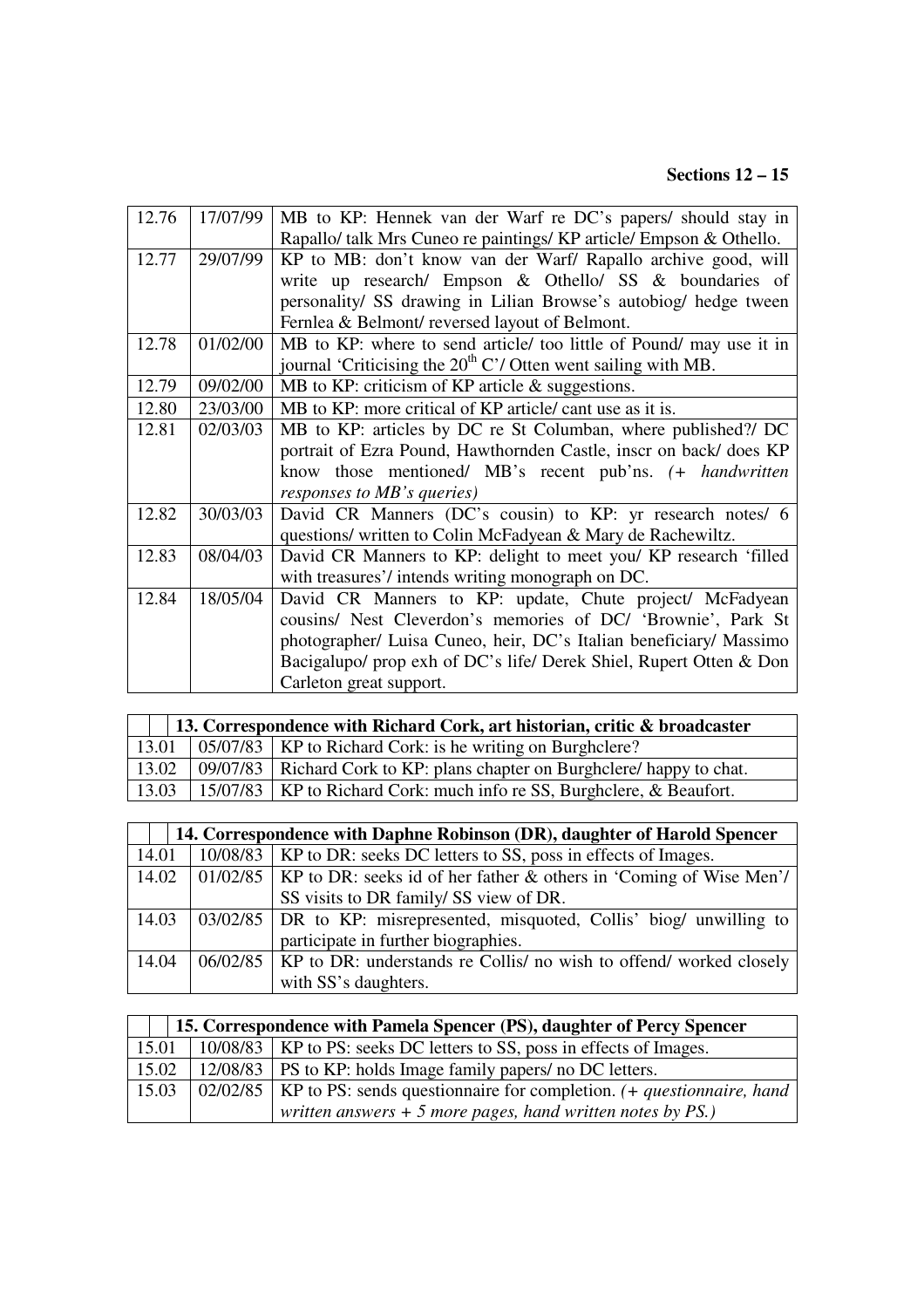**Sections 12 – 15**

| | | |
|---|---|---|
| 12.76 | 17/07/99 | MB to KP: Hennek van der Warf re DC's papers/ should stay in Rapallo/ talk Mrs Cuneo re paintings/ KP article/ Empson & Othello. |
| 12.77 | 29/07/99 | KP to MB: don't know van der Warf/ Rapallo archive good, will write up research/ Empson & Othello/ SS & boundaries of personality/ SS drawing in Lilian Browse's autobiog/ hedge tween Fernlea & Belmont/ reversed layout of Belmont. |
| 12.78 | 01/02/00 | MB to KP: where to send article/ too little of Pound/ may use it in journal 'Criticising the 20th C'/ Otten went sailing with MB. |
| 12.79 | 09/02/00 | MB to KP: criticism of KP article & suggestions. |
| 12.80 | 23/03/00 | MB to KP: more critical of KP article/ cant use as it is. |
| 12.81 | 02/03/03 | MB to KP: articles by DC re St Columban, where published?/ DC portrait of Ezra Pound, Hawthornden Castle, inscr on back/ does KP know those mentioned/ MB's recent pub'ns. *(+ handwritten responses to MB's queries)* |
| 12.82 | 30/03/03 | David CR Manners (DC's cousin) to KP: yr research notes/ 6 questions/ written to Colin McFadyean & Mary de Rachewiltz. |
| 12.83 | 08/04/03 | David CR Manners to KP: delight to meet you/ KP research 'filled with treasures'/ intends writing monograph on DC. |
| 12.84 | 18/05/04 | David CR Manners to KP: update, Chute project/ McFadyean cousins/ Nest Cleverdon's memories of DC/ 'Brownie', Park St photographer/ Luisa Cuneo, heir, DC's Italian beneficiary/ Massimo Bacigalupo/ prop exh of DC's life/ Derek Shiel, Rupert Otten & Don Carleton great support. |

| **13. Correspondence with Richard Cork, art historian, critic & broadcaster** | | |
|---|---|---|
| 13.01 | 05/07/83 | KP to Richard Cork: is he writing on Burghclere? |
| 13.02 | 09/07/83 | Richard Cork to KP: plans chapter on Burghclere/ happy to chat. |
| 13.03 | 15/07/83 | KP to Richard Cork: much info re SS, Burghclere, & Beaufort. |

| **14. Correspondence with Daphne Robinson (DR), daughter of Harold Spencer** | | |
|---|---|---|
| 14.01 | 10/08/83 | KP to DR: seeks DC letters to SS, poss in effects of Images. |
| 14.02 | 01/02/85 | KP to DR: seeks id of her father & others in 'Coming of Wise Men'/ SS visits to DR family/ SS view of DR. |
| 14.03 | 03/02/85 | DR to KP: misrepresented, misquoted, Collis' biog/ unwilling to participate in further biographies. |
| 14.04 | 06/02/85 | KP to DR: understands re Collis/ no wish to offend/ worked closely with SS's daughters. |

| **15. Correspondence with Pamela Spencer (PS), daughter of Percy Spencer** | | |
|---|---|---|
| 15.01 | 10/08/83 | KP to PS: seeks DC letters to SS, poss in effects of Images. |
| 15.02 | 12/08/83 | PS to KP: holds Image family papers/ no DC letters. |
| 15.03 | 02/02/85 | KP to PS: sends questionnaire for completion. *(+ questionnaire, hand written answers + 5 more pages, hand written notes by PS.)* |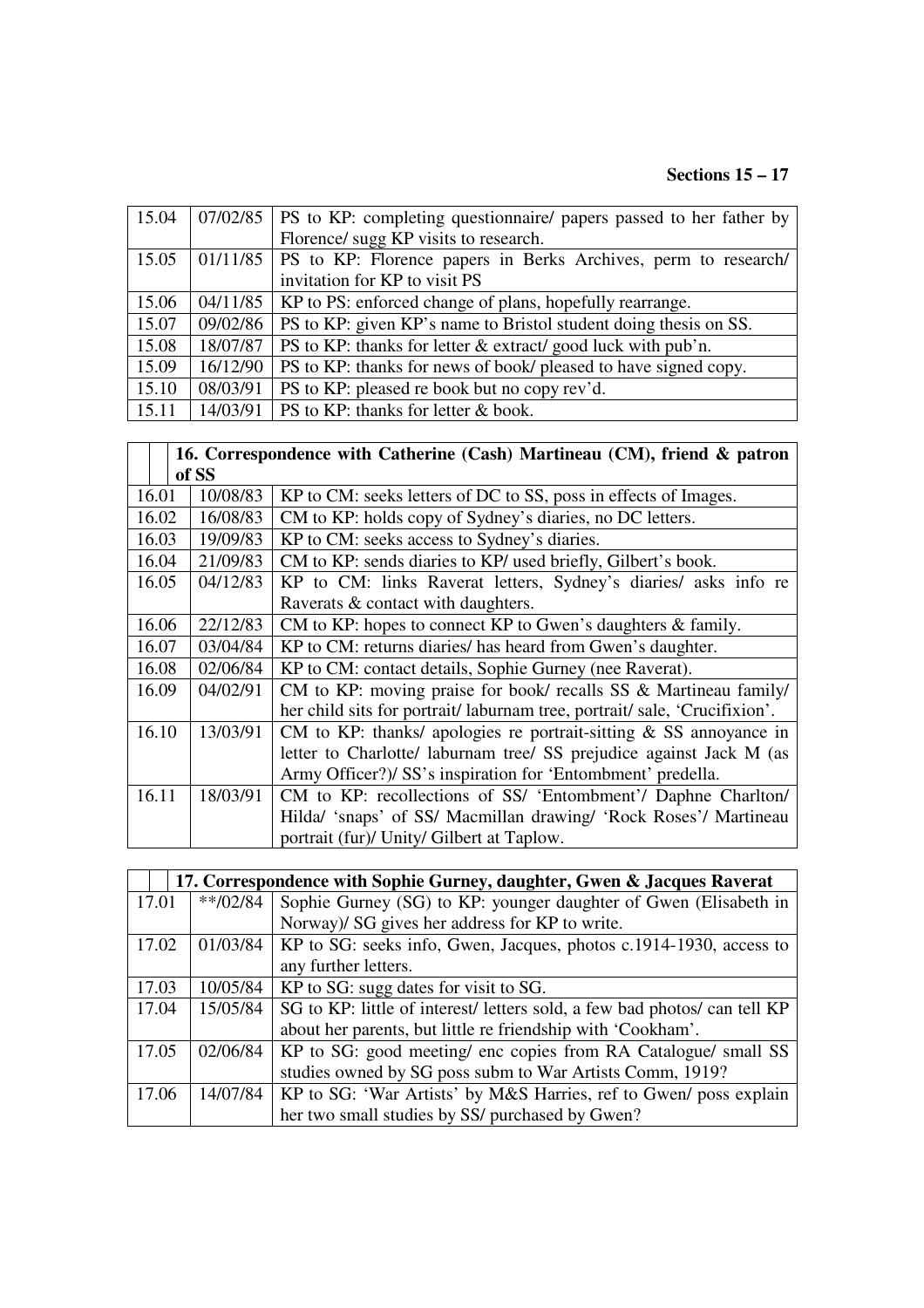**Sections 15 – 17**

| | | |
|---|---|---|
| 15.04 | 07/02/85 | PS to KP: completing questionnaire/ papers passed to her father by Florence/ sugg KP visits to research. |
| 15.05 | 01/11/85 | PS to KP: Florence papers in Berks Archives, perm to research/ invitation for KP to visit PS |
| 15.06 | 04/11/85 | KP to PS: enforced change of plans, hopefully rearrange. |
| 15.07 | 09/02/86 | PS to KP: given KP's name to Bristol student doing thesis on SS. |
| 15.08 | 18/07/87 | PS to KP: thanks for letter & extract/ good luck with pub'n. |
| 15.09 | 16/12/90 | PS to KP: thanks for news of book/ pleased to have signed copy. |
| 15.10 | 08/03/91 | PS to KP: pleased re book but no copy rev'd. |
| 15.11 | 14/03/91 | PS to KP: thanks for letter & book. |

| 16. Correspondence with Catherine (Cash) Martineau (CM), friend & patron of SS | | |
|---|---|---|
| 16.01 | 10/08/83 | KP to CM: seeks letters of DC to SS, poss in effects of Images. |
| 16.02 | 16/08/83 | CM to KP: holds copy of Sydney's diaries, no DC letters. |
| 16.03 | 19/09/83 | KP to CM: seeks access to Sydney's diaries. |
| 16.04 | 21/09/83 | CM to KP: sends diaries to KP/ used briefly, Gilbert's book. |
| 16.05 | 04/12/83 | KP to CM: links Raverat letters, Sydney's diaries/ asks info re Raverats & contact with daughters. |
| 16.06 | 22/12/83 | CM to KP: hopes to connect KP to Gwen's daughters & family. |
| 16.07 | 03/04/84 | KP to CM: returns diaries/ has heard from Gwen's daughter. |
| 16.08 | 02/06/84 | KP to CM: contact details, Sophie Gurney (nee Raverat). |
| 16.09 | 04/02/91 | CM to KP: moving praise for book/ recalls SS & Martineau family/ her child sits for portrait/ laburnam tree, portrait/ sale, 'Crucifixion'. |
| 16.10 | 13/03/91 | CM to KP: thanks/ apologies re portrait-sitting & SS annoyance in letter to Charlotte/ laburnam tree/ SS prejudice against Jack M (as Army Officer?)/ SS's inspiration for 'Entombment' predella. |
| 16.11 | 18/03/91 | CM to KP: recollections of SS/ 'Entombment'/ Daphne Charlton/ Hilda/ 'snaps' of SS/ Macmillan drawing/ 'Rock Roses'/ Martineau portrait (fur)/ Unity/ Gilbert at Taplow. |

| 17. Correspondence with Sophie Gurney, daughter, Gwen & Jacques Raverat | | |
|---|---|---|
| 17.01 | **/02/84 | Sophie Gurney (SG) to KP: younger daughter of Gwen (Elisabeth in Norway)/ SG gives her address for KP to write. |
| 17.02 | 01/03/84 | KP to SG: seeks info, Gwen, Jacques, photos c.1914-1930, access to any further letters. |
| 17.03 | 10/05/84 | KP to SG: sugg dates for visit to SG. |
| 17.04 | 15/05/84 | SG to KP: little of interest/ letters sold, a few bad photos/ can tell KP about her parents, but little re friendship with 'Cookham'. |
| 17.05 | 02/06/84 | KP to SG: good meeting/ enc copies from RA Catalogue/ small SS studies owned by SG poss subm to War Artists Comm, 1919? |
| 17.06 | 14/07/84 | KP to SG: 'War Artists' by M&S Harries, ref to Gwen/ poss explain her two small studies by SS/ purchased by Gwen? |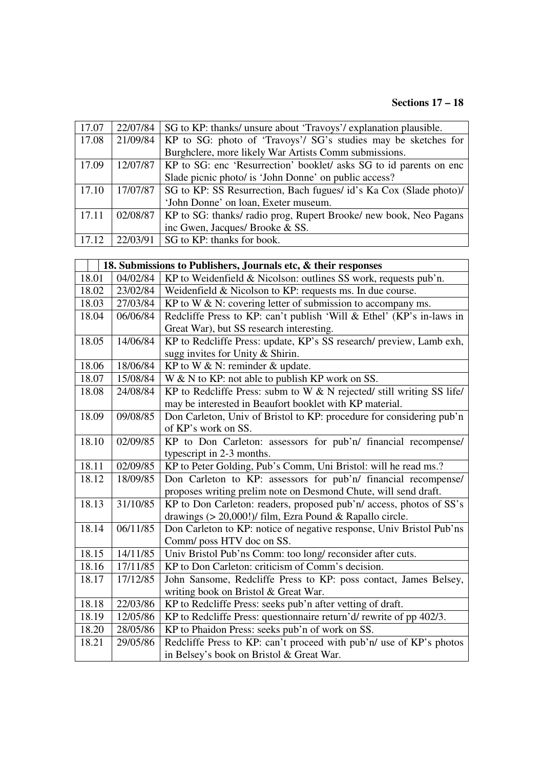**Sections 17 – 18**

| | | |
|---|---|---|
| 17.07 | 22/07/84 | SG to KP: thanks/ unsure about 'Travoys'/ explanation plausible. |
| 17.08 | 21/09/84 | KP to SG: photo of 'Travoys'/ SG's studies may be sketches for Burghclere, more likely War Artists Comm submissions. |
| 17.09 | 12/07/87 | KP to SG: enc 'Resurrection' booklet/ asks SG to id parents on enc Slade picnic photo/ is 'John Donne' on public access? |
| 17.10 | 17/07/87 | SG to KP: SS Resurrection, Bach fugues/ id's Ka Cox (Slade photo)/ 'John Donne' on loan, Exeter museum. |
| 17.11 | 02/08/87 | KP to SG: thanks/ radio prog, Rupert Brooke/ new book, Neo Pagans inc Gwen, Jacques/ Brooke & SS. |
| 17.12 | 22/03/91 | SG to KP: thanks for book. |

| | | **18. Submissions to Publishers, Journals etc, & their responses** |
|---|---|---|
| 18.01 | 04/02/84 | KP to Weidenfield & Nicolson: outlines SS work, requests pub'n. |
| 18.02 | 23/02/84 | Weidenfield & Nicolson to KP: requests ms. In due course. |
| 18.03 | 27/03/84 | KP to W & N: covering letter of submission to accompany ms. |
| 18.04 | 06/06/84 | Redcliffe Press to KP: can't publish 'Will & Ethel' (KP's in-laws in Great War), but SS research interesting. |
| 18.05 | 14/06/84 | KP to Redcliffe Press: update, KP's SS research/ preview, Lamb exh, sugg invites for Unity & Shirin. |
| 18.06 | 18/06/84 | KP to W & N: reminder & update. |
| 18.07 | 15/08/84 | W & N to KP: not able to publish KP work on SS. |
| 18.08 | 24/08/84 | KP to Redcliffe Press: subm to W & N rejected/ still writing SS life/ may be interested in Beaufort booklet with KP material. |
| 18.09 | 09/08/85 | Don Carleton, Univ of Bristol to KP: procedure for considering pub'n of KP's work on SS. |
| 18.10 | 02/09/85 | KP to Don Carleton: assessors for pub'n/ financial recompense/ typescript in 2-3 months. |
| 18.11 | 02/09/85 | KP to Peter Golding, Pub's Comm, Uni Bristol: will he read ms.? |
| 18.12 | 18/09/85 | Don Carleton to KP: assessors for pub'n/ financial recompense/ proposes writing prelim note on Desmond Chute, will send draft. |
| 18.13 | 31/10/85 | KP to Don Carleton: readers, proposed pub'n/ access, photos of SS's drawings (> 20,000!)/ film, Ezra Pound & Rapallo circle. |
| 18.14 | 06/11/85 | Don Carleton to KP: notice of negative response, Univ Bristol Pub'ns Comm/ poss HTV doc on SS. |
| 18.15 | 14/11/85 | Univ Bristol Pub'ns Comm: too long/ reconsider after cuts. |
| 18.16 | 17/11/85 | KP to Don Carleton: criticism of Comm's decision. |
| 18.17 | 17/12/85 | John Sansome, Redcliffe Press to KP: poss contact, James Belsey, writing book on Bristol & Great War. |
| 18.18 | 22/03/86 | KP to Redcliffe Press: seeks pub'n after vetting of draft. |
| 18.19 | 12/05/86 | KP to Redcliffe Press: questionnaire return'd/ rewrite of pp 402/3. |
| 18.20 | 28/05/86 | KP to Phaidon Press: seeks pub'n of work on SS. |
| 18.21 | 29/05/86 | Redcliffe Press to KP: can't proceed with pub'n/ use of KP's photos in Belsey's book on Bristol & Great War. |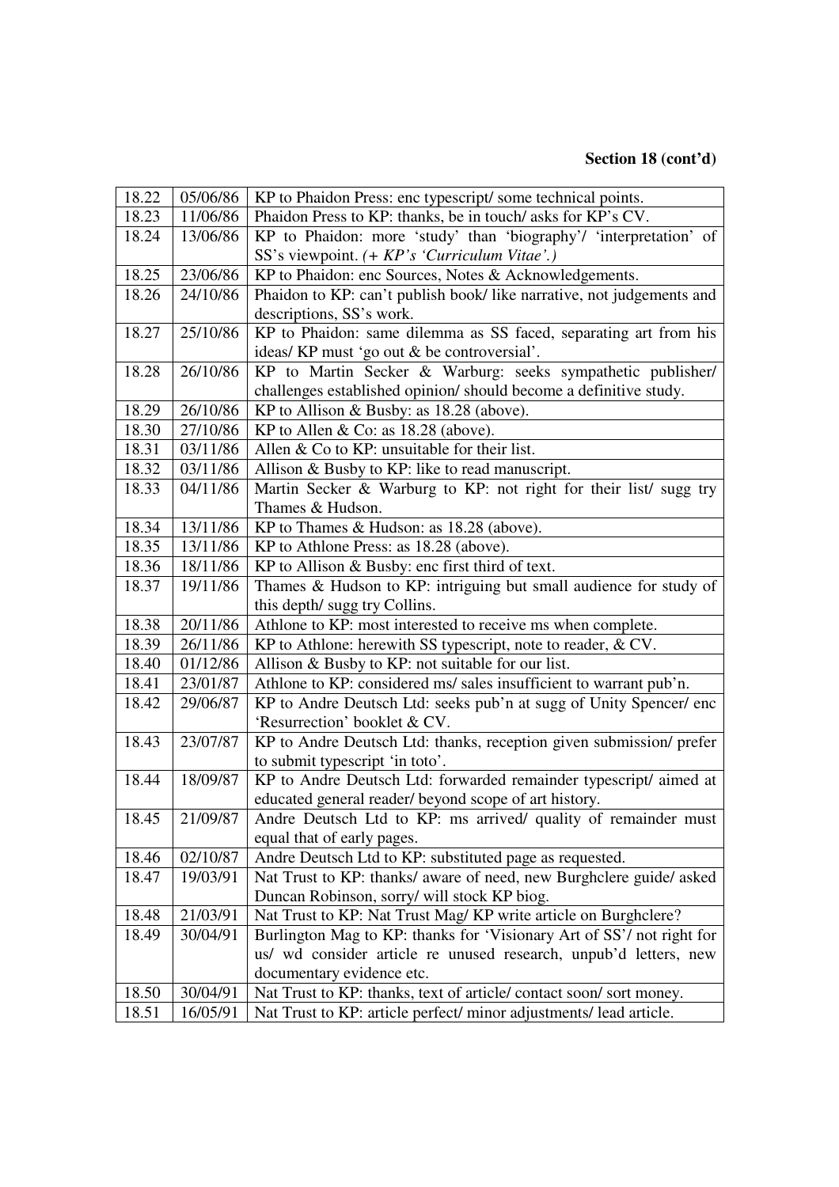**Section 18 (cont'd)**

| | | |
|---|---|---|
| 18.22 | 05/06/86 | KP to Phaidon Press: enc typescript/ some technical points. |
| 18.23 | 11/06/86 | Phaidon Press to KP: thanks, be in touch/ asks for KP's CV. |
| 18.24 | 13/06/86 | KP to Phaidon: more 'study' than 'biography'/ 'interpretation' of SS's viewpoint. *(+ KP's 'Curriculum Vitae'.)* |
| 18.25 | 23/06/86 | KP to Phaidon: enc Sources, Notes & Acknowledgements. |
| 18.26 | 24/10/86 | Phaidon to KP: can't publish book/ like narrative, not judgements and descriptions, SS's work. |
| 18.27 | 25/10/86 | KP to Phaidon: same dilemma as SS faced, separating art from his ideas/ KP must 'go out & be controversial'. |
| 18.28 | 26/10/86 | KP to Martin Secker & Warburg: seeks sympathetic publisher/ challenges established opinion/ should become a definitive study. |
| 18.29 | 26/10/86 | KP to Allison & Busby: as 18.28 (above). |
| 18.30 | 27/10/86 | KP to Allen & Co: as 18.28 (above). |
| 18.31 | 03/11/86 | Allen & Co to KP: unsuitable for their list. |
| 18.32 | 03/11/86 | Allison & Busby to KP: like to read manuscript. |
| 18.33 | 04/11/86 | Martin Secker & Warburg to KP: not right for their list/ sugg try Thames & Hudson. |
| 18.34 | 13/11/86 | KP to Thames & Hudson: as 18.28 (above). |
| 18.35 | 13/11/86 | KP to Athlone Press: as 18.28 (above). |
| 18.36 | 18/11/86 | KP to Allison & Busby: enc first third of text. |
| 18.37 | 19/11/86 | Thames & Hudson to KP: intriguing but small audience for study of this depth/ sugg try Collins. |
| 18.38 | 20/11/86 | Athlone to KP: most interested to receive ms when complete. |
| 18.39 | 26/11/86 | KP to Athlone: herewith SS typescript, note to reader, & CV. |
| 18.40 | 01/12/86 | Allison & Busby to KP: not suitable for our list. |
| 18.41 | 23/01/87 | Athlone to KP: considered ms/ sales insufficient to warrant pub'n. |
| 18.42 | 29/06/87 | KP to Andre Deutsch Ltd: seeks pub'n at sugg of Unity Spencer/ enc 'Resurrection' booklet & CV. |
| 18.43 | 23/07/87 | KP to Andre Deutsch Ltd: thanks, reception given submission/ prefer to submit typescript 'in toto'. |
| 18.44 | 18/09/87 | KP to Andre Deutsch Ltd: forwarded remainder typescript/ aimed at educated general reader/ beyond scope of art history. |
| 18.45 | 21/09/87 | Andre Deutsch Ltd to KP: ms arrived/ quality of remainder must equal that of early pages. |
| 18.46 | 02/10/87 | Andre Deutsch Ltd to KP: substituted page as requested. |
| 18.47 | 19/03/91 | Nat Trust to KP: thanks/ aware of need, new Burghclere guide/ asked Duncan Robinson, sorry/ will stock KP biog. |
| 18.48 | 21/03/91 | Nat Trust to KP: Nat Trust Mag/ KP write article on Burghclere? |
| 18.49 | 30/04/91 | Burlington Mag to KP: thanks for 'Visionary Art of SS'/ not right for us/ wd consider article re unused research, unpub'd letters, new documentary evidence etc. |
| 18.50 | 30/04/91 | Nat Trust to KP: thanks, text of article/ contact soon/ sort money. |
| 18.51 | 16/05/91 | Nat Trust to KP: article perfect/ minor adjustments/ lead article. |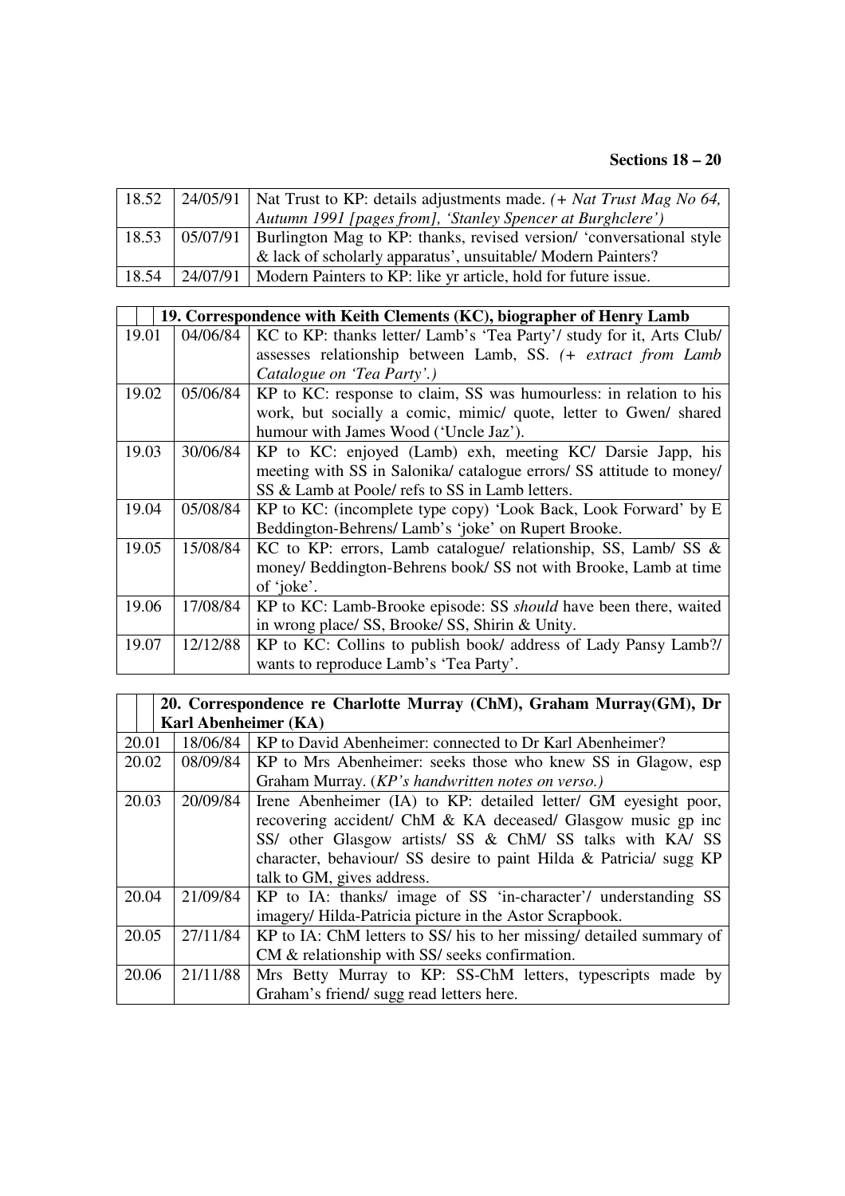**Sections 18 – 20**

| | | |
|---|---|---|
| 18.52 | 24/05/91 | Nat Trust to KP: details adjustments made. *(+ Nat Trust Mag No 64, Autumn 1991 [pages from], 'Stanley Spencer at Burghclere')* |
| 18.53 | 05/07/91 | Burlington Mag to KP: thanks, revised version/ 'conversational style & lack of scholarly apparatus', unsuitable/ Modern Painters? |
| 18.54 | 24/07/91 | Modern Painters to KP: like yr article, hold for future issue. |

| | | |
|---|---|---|
| | **19. Correspondence with Keith Clements (KC), biographer of Henry Lamb** | |
| 19.01 | 04/06/84 | KC to KP: thanks letter/ Lamb's 'Tea Party'/ study for it, Arts Club/ assesses relationship between Lamb, SS. *(+ extract from Lamb Catalogue on 'Tea Party'.)* |
| 19.02 | 05/06/84 | KP to KC: response to claim, SS was humourless: in relation to his work, but socially a comic, mimic/ quote, letter to Gwen/ shared humour with James Wood ('Uncle Jaz'). |
| 19.03 | 30/06/84 | KP to KC: enjoyed (Lamb) exh, meeting KC/ Darsie Japp, his meeting with SS in Salonika/ catalogue errors/ SS attitude to money/ SS & Lamb at Poole/ refs to SS in Lamb letters. |
| 19.04 | 05/08/84 | KP to KC: (incomplete type copy) 'Look Back, Look Forward' by E Beddington-Behrens/ Lamb's 'joke' on Rupert Brooke. |
| 19.05 | 15/08/84 | KC to KP: errors, Lamb catalogue/ relationship, SS, Lamb/ SS & money/ Beddington-Behrens book/ SS not with Brooke, Lamb at time of 'joke'. |
| 19.06 | 17/08/84 | KP to KC: Lamb-Brooke episode: SS *should* have been there, waited in wrong place/ SS, Brooke/ SS, Shirin & Unity. |
| 19.07 | 12/12/88 | KP to KC: Collins to publish book/ address of Lady Pansy Lamb?/ wants to reproduce Lamb's 'Tea Party'. |

| | | |
|---|---|---|
| | **20. Correspondence re Charlotte Murray (ChM), Graham Murray(GM), Dr Karl Abenheimer (KA)** | |
| 20.01 | 18/06/84 | KP to David Abenheimer: connected to Dr Karl Abenheimer? |
| 20.02 | 08/09/84 | KP to Mrs Abenheimer: seeks those who knew SS in Glagow, esp Graham Murray. (*KP's handwritten notes on verso.)* |
| 20.03 | 20/09/84 | Irene Abenheimer (IA) to KP: detailed letter/ GM eyesight poor, recovering accident/ ChM & KA deceased/ Glasgow music gp inc SS/ other Glasgow artists/ SS & ChM/ SS talks with KA/ SS character, behaviour/ SS desire to paint Hilda & Patricia/ sugg KP talk to GM, gives address. |
| 20.04 | 21/09/84 | KP to IA: thanks/ image of SS 'in-character'/ understanding SS imagery/ Hilda-Patricia picture in the Astor Scrapbook. |
| 20.05 | 27/11/84 | KP to IA: ChM letters to SS/ his to her missing/ detailed summary of CM & relationship with SS/ seeks confirmation. |
| 20.06 | 21/11/88 | Mrs Betty Murray to KP: SS-ChM letters, typescripts made by Graham's friend/ sugg read letters here. |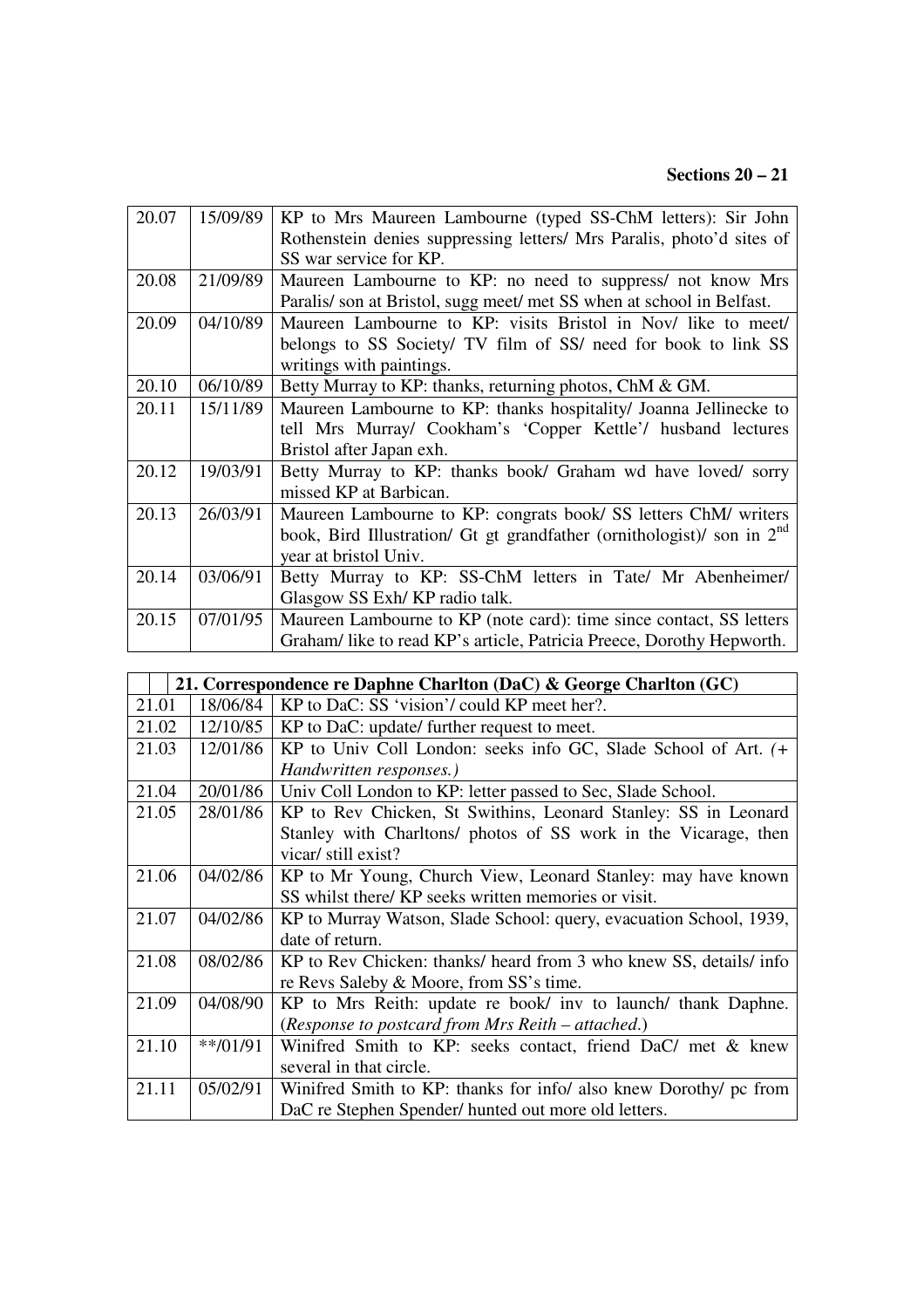**Sections 20 – 21**

| | | |
|---|---|---|
| 20.07 | 15/09/89 | KP to Mrs Maureen Lambourne (typed SS-ChM letters): Sir John Rothenstein denies suppressing letters/ Mrs Paralis, photo'd sites of SS war service for KP. |
| 20.08 | 21/09/89 | Maureen Lambourne to KP: no need to suppress/ not know Mrs Paralis/ son at Bristol, sugg meet/ met SS when at school in Belfast. |
| 20.09 | 04/10/89 | Maureen Lambourne to KP: visits Bristol in Nov/ like to meet/ belongs to SS Society/ TV film of SS/ need for book to link SS writings with paintings. |
| 20.10 | 06/10/89 | Betty Murray to KP: thanks, returning photos, ChM & GM. |
| 20.11 | 15/11/89 | Maureen Lambourne to KP: thanks hospitality/ Joanna Jellinecke to tell Mrs Murray/ Cookham's 'Copper Kettle'/ husband lectures Bristol after Japan exh. |
| 20.12 | 19/03/91 | Betty Murray to KP: thanks book/ Graham wd have loved/ sorry missed KP at Barbican. |
| 20.13 | 26/03/91 | Maureen Lambourne to KP: congrats book/ SS letters ChM/ writers book, Bird Illustration/ Gt gt grandfather (ornithologist)/ son in 2nd year at bristol Univ. |
| 20.14 | 03/06/91 | Betty Murray to KP: SS-ChM letters in Tate/ Mr Abenheimer/ Glasgow SS Exh/ KP radio talk. |
| 20.15 | 07/01/95 | Maureen Lambourne to KP (note card): time since contact, SS letters Graham/ like to read KP's article, Patricia Preece, Dorothy Hepworth. |

| | | |
|---|---|---|
| | | **21. Correspondence re Daphne Charlton (DaC) & George Charlton (GC)** |
| 21.01 | 18/06/84 | KP to DaC: SS 'vision'/ could KP meet her?. |
| 21.02 | 12/10/85 | KP to DaC: update/ further request to meet. |
| 21.03 | 12/01/86 | KP to Univ Coll London: seeks info GC, Slade School of Art. *(+ Handwritten responses.)* |
| 21.04 | 20/01/86 | Univ Coll London to KP: letter passed to Sec, Slade School. |
| 21.05 | 28/01/86 | KP to Rev Chicken, St Swithins, Leonard Stanley: SS in Leonard Stanley with Charltons/ photos of SS work in the Vicarage, then vicar/ still exist? |
| 21.06 | 04/02/86 | KP to Mr Young, Church View, Leonard Stanley: may have known SS whilst there/ KP seeks written memories or visit. |
| 21.07 | 04/02/86 | KP to Murray Watson, Slade School: query, evacuation School, 1939, date of return. |
| 21.08 | 08/02/86 | KP to Rev Chicken: thanks/ heard from 3 who knew SS, details/ info re Revs Saleby & Moore, from SS's time. |
| 21.09 | 04/08/90 | KP to Mrs Reith: update re book/ inv to launch/ thank Daphne. (*Response to postcard from Mrs Reith – attached.*) |
| 21.10 | **/01/91 | Winifred Smith to KP: seeks contact, friend DaC/ met & knew several in that circle. |
| 21.11 | 05/02/91 | Winifred Smith to KP: thanks for info/ also knew Dorothy/ pc from DaC re Stephen Spender/ hunted out more old letters. |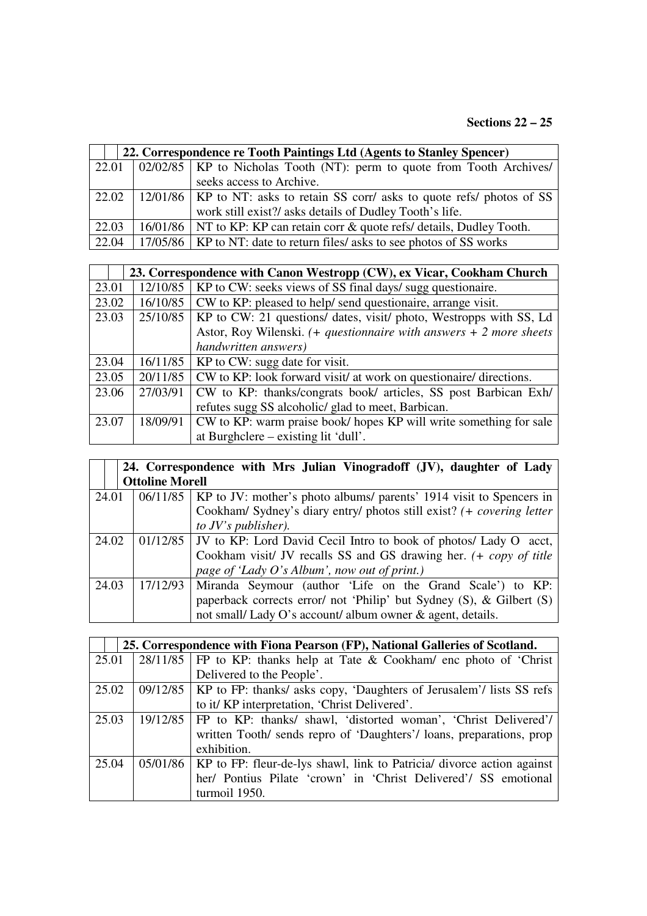**Sections 22 – 25**

| | | **22. Correspondence re Tooth Paintings Ltd (Agents to Stanley Spencer)** |
|---|---|---|
| 22.01 | 02/02/85 | KP to Nicholas Tooth (NT): perm to quote from Tooth Archives/ seeks access to Archive. |
| 22.02 | 12/01/86 | KP to NT: asks to retain SS corr/ asks to quote refs/ photos of SS work still exist?/ asks details of Dudley Tooth's life. |
| 22.03 | 16/01/86 | NT to KP: KP can retain corr & quote refs/ details, Dudley Tooth. |
| 22.04 | 17/05/86 | KP to NT: date to return files/ asks to see photos of SS works |

| | | **23. Correspondence with Canon Westropp (CW), ex Vicar, Cookham Church** |
|---|---|---|
| 23.01 | 12/10/85 | KP to CW: seeks views of SS final days/ sugg questionaire. |
| 23.02 | 16/10/85 | CW to KP: pleased to help/ send questionaire, arrange visit. |
| 23.03 | 25/10/85 | KP to CW: 21 questions/ dates, visit/ photo, Westropps with SS, Ld Astor, Roy Wilenski. *(+ questionnaire with answers + 2 more sheets handwritten answers)* |
| 23.04 | 16/11/85 | KP to CW: sugg date for visit. |
| 23.05 | 20/11/85 | CW to KP: look forward visit/ at work on questionaire/ directions. |
| 23.06 | 27/03/91 | CW to KP: thanks/congrats book/ articles, SS post Barbican Exh/ refutes sugg SS alcoholic/ glad to meet, Barbican. |
| 23.07 | 18/09/91 | CW to KP: warm praise book/ hopes KP will write something for sale at Burghclere – existing lit 'dull'. |

| | | **24. Correspondence with Mrs Julian Vinogradoff (JV), daughter of Lady Ottoline Morell** |
|---|---|---|
| 24.01 | 06/11/85 | KP to JV: mother's photo albums/ parents' 1914 visit to Spencers in Cookham/ Sydney's diary entry/ photos still exist? *(+ covering letter to JV's publisher).* |
| 24.02 | 01/12/85 | JV to KP: Lord David Cecil Intro to book of photos/ Lady O acct, Cookham visit/ JV recalls SS and GS drawing her. *(+ copy of title page of 'Lady O's Album', now out of print.)* |
| 24.03 | 17/12/93 | Miranda Seymour (author 'Life on the Grand Scale') to KP: paperback corrects error/ not 'Philip' but Sydney (S), & Gilbert (S) not small/ Lady O's account/ album owner & agent, details. |

| | | **25. Correspondence with Fiona Pearson (FP), National Galleries of Scotland.** |
|---|---|---|
| 25.01 | 28/11/85 | FP to KP: thanks help at Tate & Cookham/ enc photo of 'Christ Delivered to the People'. |
| 25.02 | 09/12/85 | KP to FP: thanks/ asks copy, 'Daughters of Jerusalem'/ lists SS refs to it/ KP interpretation, 'Christ Delivered'. |
| 25.03 | 19/12/85 | FP to KP: thanks/ shawl, 'distorted woman', 'Christ Delivered'/ written Tooth/ sends repro of 'Daughters'/ loans, preparations, prop exhibition. |
| 25.04 | 05/01/86 | KP to FP: fleur-de-lys shawl, link to Patricia/ divorce action against her/ Pontius Pilate 'crown' in 'Christ Delivered'/ SS emotional turmoil 1950. |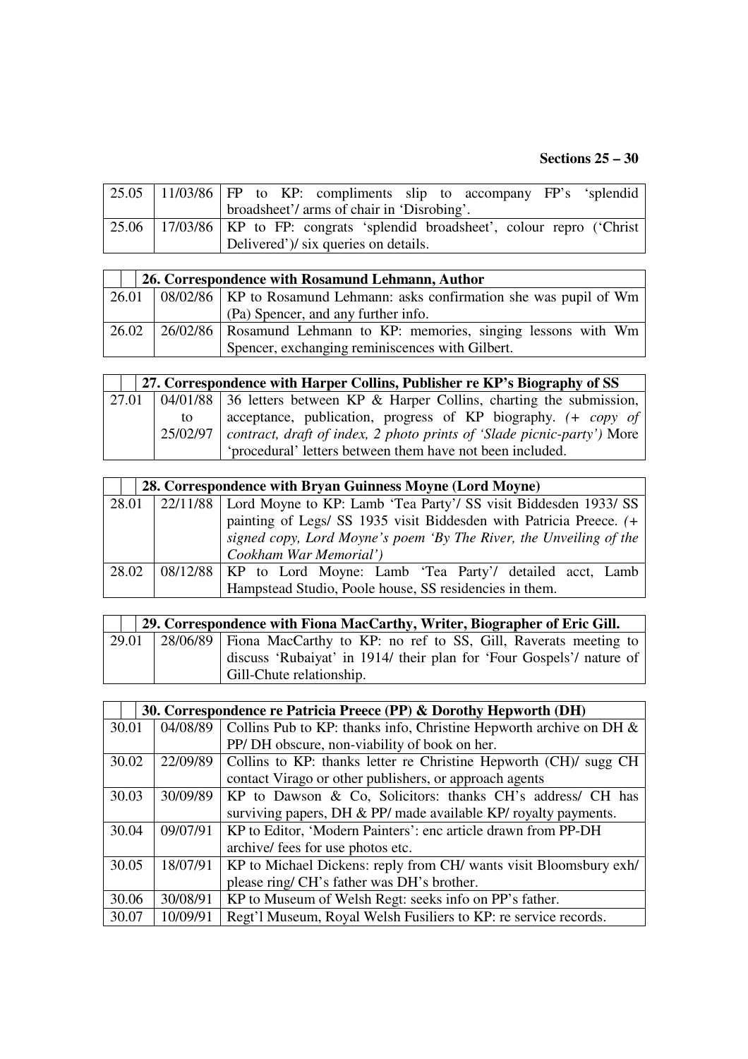**Sections 25 – 30**

| | | |
|---|---|---|
| 25.05 | 11/03/86 | FP to KP: compliments slip to accompany FP's 'splendid broadsheet'/ arms of chair in 'Disrobing'. |
| 25.06 | 17/03/86 | KP to FP: congrats 'splendid broadsheet', colour repro ('Christ Delivered')/ six queries on details. |

| | | **26. Correspondence with Rosamund Lehmann, Author** |
|---|---|---|
| 26.01 | 08/02/86 | KP to Rosamund Lehmann: asks confirmation she was pupil of Wm (Pa) Spencer, and any further info. |
| 26.02 | 26/02/86 | Rosamund Lehmann to KP: memories, singing lessons with Wm Spencer, exchanging reminiscences with Gilbert. |

| | | **27. Correspondence with Harper Collins, Publisher re KP's Biography of SS** |
|---|---|---|
| 27.01 | 04/01/88 to 25/02/97 | 36 letters between KP & Harper Collins, charting the submission, acceptance, publication, progress of KP biography. *(+ copy of contract, draft of index, 2 photo prints of 'Slade picnic-party')* More 'procedural' letters between them have not been included. |

| | | **28. Correspondence with Bryan Guinness Moyne (Lord Moyne)** |
|---|---|---|
| 28.01 | 22/11/88 | Lord Moyne to KP: Lamb 'Tea Party'/ SS visit Biddesden 1933/ SS painting of Legs/ SS 1935 visit Biddesden with Patricia Preece. *(+ signed copy, Lord Moyne's poem 'By The River, the Unveiling of the Cookham War Memorial')* |
| 28.02 | 08/12/88 | KP to Lord Moyne: Lamb 'Tea Party'/ detailed acct, Lamb Hampstead Studio, Poole house, SS residencies in them. |

| | | **29. Correspondence with Fiona MacCarthy, Writer, Biographer of Eric Gill.** |
|---|---|---|
| 29.01 | 28/06/89 | Fiona MacCarthy to KP: no ref to SS, Gill, Raverats meeting to discuss 'Rubaiyat' in 1914/ their plan for 'Four Gospels'/ nature of Gill-Chute relationship. |

| | | **30. Correspondence re Patricia Preece (PP) & Dorothy Hepworth (DH)** |
|---|---|---|
| 30.01 | 04/08/89 | Collins Pub to KP: thanks info, Christine Hepworth archive on DH & PP/ DH obscure, non-viability of book on her. |
| 30.02 | 22/09/89 | Collins to KP: thanks letter re Christine Hepworth (CH)/ sugg CH contact Virago or other publishers, or approach agents |
| 30.03 | 30/09/89 | KP to Dawson & Co, Solicitors: thanks CH's address/ CH has surviving papers, DH & PP/ made available KP/ royalty payments. |
| 30.04 | 09/07/91 | KP to Editor, 'Modern Painters': enc article drawn from PP-DH archive/ fees for use photos etc. |
| 30.05 | 18/07/91 | KP to Michael Dickens: reply from CH/ wants visit Bloomsbury exh/ please ring/ CH's father was DH's brother. |
| 30.06 | 30/08/91 | KP to Museum of Welsh Regt: seeks info on PP's father. |
| 30.07 | 10/09/91 | Regt'l Museum, Royal Welsh Fusiliers to KP: re service records. |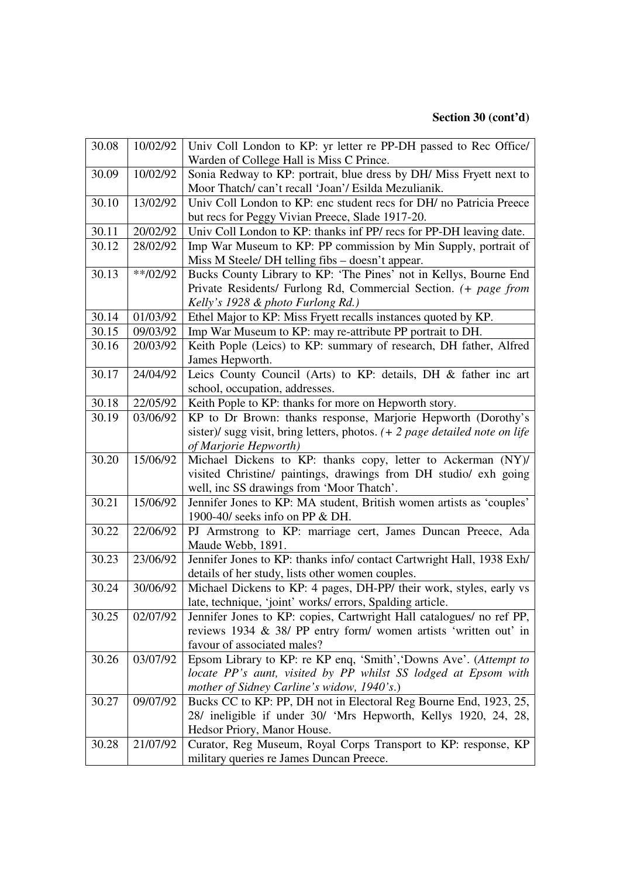**Section 30 (cont'd)**

| | | |
|---|---|---|
| 30.08 | 10/02/92 | Univ Coll London to KP: yr letter re PP-DH passed to Rec Office/ Warden of College Hall is Miss C Prince. |
| 30.09 | 10/02/92 | Sonia Redway to KP: portrait, blue dress by DH/ Miss Fryett next to Moor Thatch/ can't recall 'Joan'/ Esilda Mezulianik. |
| 30.10 | 13/02/92 | Univ Coll London to KP: enc student recs for DH/ no Patricia Preece but recs for Peggy Vivian Preece, Slade 1917-20. |
| 30.11 | 20/02/92 | Univ Coll London to KP: thanks inf PP/ recs for PP-DH leaving date. |
| 30.12 | 28/02/92 | Imp War Museum to KP: PP commission by Min Supply, portrait of Miss M Steele/ DH telling fibs – doesn't appear. |
| 30.13 | \*\*/02/92 | Bucks County Library to KP: 'The Pines' not in Kellys, Bourne End Private Residents/ Furlong Rd, Commercial Section. *(+ page from Kelly's 1928 & photo Furlong Rd.)* |
| 30.14 | 01/03/92 | Ethel Major to KP: Miss Fryett recalls instances quoted by KP. |
| 30.15 | 09/03/92 | Imp War Museum to KP: may re-attribute PP portrait to DH. |
| 30.16 | 20/03/92 | Keith Pople (Leics) to KP: summary of research, DH father, Alfred James Hepworth. |
| 30.17 | 24/04/92 | Leics County Council (Arts) to KP: details, DH & father inc art school, occupation, addresses. |
| 30.18 | 22/05/92 | Keith Pople to KP: thanks for more on Hepworth story. |
| 30.19 | 03/06/92 | KP to Dr Brown: thanks response, Marjorie Hepworth (Dorothy's sister)/ sugg visit, bring letters, photos. *(+ 2 page detailed note on life of Marjorie Hepworth)* |
| 30.20 | 15/06/92 | Michael Dickens to KP: thanks copy, letter to Ackerman (NY)/ visited Christine/ paintings, drawings from DH studio/ exh going well, inc SS drawings from 'Moor Thatch'. |
| 30.21 | 15/06/92 | Jennifer Jones to KP: MA student, British women artists as 'couples' 1900-40/ seeks info on PP & DH. |
| 30.22 | 22/06/92 | PJ Armstrong to KP: marriage cert, James Duncan Preece, Ada Maude Webb, 1891. |
| 30.23 | 23/06/92 | Jennifer Jones to KP: thanks info/ contact Cartwright Hall, 1938 Exh/ details of her study, lists other women couples. |
| 30.24 | 30/06/92 | Michael Dickens to KP: 4 pages, DH-PP/ their work, styles, early vs late, technique, 'joint' works/ errors, Spalding article. |
| 30.25 | 02/07/92 | Jennifer Jones to KP: copies, Cartwright Hall catalogues/ no ref PP, reviews 1934 & 38/ PP entry form/ women artists 'written out' in favour of associated males? |
| 30.26 | 03/07/92 | Epsom Library to KP: re KP enq, 'Smith','Downs Ave'. (*Attempt to locate PP's aunt, visited by PP whilst SS lodged at Epsom with mother of Sidney Carline's widow, 1940's*.) |
| 30.27 | 09/07/92 | Bucks CC to KP: PP, DH not in Electoral Reg Bourne End, 1923, 25, 28/ ineligible if under 30/ 'Mrs Hepworth, Kellys 1920, 24, 28, Hedsor Priory, Manor House. |
| 30.28 | 21/07/92 | Curator, Reg Museum, Royal Corps Transport to KP: response, KP military queries re James Duncan Preece. |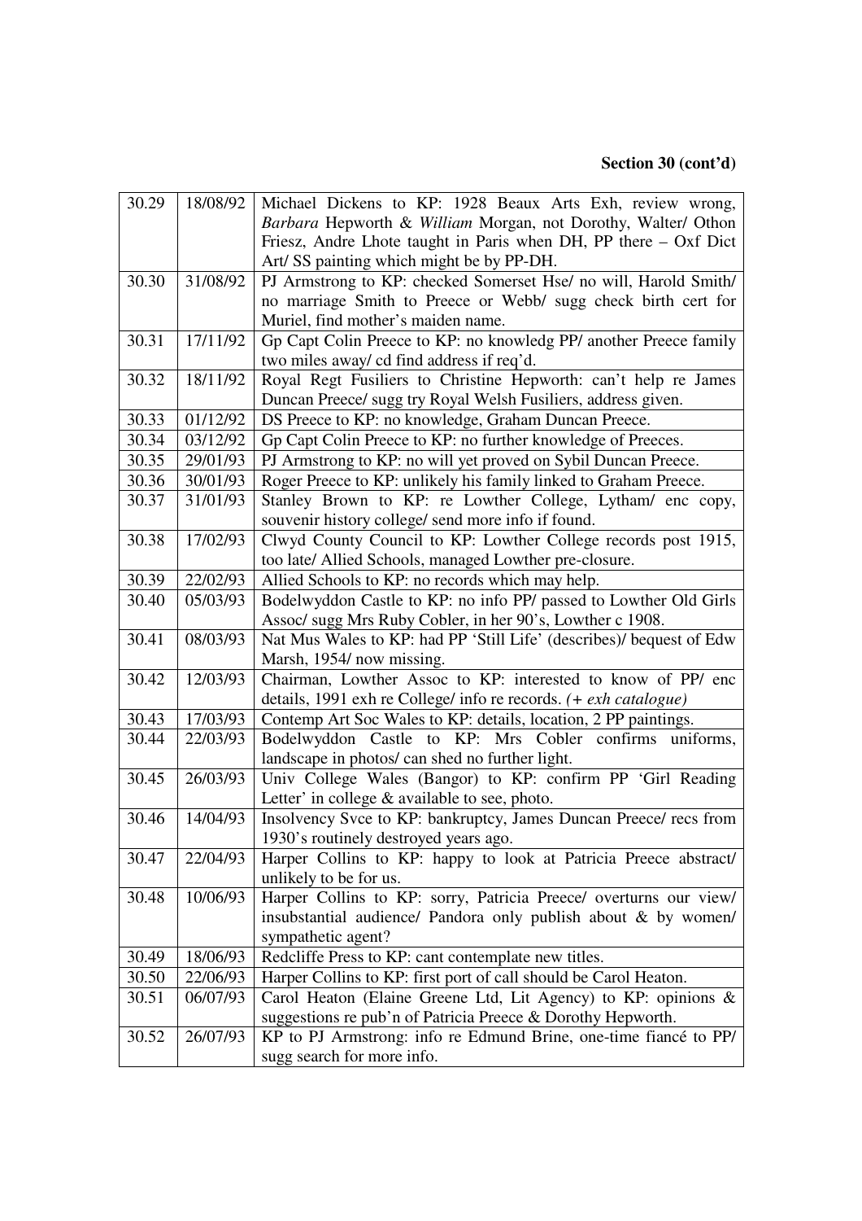**Section 30 (cont'd)**

| | | |
|---|---|---|
| 30.29 | 18/08/92 | Michael Dickens to KP: 1928 Beaux Arts Exh, review wrong, *Barbara* Hepworth & *William* Morgan, not Dorothy, Walter/ Othon Friesz, Andre Lhote taught in Paris when DH, PP there – Oxf Dict Art/ SS painting which might be by PP-DH. |
| 30.30 | 31/08/92 | PJ Armstrong to KP: checked Somerset Hse/ no will, Harold Smith/ no marriage Smith to Preece or Webb/ sugg check birth cert for Muriel, find mother's maiden name. |
| 30.31 | 17/11/92 | Gp Capt Colin Preece to KP: no knowledg PP/ another Preece family two miles away/ cd find address if req'd. |
| 30.32 | 18/11/92 | Royal Regt Fusiliers to Christine Hepworth: can't help re James Duncan Preece/ sugg try Royal Welsh Fusiliers, address given. |
| 30.33 | 01/12/92 | DS Preece to KP: no knowledge, Graham Duncan Preece. |
| 30.34 | 03/12/92 | Gp Capt Colin Preece to KP: no further knowledge of Preeces. |
| 30.35 | 29/01/93 | PJ Armstrong to KP: no will yet proved on Sybil Duncan Preece. |
| 30.36 | 30/01/93 | Roger Preece to KP: unlikely his family linked to Graham Preece. |
| 30.37 | 31/01/93 | Stanley Brown to KP: re Lowther College, Lytham/ enc copy, souvenir history college/ send more info if found. |
| 30.38 | 17/02/93 | Clwyd County Council to KP: Lowther College records post 1915, too late/ Allied Schools, managed Lowther pre-closure. |
| 30.39 | 22/02/93 | Allied Schools to KP: no records which may help. |
| 30.40 | 05/03/93 | Bodelwyddon Castle to KP: no info PP/ passed to Lowther Old Girls Assoc/ sugg Mrs Ruby Cobler, in her 90's, Lowther c 1908. |
| 30.41 | 08/03/93 | Nat Mus Wales to KP: had PP 'Still Life' (describes)/ bequest of Edw Marsh, 1954/ now missing. |
| 30.42 | 12/03/93 | Chairman, Lowther Assoc to KP: interested to know of PP/ enc details, 1991 exh re College/ info re records. *(+ exh catalogue)* |
| 30.43 | 17/03/93 | Contemp Art Soc Wales to KP: details, location, 2 PP paintings. |
| 30.44 | 22/03/93 | Bodelwyddon Castle to KP: Mrs Cobler confirms uniforms, landscape in photos/ can shed no further light. |
| 30.45 | 26/03/93 | Univ College Wales (Bangor) to KP: confirm PP 'Girl Reading Letter' in college & available to see, photo. |
| 30.46 | 14/04/93 | Insolvency Svce to KP: bankruptcy, James Duncan Preece/ recs from 1930's routinely destroyed years ago. |
| 30.47 | 22/04/93 | Harper Collins to KP: happy to look at Patricia Preece abstract/ unlikely to be for us. |
| 30.48 | 10/06/93 | Harper Collins to KP: sorry, Patricia Preece/ overturns our view/ insubstantial audience/ Pandora only publish about & by women/ sympathetic agent? |
| 30.49 | 18/06/93 | Redcliffe Press to KP: cant contemplate new titles. |
| 30.50 | 22/06/93 | Harper Collins to KP: first port of call should be Carol Heaton. |
| 30.51 | 06/07/93 | Carol Heaton (Elaine Greene Ltd, Lit Agency) to KP: opinions & suggestions re pub'n of Patricia Preece & Dorothy Hepworth. |
| 30.52 | 26/07/93 | KP to PJ Armstrong: info re Edmund Brine, one-time fiancé to PP/ sugg search for more info. |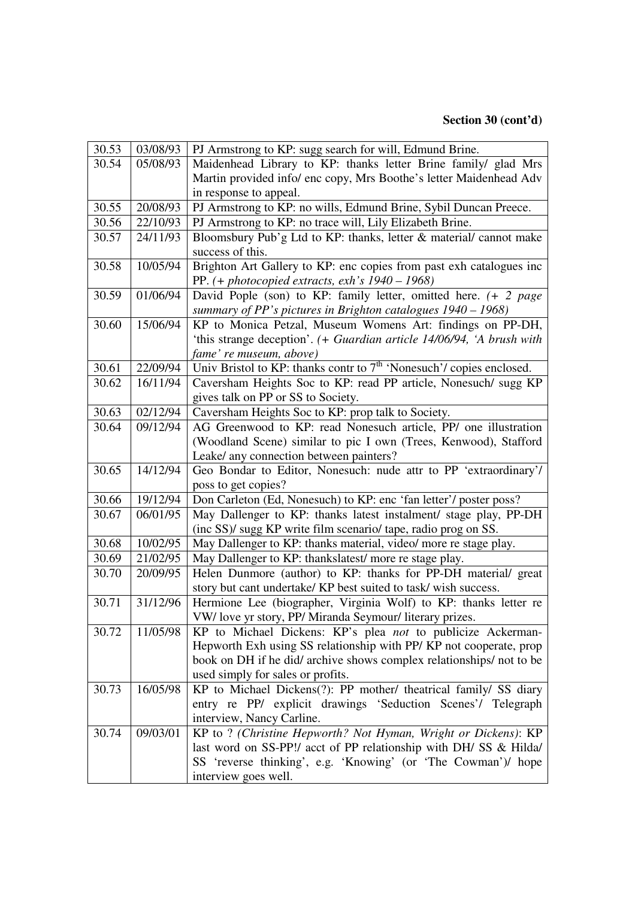**Section 30 (cont'd)**

| | | |
|---|---|---|
| 30.53 | 03/08/93 | PJ Armstrong to KP: sugg search for will, Edmund Brine. |
| 30.54 | 05/08/93 | Maidenhead Library to KP: thanks letter Brine family/ glad Mrs Martin provided info/ enc copy, Mrs Boothe's letter Maidenhead Adv in response to appeal. |
| 30.55 | 20/08/93 | PJ Armstrong to KP: no wills, Edmund Brine, Sybil Duncan Preece. |
| 30.56 | 22/10/93 | PJ Armstrong to KP: no trace will, Lily Elizabeth Brine. |
| 30.57 | 24/11/93 | Bloomsbury Pub'g Ltd to KP: thanks, letter & material/ cannot make success of this. |
| 30.58 | 10/05/94 | Brighton Art Gallery to KP: enc copies from past exh catalogues inc PP. *(+ photocopied extracts, exh's 1940 – 1968)* |
| 30.59 | 01/06/94 | David Pople (son) to KP: family letter, omitted here. *(+ 2 page summary of PP's pictures in Brighton catalogues 1940 – 1968)* |
| 30.60 | 15/06/94 | KP to Monica Petzal, Museum Womens Art: findings on PP-DH, 'this strange deception'. *(+ Guardian article 14/06/94, 'A brush with fame' re museum, above)* |
| 30.61 | 22/09/94 | Univ Bristol to KP: thanks contr to 7th 'Nonesuch'/ copies enclosed. |
| 30.62 | 16/11/94 | Caversham Heights Soc to KP: read PP article, Nonesuch/ sugg KP gives talk on PP or SS to Society. |
| 30.63 | 02/12/94 | Caversham Heights Soc to KP: prop talk to Society. |
| 30.64 | 09/12/94 | AG Greenwood to KP: read Nonesuch article, PP/ one illustration (Woodland Scene) similar to pic I own (Trees, Kenwood), Stafford Leake/ any connection between painters? |
| 30.65 | 14/12/94 | Geo Bondar to Editor, Nonesuch: nude attr to PP 'extraordinary'/ poss to get copies? |
| 30.66 | 19/12/94 | Don Carleton (Ed, Nonesuch) to KP: enc 'fan letter'/ poster poss? |
| 30.67 | 06/01/95 | May Dallenger to KP: thanks latest instalment/ stage play, PP-DH (inc SS)/ sugg KP write film scenario/ tape, radio prog on SS. |
| 30.68 | 10/02/95 | May Dallenger to KP: thanks material, video/ more re stage play. |
| 30.69 | 21/02/95 | May Dallenger to KP: thankslatest/ more re stage play. |
| 30.70 | 20/09/95 | Helen Dunmore (author) to KP: thanks for PP-DH material/ great story but cant undertake/ KP best suited to task/ wish success. |
| 30.71 | 31/12/96 | Hermione Lee (biographer, Virginia Wolf) to KP: thanks letter re VW/ love yr story, PP/ Miranda Seymour/ literary prizes. |
| 30.72 | 11/05/98 | KP to Michael Dickens: KP's plea *not* to publicize Ackerman-Hepworth Exh using SS relationship with PP/ KP not cooperate, prop book on DH if he did/ archive shows complex relationships/ not to be used simply for sales or profits. |
| 30.73 | 16/05/98 | KP to Michael Dickens(?): PP mother/ theatrical family/ SS diary entry re PP/ explicit drawings 'Seduction Scenes'/ Telegraph interview, Nancy Carline. |
| 30.74 | 09/03/01 | KP to ? *(Christine Hepworth? Not Hyman, Wright or Dickens)*: KP last word on SS-PP!/ acct of PP relationship with DH/ SS & Hilda/ SS 'reverse thinking', e.g. 'Knowing' (or 'The Cowman')/ hope interview goes well. |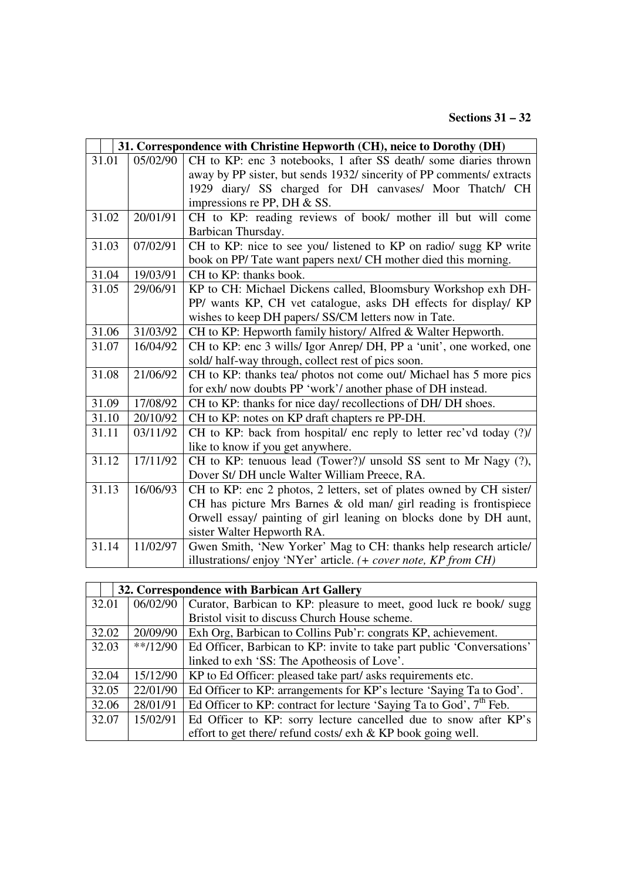**Sections 31 – 32**

| | | 31. Correspondence with Christine Hepworth (CH), neice to Dorothy (DH) |
|---|---|---|
| 31.01 | 05/02/90 | CH to KP: enc 3 notebooks, 1 after SS death/ some diaries thrown away by PP sister, but sends 1932/ sincerity of PP comments/ extracts 1929 diary/ SS charged for DH canvases/ Moor Thatch/ CH impressions re PP, DH & SS. |
| 31.02 | 20/01/91 | CH to KP: reading reviews of book/ mother ill but will come Barbican Thursday. |
| 31.03 | 07/02/91 | CH to KP: nice to see you/ listened to KP on radio/ sugg KP write book on PP/ Tate want papers next/ CH mother died this morning. |
| 31.04 | 19/03/91 | CH to KP: thanks book. |
| 31.05 | 29/06/91 | KP to CH: Michael Dickens called, Bloomsbury Workshop exh DH-PP/ wants KP, CH vet catalogue, asks DH effects for display/ KP wishes to keep DH papers/ SS/CM letters now in Tate. |
| 31.06 | 31/03/92 | CH to KP: Hepworth family history/ Alfred & Walter Hepworth. |
| 31.07 | 16/04/92 | CH to KP: enc 3 wills/ Igor Anrep/ DH, PP a 'unit', one worked, one sold/ half-way through, collect rest of pics soon. |
| 31.08 | 21/06/92 | CH to KP: thanks tea/ photos not come out/ Michael has 5 more pics for exh/ now doubts PP 'work'/ another phase of DH instead. |
| 31.09 | 17/08/92 | CH to KP: thanks for nice day/ recollections of DH/ DH shoes. |
| 31.10 | 20/10/92 | CH to KP: notes on KP draft chapters re PP-DH. |
| 31.11 | 03/11/92 | CH to KP: back from hospital/ enc reply to letter rec'vd today (?)/ like to know if you get anywhere. |
| 31.12 | 17/11/92 | CH to KP: tenuous lead (Tower?)/ unsold SS sent to Mr Nagy (?), Dover St/ DH uncle Walter William Preece, RA. |
| 31.13 | 16/06/93 | CH to KP: enc 2 photos, 2 letters, set of plates owned by CH sister/ CH has picture Mrs Barnes & old man/ girl reading is frontispiece Orwell essay/ painting of girl leaning on blocks done by DH aunt, sister Walter Hepworth RA. |
| 31.14 | 11/02/97 | Gwen Smith, 'New Yorker' Mag to CH: thanks help research article/ illustrations/ enjoy 'NYer' article. *(+ cover note, KP from CH)* |

| | | 32. Correspondence with Barbican Art Gallery |
|---|---|---|
| 32.01 | 06/02/90 | Curator, Barbican to KP: pleasure to meet, good luck re book/ sugg Bristol visit to discuss Church House scheme. |
| 32.02 | 20/09/90 | Exh Org, Barbican to Collins Pub'r: congrats KP, achievement. |
| 32.03 | **/12/90 | Ed Officer, Barbican to KP: invite to take part public 'Conversations' linked to exh 'SS: The Apotheosis of Love'. |
| 32.04 | 15/12/90 | KP to Ed Officer: pleased take part/ asks requirements etc. |
| 32.05 | 22/01/90 | Ed Officer to KP: arrangements for KP's lecture 'Saying Ta to God'. |
| 32.06 | 28/01/91 | Ed Officer to KP: contract for lecture 'Saying Ta to God', 7th Feb. |
| 32.07 | 15/02/91 | Ed Officer to KP: sorry lecture cancelled due to snow after KP's effort to get there/ refund costs/ exh & KP book going well. |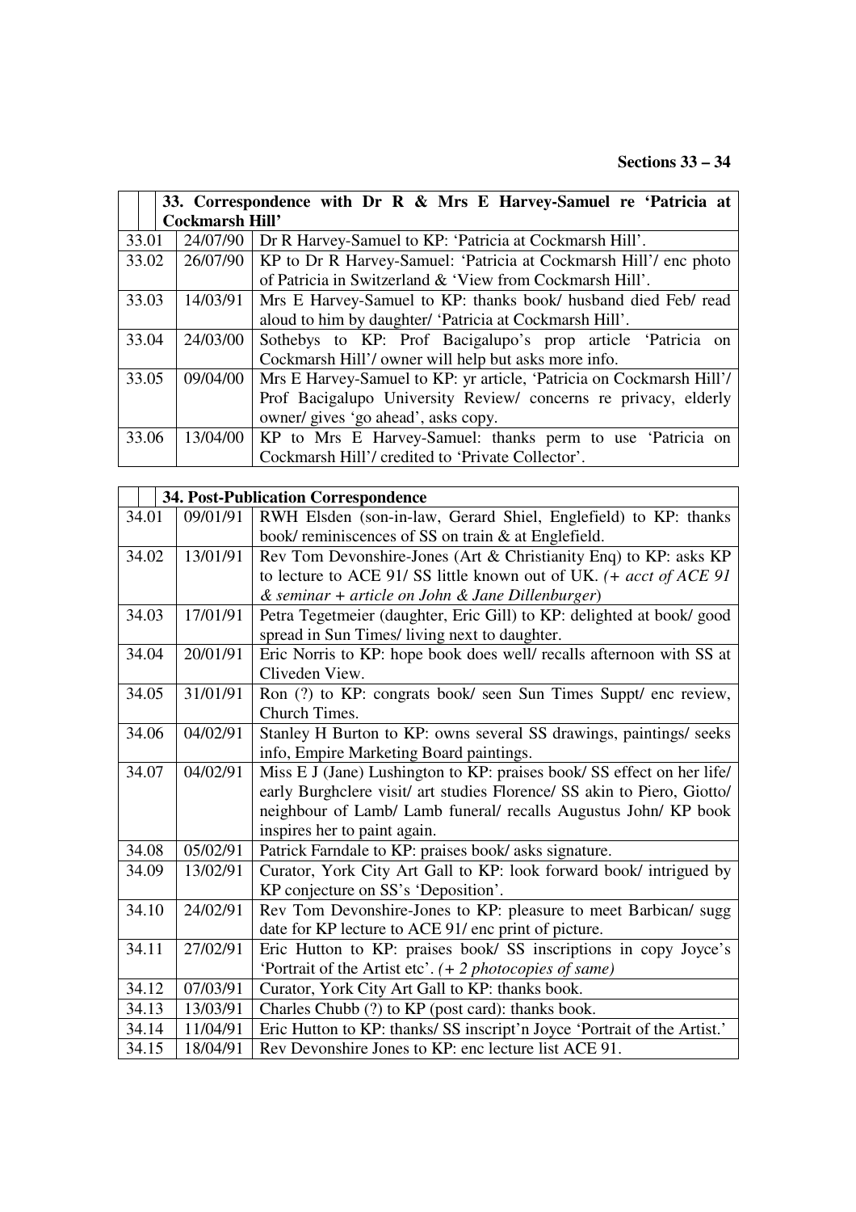**Sections 33 – 34**

| | | 33. Correspondence with Dr R & Mrs E Harvey-Samuel re 'Patricia at Cockmarsh Hill' |
|---|---|---|
| 33.01 | 24/07/90 | Dr R Harvey-Samuel to KP: 'Patricia at Cockmarsh Hill'. |
| 33.02 | 26/07/90 | KP to Dr R Harvey-Samuel: 'Patricia at Cockmarsh Hill'/ enc photo of Patricia in Switzerland & 'View from Cockmarsh Hill'. |
| 33.03 | 14/03/91 | Mrs E Harvey-Samuel to KP: thanks book/ husband died Feb/ read aloud to him by daughter/ 'Patricia at Cockmarsh Hill'. |
| 33.04 | 24/03/00 | Sothebys to KP: Prof Bacigalupo's prop article 'Patricia on Cockmarsh Hill'/ owner will help but asks more info. |
| 33.05 | 09/04/00 | Mrs E Harvey-Samuel to KP: yr article, 'Patricia on Cockmarsh Hill'/ Prof Bacigalupo University Review/ concerns re privacy, elderly owner/ gives 'go ahead', asks copy. |
| 33.06 | 13/04/00 | KP to Mrs E Harvey-Samuel: thanks perm to use 'Patricia on Cockmarsh Hill'/ credited to 'Private Collector'. |

| | | 34. Post-Publication Correspondence |
|---|---|---|
| 34.01 | 09/01/91 | RWH Elsden (son-in-law, Gerard Shiel, Englefield) to KP: thanks book/ reminiscences of SS on train & at Englefield. |
| 34.02 | 13/01/91 | Rev Tom Devonshire-Jones (Art & Christianity Enq) to KP: asks KP to lecture to ACE 91/ SS little known out of UK. *(+ acct of ACE 91 & seminar + article on John & Jane Dillenburger)* |
| 34.03 | 17/01/91 | Petra Tegetmeier (daughter, Eric Gill) to KP: delighted at book/ good spread in Sun Times/ living next to daughter. |
| 34.04 | 20/01/91 | Eric Norris to KP: hope book does well/ recalls afternoon with SS at Cliveden View. |
| 34.05 | 31/01/91 | Ron (?) to KP: congrats book/ seen Sun Times Suppt/ enc review, Church Times. |
| 34.06 | 04/02/91 | Stanley H Burton to KP: owns several SS drawings, paintings/ seeks info, Empire Marketing Board paintings. |
| 34.07 | 04/02/91 | Miss E J (Jane) Lushington to KP: praises book/ SS effect on her life/ early Burghclere visit/ art studies Florence/ SS akin to Piero, Giotto/ neighbour of Lamb/ Lamb funeral/ recalls Augustus John/ KP book inspires her to paint again. |
| 34.08 | 05/02/91 | Patrick Farndale to KP: praises book/ asks signature. |
| 34.09 | 13/02/91 | Curator, York City Art Gall to KP: look forward book/ intrigued by KP conjecture on SS's 'Deposition'. |
| 34.10 | 24/02/91 | Rev Tom Devonshire-Jones to KP: pleasure to meet Barbican/ sugg date for KP lecture to ACE 91/ enc print of picture. |
| 34.11 | 27/02/91 | Eric Hutton to KP: praises book/ SS inscriptions in copy Joyce's 'Portrait of the Artist etc'. *(+ 2 photocopies of same)* |
| 34.12 | 07/03/91 | Curator, York City Art Gall to KP: thanks book. |
| 34.13 | 13/03/91 | Charles Chubb (?) to KP (post card): thanks book. |
| 34.14 | 11/04/91 | Eric Hutton to KP: thanks/ SS inscript'n Joyce 'Portrait of the Artist.' |
| 34.15 | 18/04/91 | Rev Devonshire Jones to KP: enc lecture list ACE 91. |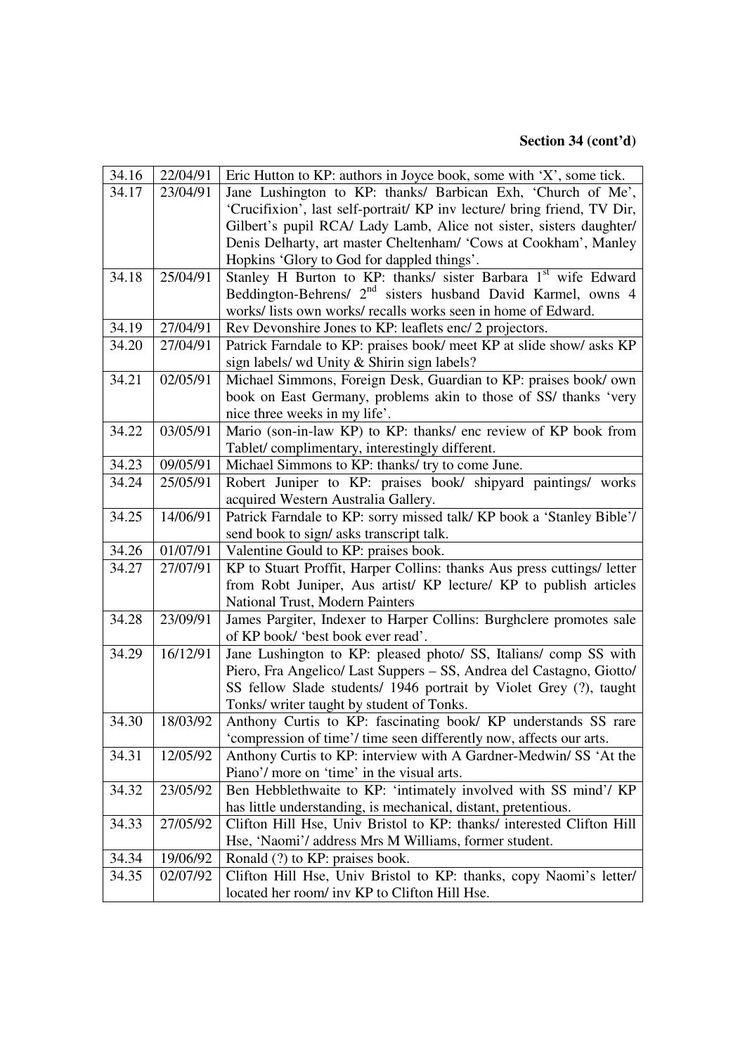**Section 34 (cont'd)**

| | | |
|---|---|---|
| 34.16 | 22/04/91 | Eric Hutton to KP: authors in Joyce book, some with 'X', some tick. |
| 34.17 | 23/04/91 | Jane Lushington to KP: thanks/ Barbican Exh, 'Church of Me', 'Crucifixion', last self-portrait/ KP inv lecture/ bring friend, TV Dir, Gilbert's pupil RCA/ Lady Lamb, Alice not sister, sisters daughter/ Denis Delharty, art master Cheltenham/ 'Cows at Cookham', Manley Hopkins 'Glory to God for dappled things'. |
| 34.18 | 25/04/91 | Stanley H Burton to KP: thanks/ sister Barbara 1st wife Edward Beddington-Behrens/ 2nd sisters husband David Karmel, owns 4 works/ lists own works/ recalls works seen in home of Edward. |
| 34.19 | 27/04/91 | Rev Devonshire Jones to KP: leaflets enc/ 2 projectors. |
| 34.20 | 27/04/91 | Patrick Farndale to KP: praises book/ meet KP at slide show/ asks KP sign labels/ wd Unity & Shirin sign labels? |
| 34.21 | 02/05/91 | Michael Simmons, Foreign Desk, Guardian to KP: praises book/ own book on East Germany, problems akin to those of SS/ thanks 'very nice three weeks in my life'. |
| 34.22 | 03/05/91 | Mario (son-in-law KP) to KP: thanks/ enc review of KP book from Tablet/ complimentary, interestingly different. |
| 34.23 | 09/05/91 | Michael Simmons to KP: thanks/ try to come June. |
| 34.24 | 25/05/91 | Robert Juniper to KP: praises book/ shipyard paintings/ works acquired Western Australia Gallery. |
| 34.25 | 14/06/91 | Patrick Farndale to KP: sorry missed talk/ KP book a 'Stanley Bible'/ send book to sign/ asks transcript talk. |
| 34.26 | 01/07/91 | Valentine Gould to KP: praises book. |
| 34.27 | 27/07/91 | KP to Stuart Proffit, Harper Collins: thanks Aus press cuttings/ letter from Robt Juniper, Aus artist/ KP lecture/ KP to publish articles National Trust, Modern Painters |
| 34.28 | 23/09/91 | James Pargiter, Indexer to Harper Collins: Burghclere promotes sale of KP book/ 'best book ever read'. |
| 34.29 | 16/12/91 | Jane Lushington to KP: pleased photo/ SS, Italians/ comp SS with Piero, Fra Angelico/ Last Suppers – SS, Andrea del Castagno, Giotto/ SS fellow Slade students/ 1946 portrait by Violet Grey (?), taught Tonks/ writer taught by student of Tonks. |
| 34.30 | 18/03/92 | Anthony Curtis to KP: fascinating book/ KP understands SS rare 'compression of time'/ time seen differently now, affects our arts. |
| 34.31 | 12/05/92 | Anthony Curtis to KP: interview with A Gardner-Medwin/ SS 'At the Piano'/ more on 'time' in the visual arts. |
| 34.32 | 23/05/92 | Ben Hebblethwaite to KP: 'intimately involved with SS mind'/ KP has little understanding, is mechanical, distant, pretentious. |
| 34.33 | 27/05/92 | Clifton Hill Hse, Univ Bristol to KP: thanks/ interested Clifton Hill Hse, 'Naomi'/ address Mrs M Williams, former student. |
| 34.34 | 19/06/92 | Ronald (?) to KP: praises book. |
| 34.35 | 02/07/92 | Clifton Hill Hse, Univ Bristol to KP: thanks, copy Naomi's letter/ located her room/ inv KP to Clifton Hill Hse. |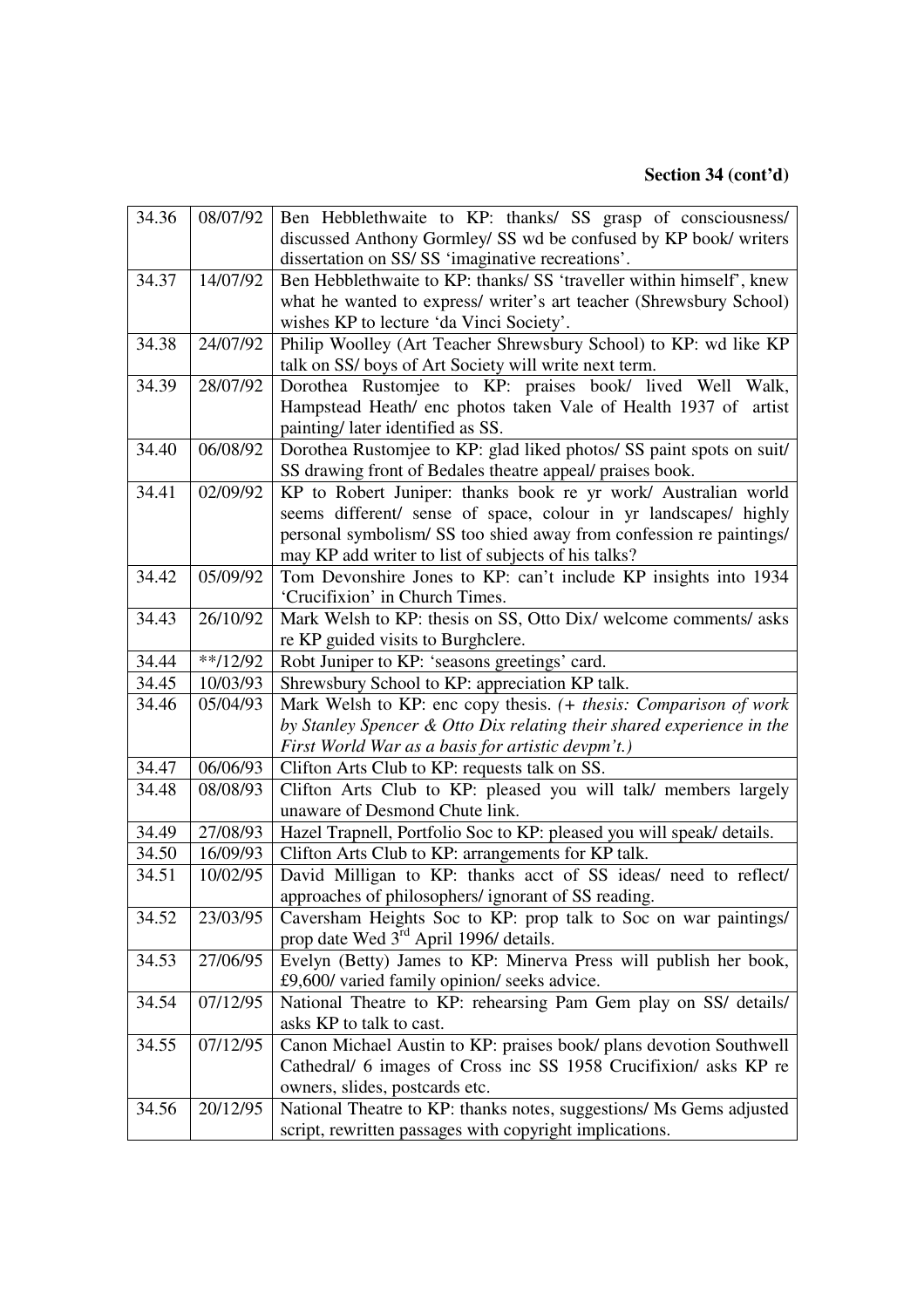**Section 34 (cont'd)**

| | | |
|---|---|---|
| 34.36 | 08/07/92 | Ben Hebblethwaite to KP: thanks/ SS grasp of consciousness/ discussed Anthony Gormley/ SS wd be confused by KP book/ writers dissertation on SS/ SS 'imaginative recreations'. |
| 34.37 | 14/07/92 | Ben Hebblethwaite to KP: thanks/ SS 'traveller within himself', knew what he wanted to express/ writer's art teacher (Shrewsbury School) wishes KP to lecture 'da Vinci Society'. |
| 34.38 | 24/07/92 | Philip Woolley (Art Teacher Shrewsbury School) to KP: wd like KP talk on SS/ boys of Art Society will write next term. |
| 34.39 | 28/07/92 | Dorothea Rustomjee to KP: praises book/ lived Well Walk, Hampstead Heath/ enc photos taken Vale of Health 1937 of artist painting/ later identified as SS. |
| 34.40 | 06/08/92 | Dorothea Rustomjee to KP: glad liked photos/ SS paint spots on suit/ SS drawing front of Bedales theatre appeal/ praises book. |
| 34.41 | 02/09/92 | KP to Robert Juniper: thanks book re yr work/ Australian world seems different/ sense of space, colour in yr landscapes/ highly personal symbolism/ SS too shied away from confession re paintings/ may KP add writer to list of subjects of his talks? |
| 34.42 | 05/09/92 | Tom Devonshire Jones to KP: can't include KP insights into 1934 'Crucifixion' in Church Times. |
| 34.43 | 26/10/92 | Mark Welsh to KP: thesis on SS, Otto Dix/ welcome comments/ asks re KP guided visits to Burghclere. |
| 34.44 | **/12/92 | Robt Juniper to KP: 'seasons greetings' card. |
| 34.45 | 10/03/93 | Shrewsbury School to KP: appreciation KP talk. |
| 34.46 | 05/04/93 | Mark Welsh to KP: enc copy thesis. *(+ thesis: Comparison of work by Stanley Spencer & Otto Dix relating their shared experience in the First World War as a basis for artistic devpm't.)* |
| 34.47 | 06/06/93 | Clifton Arts Club to KP: requests talk on SS. |
| 34.48 | 08/08/93 | Clifton Arts Club to KP: pleased you will talk/ members largely unaware of Desmond Chute link. |
| 34.49 | 27/08/93 | Hazel Trapnell, Portfolio Soc to KP: pleased you will speak/ details. |
| 34.50 | 16/09/93 | Clifton Arts Club to KP: arrangements for KP talk. |
| 34.51 | 10/02/95 | David Milligan to KP: thanks acct of SS ideas/ need to reflect/ approaches of philosophers/ ignorant of SS reading. |
| 34.52 | 23/03/95 | Caversham Heights Soc to KP: prop talk to Soc on war paintings/ prop date Wed 3rd April 1996/ details. |
| 34.53 | 27/06/95 | Evelyn (Betty) James to KP: Minerva Press will publish her book, £9,600/ varied family opinion/ seeks advice. |
| 34.54 | 07/12/95 | National Theatre to KP: rehearsing Pam Gem play on SS/ details/ asks KP to talk to cast. |
| 34.55 | 07/12/95 | Canon Michael Austin to KP: praises book/ plans devotion Southwell Cathedral/ 6 images of Cross inc SS 1958 Crucifixion/ asks KP re owners, slides, postcards etc. |
| 34.56 | 20/12/95 | National Theatre to KP: thanks notes, suggestions/ Ms Gems adjusted script, rewritten passages with copyright implications. |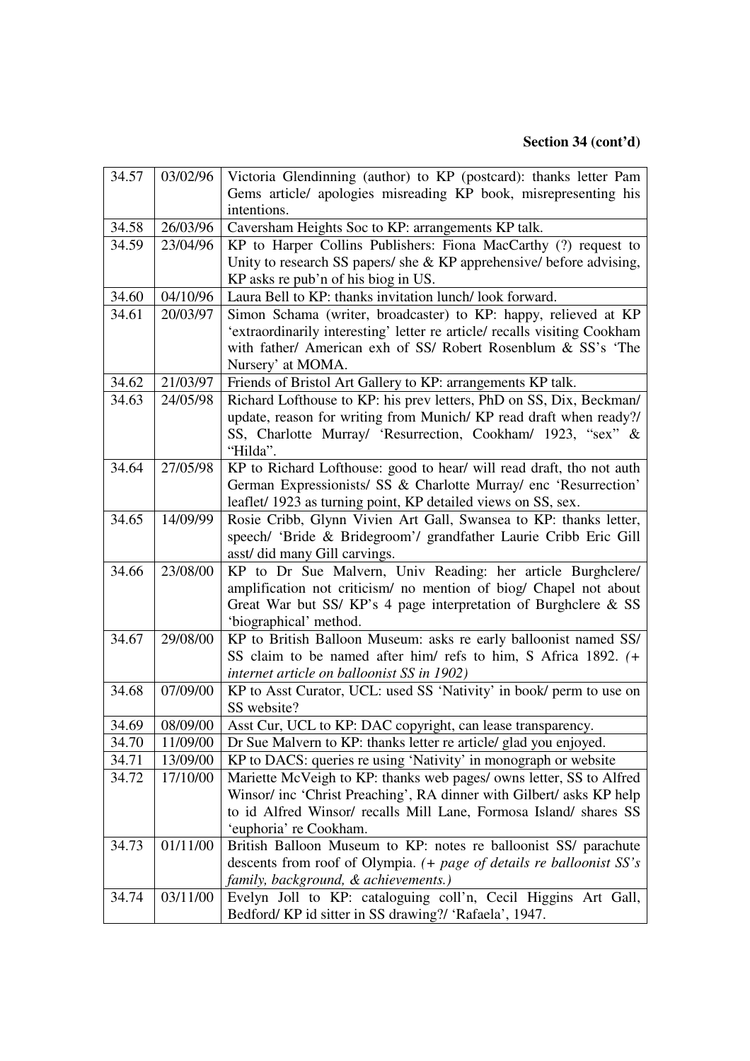**Section 34 (cont'd)**

| | | |
|---|---|---|
| 34.57 | 03/02/96 | Victoria Glendinning (author) to KP (postcard): thanks letter Pam Gems article/ apologies misreading KP book, misrepresenting his intentions. |
| 34.58 | 26/03/96 | Caversham Heights Soc to KP: arrangements KP talk. |
| 34.59 | 23/04/96 | KP to Harper Collins Publishers: Fiona MacCarthy (?) request to Unity to research SS papers/ she & KP apprehensive/ before advising, KP asks re pub'n of his biog in US. |
| 34.60 | 04/10/96 | Laura Bell to KP: thanks invitation lunch/ look forward. |
| 34.61 | 20/03/97 | Simon Schama (writer, broadcaster) to KP: happy, relieved at KP 'extraordinarily interesting' letter re article/ recalls visiting Cookham with father/ American exh of SS/ Robert Rosenblum & SS's 'The Nursery' at MOMA. |
| 34.62 | 21/03/97 | Friends of Bristol Art Gallery to KP: arrangements KP talk. |
| 34.63 | 24/05/98 | Richard Lofthouse to KP: his prev letters, PhD on SS, Dix, Beckman/ update, reason for writing from Munich/ KP read draft when ready?/ SS, Charlotte Murray/ 'Resurrection, Cookham/ 1923, "sex" & "Hilda". |
| 34.64 | 27/05/98 | KP to Richard Lofthouse: good to hear/ will read draft, tho not auth German Expressionists/ SS & Charlotte Murray/ enc 'Resurrection' leaflet/ 1923 as turning point, KP detailed views on SS, sex. |
| 34.65 | 14/09/99 | Rosie Cribb, Glynn Vivien Art Gall, Swansea to KP: thanks letter, speech/ 'Bride & Bridegroom'/ grandfather Laurie Cribb Eric Gill asst/ did many Gill carvings. |
| 34.66 | 23/08/00 | KP to Dr Sue Malvern, Univ Reading: her article Burghclere/ amplification not criticism/ no mention of biog/ Chapel not about Great War but SS/ KP's 4 page interpretation of Burghclere & SS 'biographical' method. |
| 34.67 | 29/08/00 | KP to British Balloon Museum: asks re early balloonist named SS/ SS claim to be named after him/ refs to him, S Africa 1892. *(+ internet article on balloonist SS in 1902)* |
| 34.68 | 07/09/00 | KP to Asst Curator, UCL: used SS 'Nativity' in book/ perm to use on SS website? |
| 34.69 | 08/09/00 | Asst Cur, UCL to KP: DAC copyright, can lease transparency. |
| 34.70 | 11/09/00 | Dr Sue Malvern to KP: thanks letter re article/ glad you enjoyed. |
| 34.71 | 13/09/00 | KP to DACS: queries re using 'Nativity' in monograph or website |
| 34.72 | 17/10/00 | Mariette McVeigh to KP: thanks web pages/ owns letter, SS to Alfred Winsor/ inc 'Christ Preaching', RA dinner with Gilbert/ asks KP help to id Alfred Winsor/ recalls Mill Lane, Formosa Island/ shares SS 'euphoria' re Cookham. |
| 34.73 | 01/11/00 | British Balloon Museum to KP: notes re balloonist SS/ parachute descents from roof of Olympia. *(+ page of details re balloonist SS's family, background, & achievements.)* |
| 34.74 | 03/11/00 | Evelyn Joll to KP: cataloguing coll'n, Cecil Higgins Art Gall, Bedford/ KP id sitter in SS drawing?/ 'Rafaela', 1947. |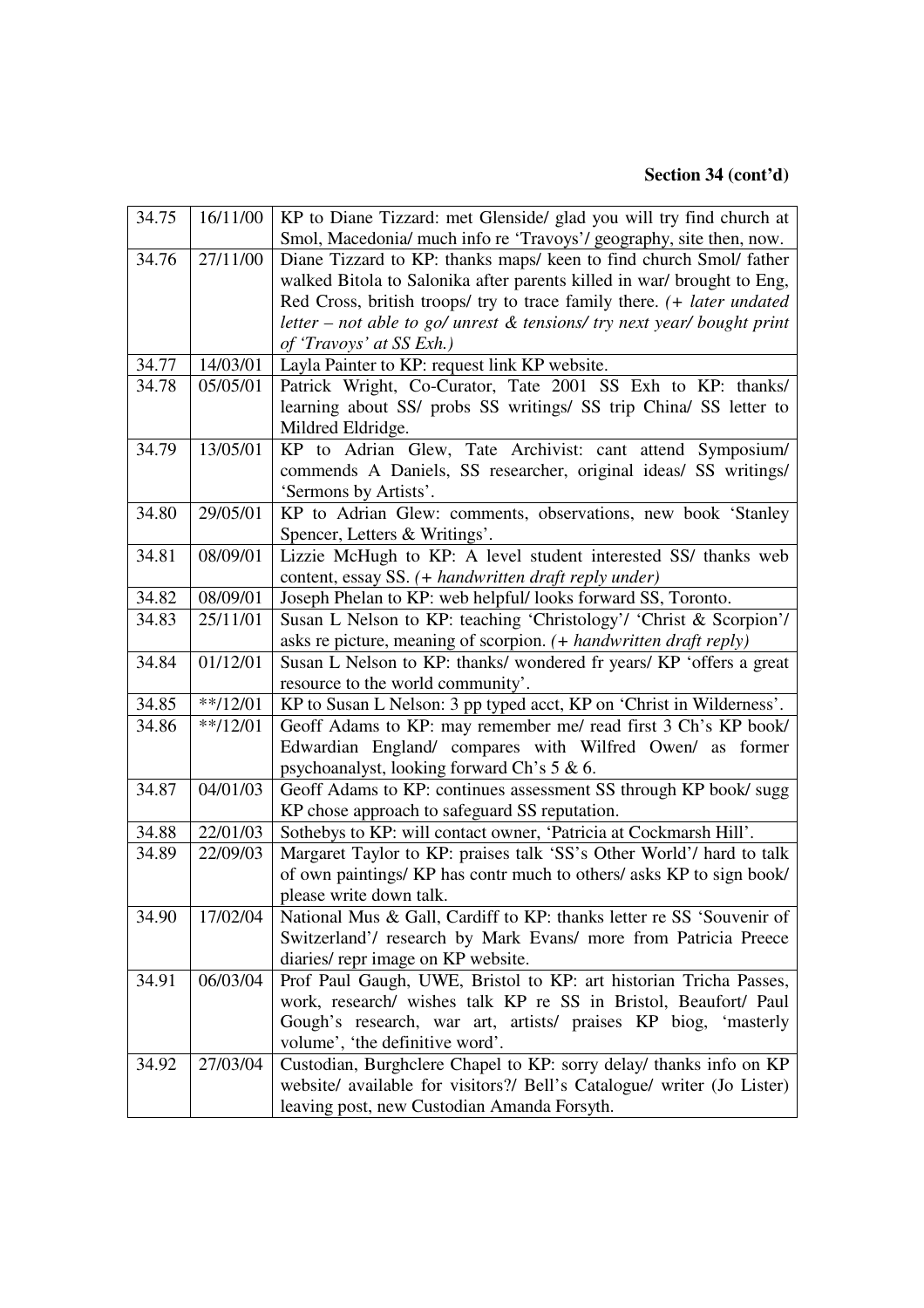**Section 34 (cont'd)**

| | | |
|---|---|---|
| 34.75 | 16/11/00 | KP to Diane Tizzard: met Glenside/ glad you will try find church at Smol, Macedonia/ much info re 'Travoys'/ geography, site then, now. |
| 34.76 | 27/11/00 | Diane Tizzard to KP: thanks maps/ keen to find church Smol/ father walked Bitola to Salonika after parents killed in war/ brought to Eng, Red Cross, british troops/ try to trace family there. *(+ later undated letter – not able to go/ unrest & tensions/ try next year/ bought print of 'Travoys' at SS Exh.)* |
| 34.77 | 14/03/01 | Layla Painter to KP: request link KP website. |
| 34.78 | 05/05/01 | Patrick Wright, Co-Curator, Tate 2001 SS Exh to KP: thanks/ learning about SS/ probs SS writings/ SS trip China/ SS letter to Mildred Eldridge. |
| 34.79 | 13/05/01 | KP to Adrian Glew, Tate Archivist: cant attend Symposium/ commends A Daniels, SS researcher, original ideas/ SS writings/ 'Sermons by Artists'. |
| 34.80 | 29/05/01 | KP to Adrian Glew: comments, observations, new book 'Stanley Spencer, Letters & Writings'. |
| 34.81 | 08/09/01 | Lizzie McHugh to KP: A level student interested SS/ thanks web content, essay SS. *(+ handwritten draft reply under)* |
| 34.82 | 08/09/01 | Joseph Phelan to KP: web helpful/ looks forward SS, Toronto. |
| 34.83 | 25/11/01 | Susan L Nelson to KP: teaching 'Christology'/ 'Christ & Scorpion'/ asks re picture, meaning of scorpion. *(+ handwritten draft reply)* |
| 34.84 | 01/12/01 | Susan L Nelson to KP: thanks/ wondered fr years/ KP 'offers a great resource to the world community'. |
| 34.85 | **/12/01 | KP to Susan L Nelson: 3 pp typed acct, KP on 'Christ in Wilderness'. |
| 34.86 | **/12/01 | Geoff Adams to KP: may remember me/ read first 3 Ch's KP book/ Edwardian England/ compares with Wilfred Owen/ as former psychoanalyst, looking forward Ch's 5 & 6. |
| 34.87 | 04/01/03 | Geoff Adams to KP: continues assessment SS through KP book/ sugg KP chose approach to safeguard SS reputation. |
| 34.88 | 22/01/03 | Sothebys to KP: will contact owner, 'Patricia at Cockmarsh Hill'. |
| 34.89 | 22/09/03 | Margaret Taylor to KP: praises talk 'SS's Other World'/ hard to talk of own paintings/ KP has contr much to others/ asks KP to sign book/ please write down talk. |
| 34.90 | 17/02/04 | National Mus & Gall, Cardiff to KP: thanks letter re SS 'Souvenir of Switzerland'/ research by Mark Evans/ more from Patricia Preece diaries/ repr image on KP website. |
| 34.91 | 06/03/04 | Prof Paul Gaugh, UWE, Bristol to KP: art historian Tricha Passes, work, research/ wishes talk KP re SS in Bristol, Beaufort/ Paul Gough's research, war art, artists/ praises KP biog, 'masterly volume', 'the definitive word'. |
| 34.92 | 27/03/04 | Custodian, Burghclere Chapel to KP: sorry delay/ thanks info on KP website/ available for visitors?/ Bell's Catalogue/ writer (Jo Lister) leaving post, new Custodian Amanda Forsyth. |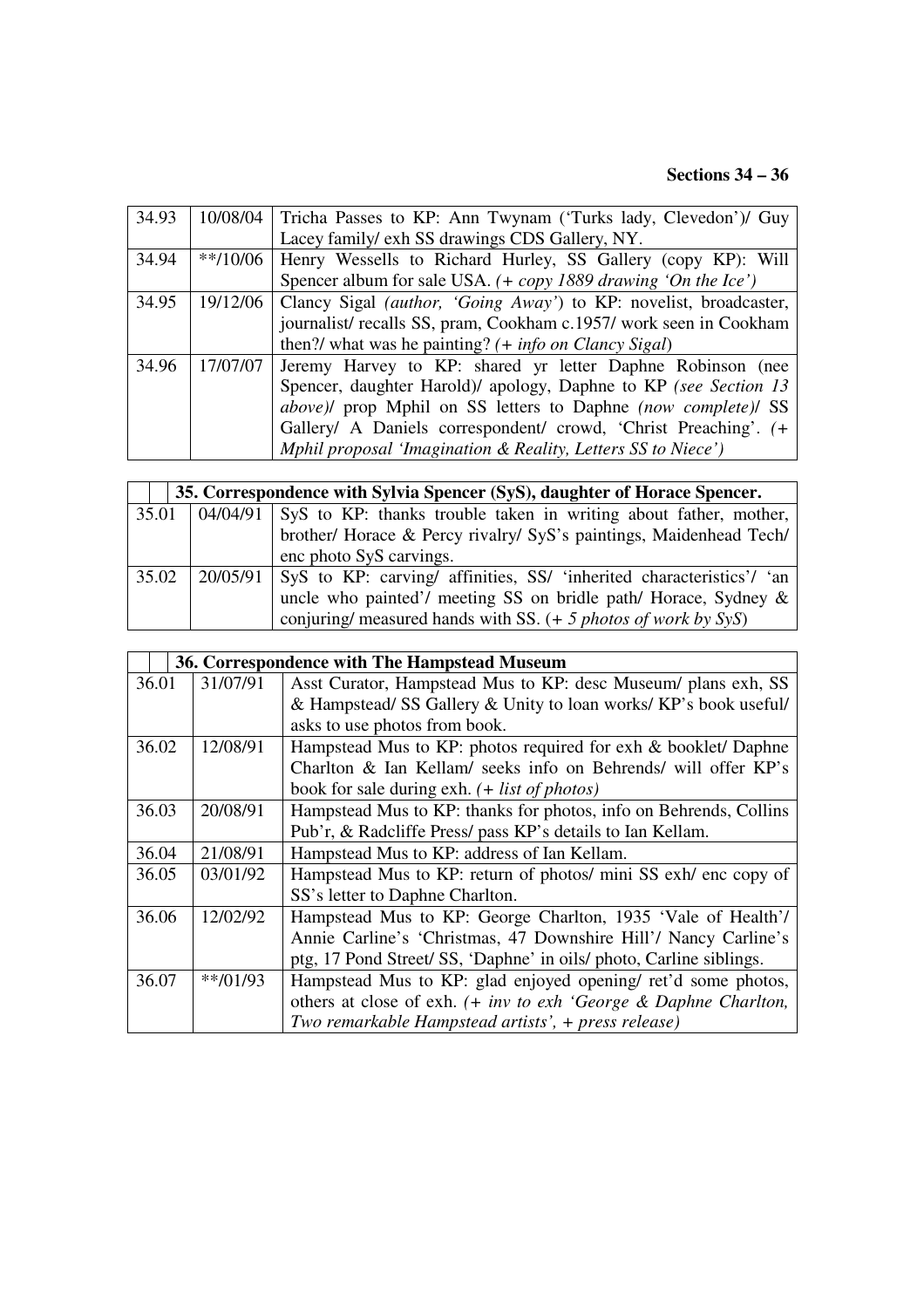| | | |
|---|---|---|
| 34.93 | 10/08/04 | Tricha Passes to KP: Ann Twynam ('Turks lady, Clevedon')/ Guy Lacey family/ exh SS drawings CDS Gallery, NY. |
| 34.94 | **/10/06 | Henry Wessells to Richard Hurley, SS Gallery (copy KP): Will Spencer album for sale USA. *(+ copy 1889 drawing 'On the Ice')* |
| 34.95 | 19/12/06 | Clancy Sigal *(author, 'Going Away')* to KP: novelist, broadcaster, journalist/ recalls SS, pram, Cookham c.1957/ work seen in Cookham then?/ what was he painting? *(+ info on Clancy Sigal)* |
| 34.96 | 17/07/07 | Jeremy Harvey to KP: shared yr letter Daphne Robinson (nee Spencer, daughter Harold)/ apology, Daphne to KP *(see Section 13 above)*/ prop Mphil on SS letters to Daphne *(now complete)*/ SS Gallery/ A Daniels correspondent/ crowd, 'Christ Preaching'. *(+ Mphil proposal 'Imagination & Reality, Letters SS to Niece')* |

| | | |
|---|---|---|
| | | **35. Correspondence with Sylvia Spencer (SyS), daughter of Horace Spencer.** |
| 35.01 | 04/04/91 | SyS to KP: thanks trouble taken in writing about father, mother, brother/ Horace & Percy rivalry/ SyS's paintings, Maidenhead Tech/ enc photo SyS carvings. |
| 35.02 | 20/05/91 | SyS to KP: carving/ affinities, SS/ 'inherited characteristics'/ 'an uncle who painted'/ meeting SS on bridle path/ Horace, Sydney & conjuring/ measured hands with SS. *(+ 5 photos of work by SyS)* |

| | | |
|---|---|---|
| | | **36. Correspondence with The Hampstead Museum** |
| 36.01 | 31/07/91 | Asst Curator, Hampstead Mus to KP: desc Museum/ plans exh, SS & Hampstead/ SS Gallery & Unity to loan works/ KP's book useful/ asks to use photos from book. |
| 36.02 | 12/08/91 | Hampstead Mus to KP: photos required for exh & booklet/ Daphne Charlton & Ian Kellam/ seeks info on Behrends/ will offer KP's book for sale during exh. *(+ list of photos)* |
| 36.03 | 20/08/91 | Hampstead Mus to KP: thanks for photos, info on Behrends, Collins Pub'r, & Radcliffe Press/ pass KP's details to Ian Kellam. |
| 36.04 | 21/08/91 | Hampstead Mus to KP: address of Ian Kellam. |
| 36.05 | 03/01/92 | Hampstead Mus to KP: return of photos/ mini SS exh/ enc copy of SS's letter to Daphne Charlton. |
| 36.06 | 12/02/92 | Hampstead Mus to KP: George Charlton, 1935 'Vale of Health'/ Annie Carline's 'Christmas, 47 Downshire Hill'/ Nancy Carline's ptg, 17 Pond Street/ SS, 'Daphne' in oils/ photo, Carline siblings. |
| 36.07 | **/01/93 | Hampstead Mus to KP: glad enjoyed opening/ ret'd some photos, others at close of exh. *(+ inv to exh 'George & Daphne Charlton, Two remarkable Hampstead artists', + press release)* |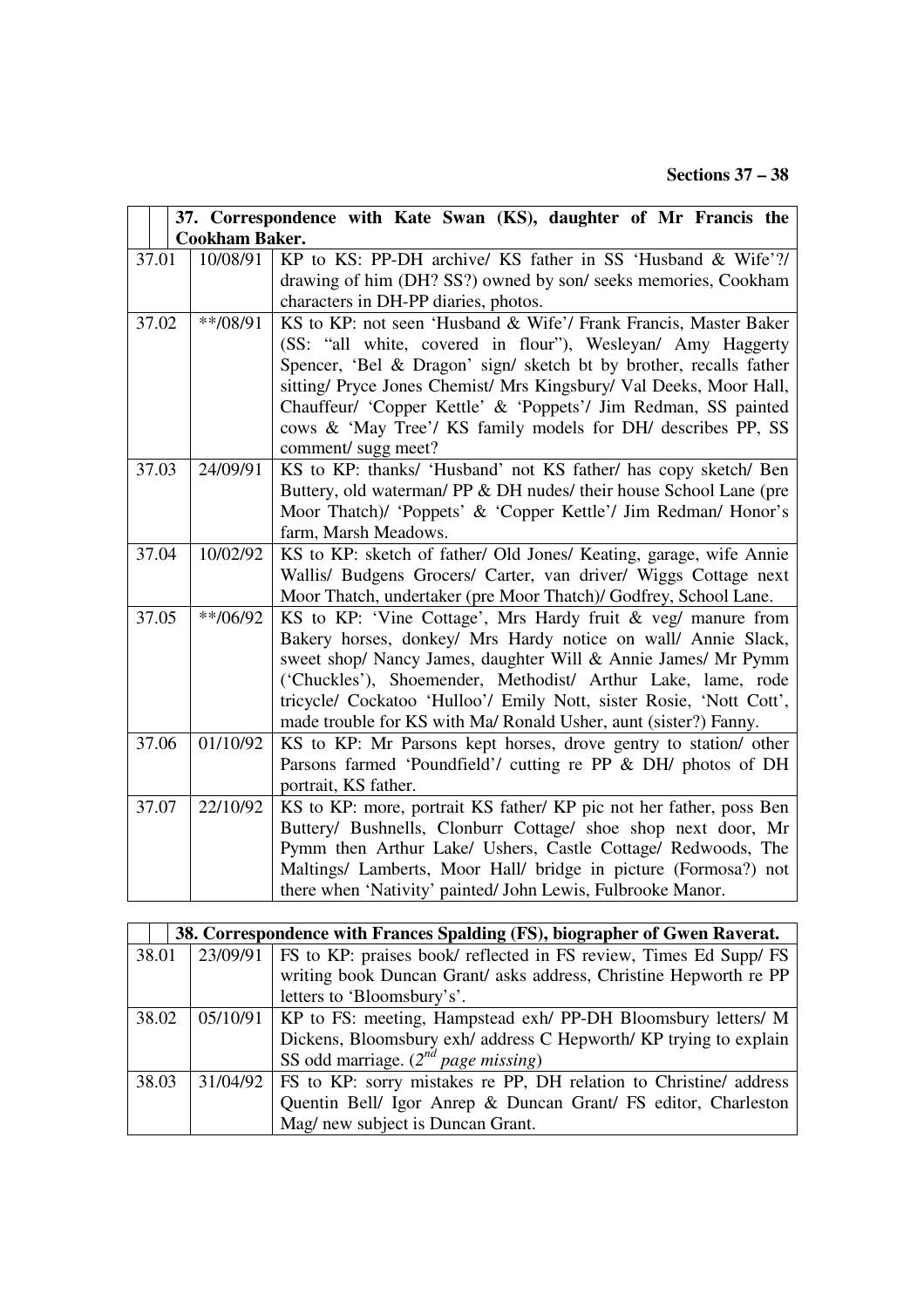## Sections 37 – 38

| | | 37. Correspondence with Kate Swan (KS), daughter of Mr Francis the Cookham Baker. |
|---|---|---|
| 37.01 | 10/08/91 | KP to KS: PP-DH archive/ KS father in SS 'Husband & Wife'?/ drawing of him (DH? SS?) owned by son/ seeks memories, Cookham characters in DH-PP diaries, photos. |
| 37.02 | **/08/91 | KS to KP: not seen 'Husband & Wife'/ Frank Francis, Master Baker (SS: "all white, covered in flour"), Wesleyan/ Amy Haggerty Spencer, 'Bel & Dragon' sign/ sketch bt by brother, recalls father sitting/ Pryce Jones Chemist/ Mrs Kingsbury/ Val Deeks, Moor Hall, Chauffeur/ 'Copper Kettle' & 'Poppets'/ Jim Redman, SS painted cows & 'May Tree'/ KS family models for DH/ describes PP, SS comment/ sugg meet? |
| 37.03 | 24/09/91 | KS to KP: thanks/ 'Husband' not KS father/ has copy sketch/ Ben Buttery, old waterman/ PP & DH nudes/ their house School Lane (pre Moor Thatch)/ 'Poppets' & 'Copper Kettle'/ Jim Redman/ Honor's farm, Marsh Meadows. |
| 37.04 | 10/02/92 | KS to KP: sketch of father/ Old Jones/ Keating, garage, wife Annie Wallis/ Budgens Grocers/ Carter, van driver/ Wiggs Cottage next Moor Thatch, undertaker (pre Moor Thatch)/ Godfrey, School Lane. |
| 37.05 | **/06/92 | KS to KP: 'Vine Cottage', Mrs Hardy fruit & veg/ manure from Bakery horses, donkey/ Mrs Hardy notice on wall/ Annie Slack, sweet shop/ Nancy James, daughter Will & Annie James/ Mr Pymm ('Chuckles'), Shoemender, Methodist/ Arthur Lake, lame, rode tricycle/ Cockatoo 'Hulloo'/ Emily Nott, sister Rosie, 'Nott Cott', made trouble for KS with Ma/ Ronald Usher, aunt (sister?) Fanny. |
| 37.06 | 01/10/92 | KS to KP: Mr Parsons kept horses, drove gentry to station/ other Parsons farmed 'Poundfield'/ cutting re PP & DH/ photos of DH portrait, KS father. |
| 37.07 | 22/10/92 | KS to KP: more, portrait KS father/ KP pic not her father, poss Ben Buttery/ Bushnells, Clonburr Cottage/ shoe shop next door, Mr Pymm then Arthur Lake/ Ushers, Castle Cottage/ Redwoods, The Maltings/ Lamberts, Moor Hall/ bridge in picture (Formosa?) not there when 'Nativity' painted/ John Lewis, Fulbrooke Manor. |

| | | 38. Correspondence with Frances Spalding (FS), biographer of Gwen Raverat. |
|---|---|---|
| 38.01 | 23/09/91 | FS to KP: praises book/ reflected in FS review, Times Ed Supp/ FS writing book Duncan Grant/ asks address, Christine Hepworth re PP letters to 'Bloomsbury's'. |
| 38.02 | 05/10/91 | KP to FS: meeting, Hampstead exh/ PP-DH Bloomsbury letters/ M Dickens, Bloomsbury exh/ address C Hepworth/ KP trying to explain SS odd marriage. (*2nd page missing*) |
| 38.03 | 31/04/92 | FS to KP: sorry mistakes re PP, DH relation to Christine/ address Quentin Bell/ Igor Anrep & Duncan Grant/ FS editor, Charleston Mag/ new subject is Duncan Grant. |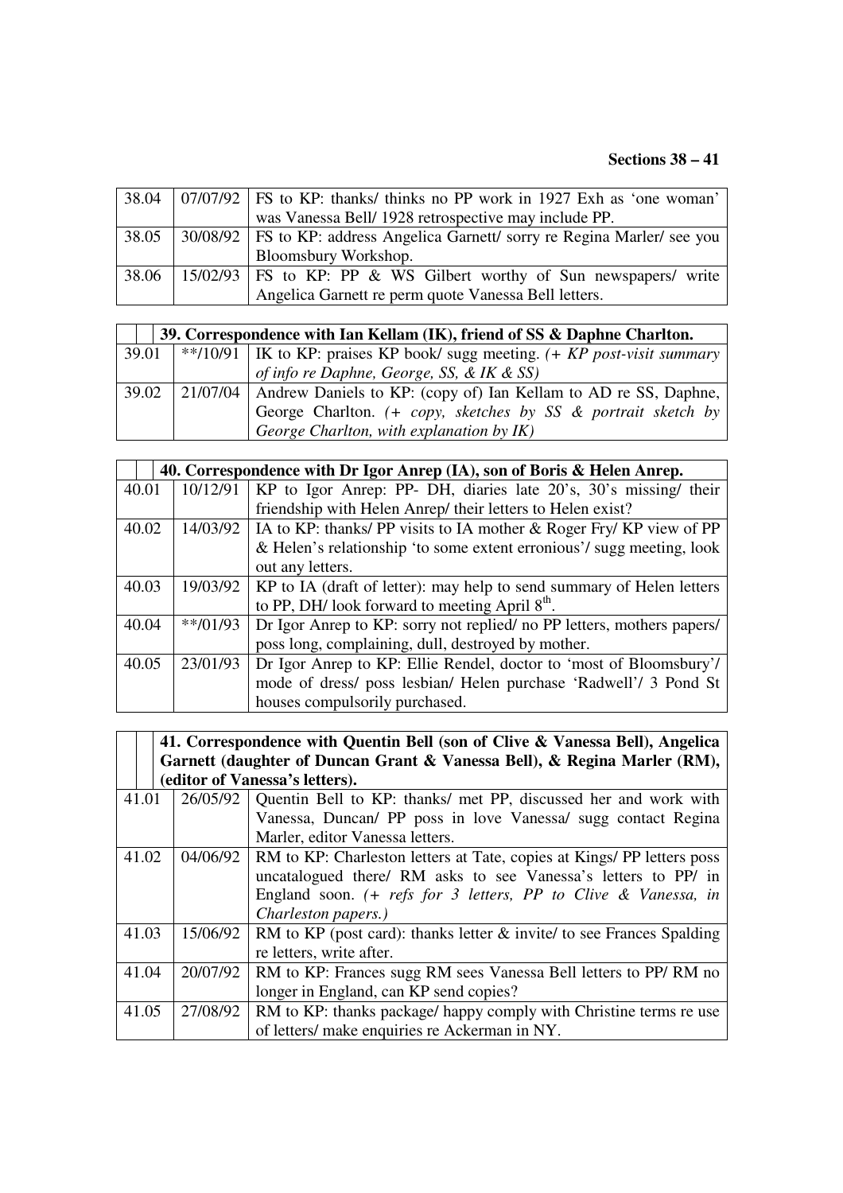**Sections 38 – 41**

| | | |
|---|---|---|
| 38.04 | 07/07/92 | FS to KP: thanks/ thinks no PP work in 1927 Exh as 'one woman' was Vanessa Bell/ 1928 retrospective may include PP. |
| 38.05 | 30/08/92 | FS to KP: address Angelica Garnett/ sorry re Regina Marler/ see you Bloomsbury Workshop. |
| 38.06 | 15/02/93 | FS to KP: PP & WS Gilbert worthy of Sun newspapers/ write Angelica Garnett re perm quote Vanessa Bell letters. |

| | | |
|---|---|---|
| | **39. Correspondence with Ian Kellam (IK), friend of SS & Daphne Charlton.** | |
| 39.01 | \*\*/10/91 | IK to KP: praises KP book/ sugg meeting. *(+ KP post-visit summary of info re Daphne, George, SS, & IK & SS)* |
| 39.02 | 21/07/04 | Andrew Daniels to KP: (copy of) Ian Kellam to AD re SS, Daphne, George Charlton. *(+ copy, sketches by SS & portrait sketch by George Charlton, with explanation by IK)* |

| | | |
|---|---|---|
| | **40. Correspondence with Dr Igor Anrep (IA), son of Boris & Helen Anrep.** | |
| 40.01 | 10/12/91 | KP to Igor Anrep: PP- DH, diaries late 20's, 30's missing/ their friendship with Helen Anrep/ their letters to Helen exist? |
| 40.02 | 14/03/92 | IA to KP: thanks/ PP visits to IA mother & Roger Fry/ KP view of PP & Helen's relationship 'to some extent erroneous'/ sugg meeting, look out any letters. |
| 40.03 | 19/03/92 | KP to IA (draft of letter): may help to send summary of Helen letters to PP, DH/ look forward to meeting April 8th. |
| 40.04 | \*\*/01/93 | Dr Igor Anrep to KP: sorry not replied/ no PP letters, mothers papers/ poss long, complaining, dull, destroyed by mother. |
| 40.05 | 23/01/93 | Dr Igor Anrep to KP: Ellie Rendel, doctor to 'most of Bloomsbury'/ mode of dress/ poss lesbian/ Helen purchase 'Radwell'/ 3 Pond St houses compulsorily purchased. |

| | | |
|---|---|---|
| | **41. Correspondence with Quentin Bell (son of Clive & Vanessa Bell), Angelica Garnett (daughter of Duncan Grant & Vanessa Bell), & Regina Marler (RM), (editor of Vanessa's letters).** | |
| 41.01 | 26/05/92 | Quentin Bell to KP: thanks/ met PP, discussed her and work with Vanessa, Duncan/ PP poss in love Vanessa/ sugg contact Regina Marler, editor Vanessa letters. |
| 41.02 | 04/06/92 | RM to KP: Charleston letters at Tate, copies at Kings/ PP letters poss uncatalogued there/ RM asks to see Vanessa's letters to PP/ in England soon. *(+ refs for 3 letters, PP to Clive & Vanessa, in Charleston papers.)* |
| 41.03 | 15/06/92 | RM to KP (post card): thanks letter & invite/ to see Frances Spalding re letters, write after. |
| 41.04 | 20/07/92 | RM to KP: Frances sugg RM sees Vanessa Bell letters to PP/ RM no longer in England, can KP send copies? |
| 41.05 | 27/08/92 | RM to KP: thanks package/ happy comply with Christine terms re use of letters/ make enquiries re Ackerman in NY. |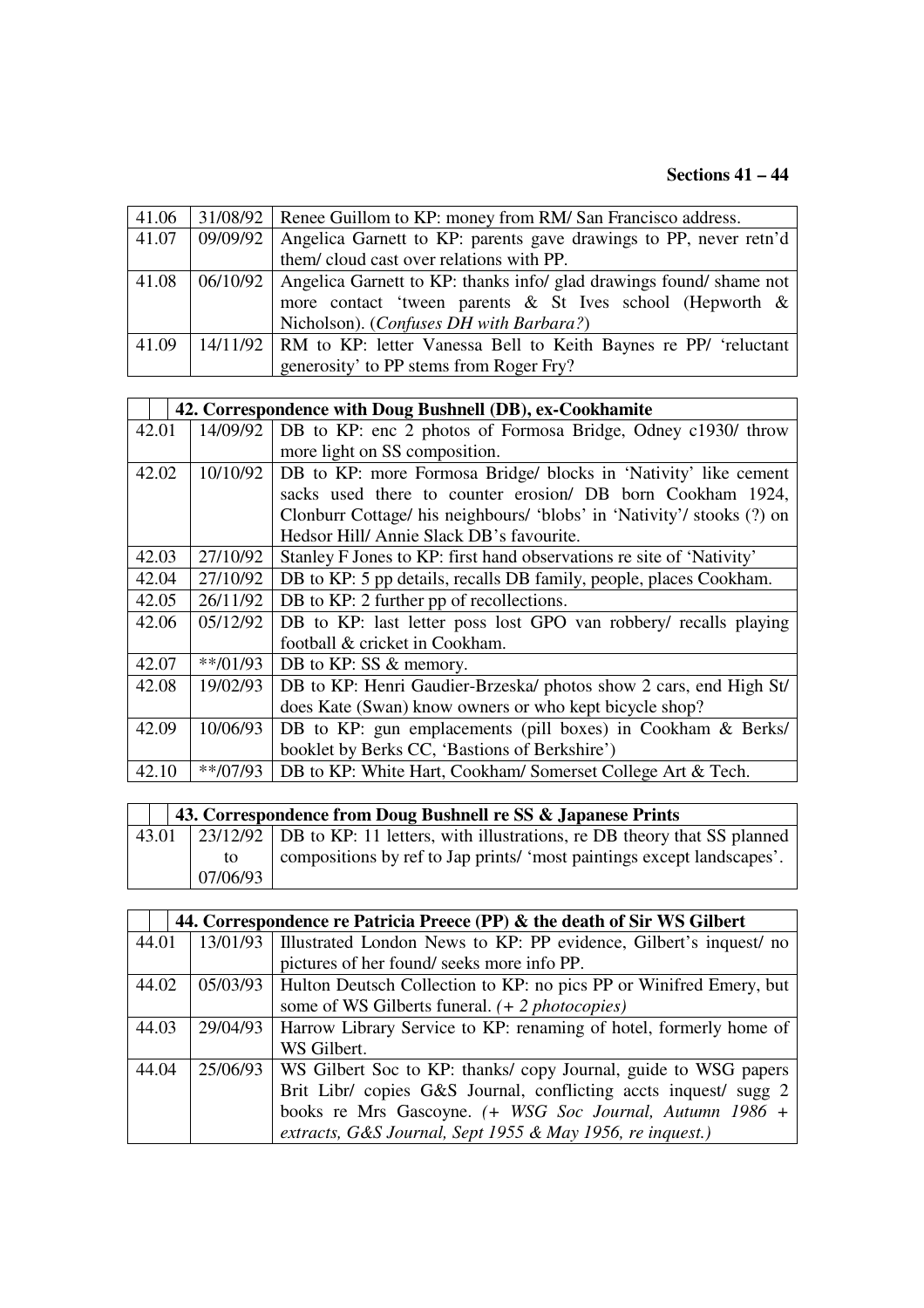**Sections 41 – 44**

| | | |
|---|---|---|
| 41.06 | 31/08/92 | Renee Guillom to KP: money from RM/ San Francisco address. |
| 41.07 | 09/09/92 | Angelica Garnett to KP: parents gave drawings to PP, never retn'd them/ cloud cast over relations with PP. |
| 41.08 | 06/10/92 | Angelica Garnett to KP: thanks info/ glad drawings found/ shame not more contact 'tween parents & St Ives school (Hepworth & Nicholson). (*Confuses DH with Barbara?*) |
| 41.09 | 14/11/92 | RM to KP: letter Vanessa Bell to Keith Baynes re PP/ 'reluctant generosity' to PP stems from Roger Fry? |

| | | |
|---|---|---|
| | | **42. Correspondence with Doug Bushnell (DB), ex-Cookhamite** |
| 42.01 | 14/09/92 | DB to KP: enc 2 photos of Formosa Bridge, Odney c1930/ throw more light on SS composition. |
| 42.02 | 10/10/92 | DB to KP: more Formosa Bridge/ blocks in 'Nativity' like cement sacks used there to counter erosion/ DB born Cookham 1924, Clonburr Cottage/ his neighbours/ 'blobs' in 'Nativity'/ stooks (?) on Hedsor Hill/ Annie Slack DB's favourite. |
| 42.03 | 27/10/92 | Stanley F Jones to KP: first hand observations re site of 'Nativity' |
| 42.04 | 27/10/92 | DB to KP: 5 pp details, recalls DB family, people, places Cookham. |
| 42.05 | 26/11/92 | DB to KP: 2 further pp of recollections. |
| 42.06 | 05/12/92 | DB to KP: last letter poss lost GPO van robbery/ recalls playing football & cricket in Cookham. |
| 42.07 | **/01/93 | DB to KP: SS & memory. |
| 42.08 | 19/02/93 | DB to KP: Henri Gaudier-Brzeska/ photos show 2 cars, end High St/ does Kate (Swan) know owners or who kept bicycle shop? |
| 42.09 | 10/06/93 | DB to KP: gun emplacements (pill boxes) in Cookham & Berks/ booklet by Berks CC, 'Bastions of Berkshire') |
| 42.10 | **/07/93 | DB to KP: White Hart, Cookham/ Somerset College Art & Tech. |

| | | |
|---|---|---|
| | | **43. Correspondence from Doug Bushnell re SS & Japanese Prints** |
| 43.01 | 23/12/92 to 07/06/93 | DB to KP: 11 letters, with illustrations, re DB theory that SS planned compositions by ref to Jap prints/ 'most paintings except landscapes'. |

| | | |
|---|---|---|
| | | **44. Correspondence re Patricia Preece (PP) & the death of Sir WS Gilbert** |
| 44.01 | 13/01/93 | Illustrated London News to KP: PP evidence, Gilbert's inquest/ no pictures of her found/ seeks more info PP. |
| 44.02 | 05/03/93 | Hulton Deutsch Collection to KP: no pics PP or Winifred Emery, but some of WS Gilberts funeral. *(+ 2 photocopies)* |
| 44.03 | 29/04/93 | Harrow Library Service to KP: renaming of hotel, formerly home of WS Gilbert. |
| 44.04 | 25/06/93 | WS Gilbert Soc to KP: thanks/ copy Journal, guide to WSG papers Brit Libr/ copies G&S Journal, conflicting accts inquest/ sugg 2 books re Mrs Gascoyne. *(+ WSG Soc Journal, Autumn 1986 + extracts, G&S Journal, Sept 1955 & May 1956, re inquest.)* |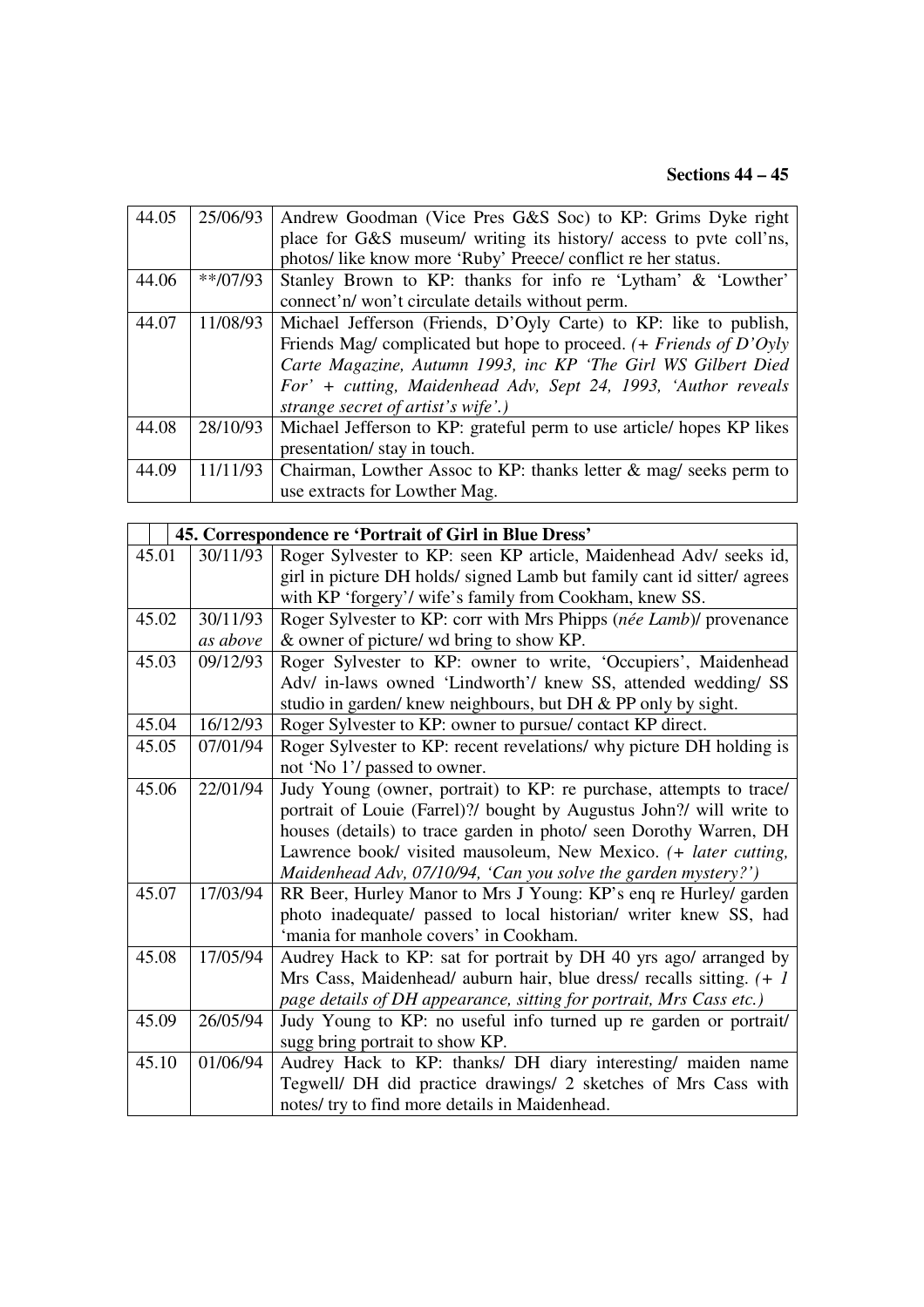**Sections 44 – 45**

| | | |
|---|---|---|
| 44.05 | 25/06/93 | Andrew Goodman (Vice Pres G&S Soc) to KP: Grims Dyke right place for G&S museum/ writing its history/ access to pvte coll'ns, photos/ like know more 'Ruby' Preece/ conflict re her status. |
| 44.06 | **/07/93 | Stanley Brown to KP: thanks for info re 'Lytham' & 'Lowther' connect'n/ won't circulate details without perm. |
| 44.07 | 11/08/93 | Michael Jefferson (Friends, D'Oyly Carte) to KP: like to publish, Friends Mag/ complicated but hope to proceed. *(+ Friends of D'Oyly Carte Magazine, Autumn 1993, inc KP 'The Girl WS Gilbert Died For' + cutting, Maidenhead Adv, Sept 24, 1993, 'Author reveals strange secret of artist's wife'.)* |
| 44.08 | 28/10/93 | Michael Jefferson to KP: grateful perm to use article/ hopes KP likes presentation/ stay in touch. |
| 44.09 | 11/11/93 | Chairman, Lowther Assoc to KP: thanks letter & mag/ seeks perm to use extracts for Lowther Mag. |

| | | |
|---|---|---|
| | | **45. Correspondence re 'Portrait of Girl in Blue Dress'** |
| 45.01 | 30/11/93 | Roger Sylvester to KP: seen KP article, Maidenhead Adv/ seeks id, girl in picture DH holds/ signed Lamb but family cant id sitter/ agrees with KP 'forgery'/ wife's family from Cookham, knew SS. |
| 45.02 | 30/11/93 *as above* | Roger Sylvester to KP: corr with Mrs Phipps (*née Lamb*)/ provenance & owner of picture/ wd bring to show KP. |
| 45.03 | 09/12/93 | Roger Sylvester to KP: owner to write, 'Occupiers', Maidenhead Adv/ in-laws owned 'Lindworth'/ knew SS, attended wedding/ SS studio in garden/ knew neighbours, but DH & PP only by sight. |
| 45.04 | 16/12/93 | Roger Sylvester to KP: owner to pursue/ contact KP direct. |
| 45.05 | 07/01/94 | Roger Sylvester to KP: recent revelations/ why picture DH holding is not 'No 1'/ passed to owner. |
| 45.06 | 22/01/94 | Judy Young (owner, portrait) to KP: re purchase, attempts to trace/ portrait of Louie (Farrel)?/ bought by Augustus John?/ will write to houses (details) to trace garden in photo/ seen Dorothy Warren, DH Lawrence book/ visited mausoleum, New Mexico. *(+ later cutting, Maidenhead Adv, 07/10/94, 'Can you solve the garden mystery?')* |
| 45.07 | 17/03/94 | RR Beer, Hurley Manor to Mrs J Young: KP's enq re Hurley/ garden photo inadequate/ passed to local historian/ writer knew SS, had 'mania for manhole covers' in Cookham. |
| 45.08 | 17/05/94 | Audrey Hack to KP: sat for portrait by DH 40 yrs ago/ arranged by Mrs Cass, Maidenhead/ auburn hair, blue dress/ recalls sitting. *(+ 1 page details of DH appearance, sitting for portrait, Mrs Cass etc.)* |
| 45.09 | 26/05/94 | Judy Young to KP: no useful info turned up re garden or portrait/ sugg bring portrait to show KP. |
| 45.10 | 01/06/94 | Audrey Hack to KP: thanks/ DH diary interesting/ maiden name Tegwell/ DH did practice drawings/ 2 sketches of Mrs Cass with notes/ try to find more details in Maidenhead. |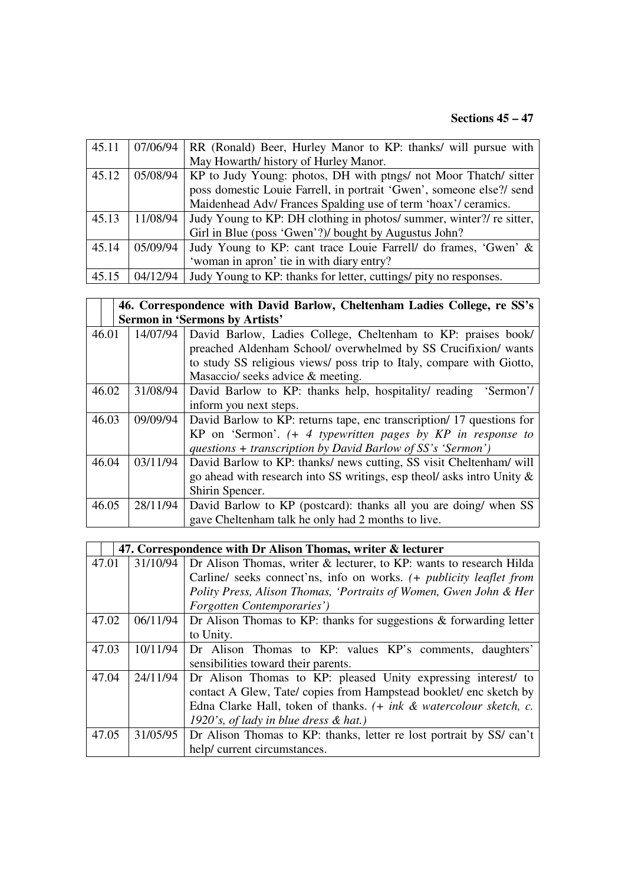**Sections 45 – 47**

| | | |
|---|---|---|
| 45.11 | 07/06/94 | RR (Ronald) Beer, Hurley Manor to KP: thanks/ will pursue with May Howarth/ history of Hurley Manor. |
| 45.12 | 05/08/94 | KP to Judy Young: photos, DH with ptngs/ not Moor Thatch/ sitter poss domestic Louie Farrell, in portrait 'Gwen', someone else?/ send Maidenhead Adv/ Frances Spalding use of term 'hoax'/ ceramics. |
| 45.13 | 11/08/94 | Judy Young to KP: DH clothing in photos/ summer, winter?/ re sitter, Girl in Blue (poss 'Gwen'?)/ bought by Augustus John? |
| 45.14 | 05/09/94 | Judy Young to KP: cant trace Louie Farrell/ do frames, 'Gwen' & 'woman in apron' tie in with diary entry? |
| 45.15 | 04/12/94 | Judy Young to KP: thanks for letter, cuttings/ pity no responses. |

| | | |
|---|---|---|
| | | **46. Correspondence with David Barlow, Cheltenham Ladies College, re SS's Sermon in 'Sermons by Artists'** |
| 46.01 | 14/07/94 | David Barlow, Ladies College, Cheltenham to KP: praises book/ preached Aldenham School/ overwhelmed by SS Crucifixion/ wants to study SS religious views/ poss trip to Italy, compare with Giotto, Masaccio/ seeks advice & meeting. |
| 46.02 | 31/08/94 | David Barlow to KP: thanks help, hospitality/ reading 'Sermon'/ inform you next steps. |
| 46.03 | 09/09/94 | David Barlow to KP: returns tape, enc transcription/ 17 questions for KP on 'Sermon'. *(+ 4 typewritten pages by KP in response to questions + transcription by David Barlow of SS's 'Sermon')* |
| 46.04 | 03/11/94 | David Barlow to KP: thanks/ news cutting, SS visit Cheltenham/ will go ahead with research into SS writings, esp theol/ asks intro Unity & Shirin Spencer. |
| 46.05 | 28/11/94 | David Barlow to KP (postcard): thanks all you are doing/ when SS gave Cheltenham talk he only had 2 months to live. |

| | | |
|---|---|---|
| | | **47. Correspondence with Dr Alison Thomas, writer & lecturer** |
| 47.01 | 31/10/94 | Dr Alison Thomas, writer & lecturer, to KP: wants to research Hilda Carline/ seeks connect'ns, info on works. *(+ publicity leaflet from Polity Press, Alison Thomas, 'Portraits of Women, Gwen John & Her Forgotten Contemporaries')* |
| 47.02 | 06/11/94 | Dr Alison Thomas to KP: thanks for suggestions & forwarding letter to Unity. |
| 47.03 | 10/11/94 | Dr Alison Thomas to KP: values KP's comments, daughters' sensibilities toward their parents. |
| 47.04 | 24/11/94 | Dr Alison Thomas to KP: pleased Unity expressing interest/ to contact A Glew, Tate/ copies from Hampstead booklet/ enc sketch by Edna Clarke Hall, token of thanks. *(+ ink & watercolour sketch, c. 1920's, of lady in blue dress & hat.)* |
| 47.05 | 31/05/95 | Dr Alison Thomas to KP: thanks, letter re lost portrait by SS/ can't help/ current circumstances. |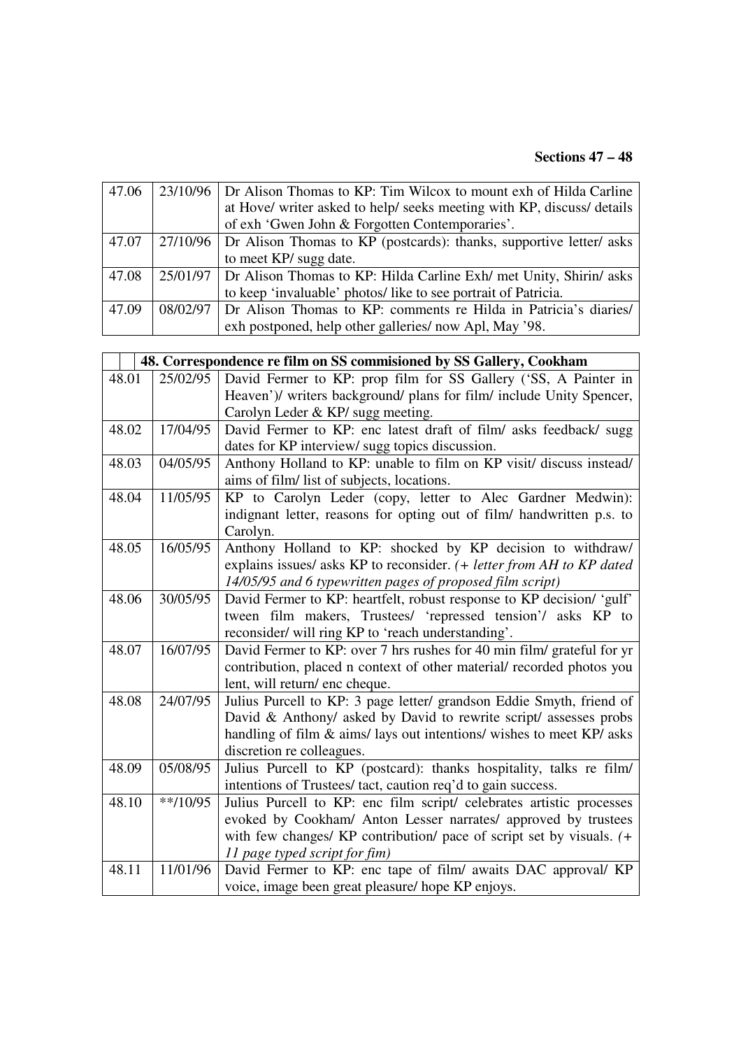**Sections 47 – 48**

| | | |
|---|---|---|
| 47.06 | 23/10/96 | Dr Alison Thomas to KP: Tim Wilcox to mount exh of Hilda Carline at Hove/ writer asked to help/ seeks meeting with KP, discuss/ details of exh 'Gwen John & Forgotten Contemporaries'. |
| 47.07 | 27/10/96 | Dr Alison Thomas to KP (postcards): thanks, supportive letter/ asks to meet KP/ sugg date. |
| 47.08 | 25/01/97 | Dr Alison Thomas to KP: Hilda Carline Exh/ met Unity, Shirin/ asks to keep 'invaluable' photos/ like to see portrait of Patricia. |
| 47.09 | 08/02/97 | Dr Alison Thomas to KP: comments re Hilda in Patricia's diaries/ exh postponed, help other galleries/ now Apl, May '98. |

| | | |
|---|---|---|
| | | **48. Correspondence re film on SS commisioned by SS Gallery, Cookham** |
| 48.01 | 25/02/95 | David Fermer to KP: prop film for SS Gallery ('SS, A Painter in Heaven')/ writers background/ plans for film/ include Unity Spencer, Carolyn Leder & KP/ sugg meeting. |
| 48.02 | 17/04/95 | David Fermer to KP: enc latest draft of film/ asks feedback/ sugg dates for KP interview/ sugg topics discussion. |
| 48.03 | 04/05/95 | Anthony Holland to KP: unable to film on KP visit/ discuss instead/ aims of film/ list of subjects, locations. |
| 48.04 | 11/05/95 | KP to Carolyn Leder (copy, letter to Alec Gardner Medwin): indignant letter, reasons for opting out of film/ handwritten p.s. to Carolyn. |
| 48.05 | 16/05/95 | Anthony Holland to KP: shocked by KP decision to withdraw/ explains issues/ asks KP to reconsider. *(+ letter from AH to KP dated 14/05/95 and 6 typewritten pages of proposed film script)* |
| 48.06 | 30/05/95 | David Fermer to KP: heartfelt, robust response to KP decision/ 'gulf' tween film makers, Trustees/ 'repressed tension'/ asks KP to reconsider/ will ring KP to 'reach understanding'. |
| 48.07 | 16/07/95 | David Fermer to KP: over 7 hrs rushes for 40 min film/ grateful for yr contribution, placed n context of other material/ recorded photos you lent, will return/ enc cheque. |
| 48.08 | 24/07/95 | Julius Purcell to KP: 3 page letter/ grandson Eddie Smyth, friend of David & Anthony/ asked by David to rewrite script/ assesses probs handling of film & aims/ lays out intentions/ wishes to meet KP/ asks discretion re colleagues. |
| 48.09 | 05/08/95 | Julius Purcell to KP (postcard): thanks hospitality, talks re film/ intentions of Trustees/ tact, caution req'd to gain success. |
| 48.10 | **/10/95 | Julius Purcell to KP: enc film script/ celebrates artistic processes evoked by Cookham/ Anton Lesser narrates/ approved by trustees with few changes/ KP contribution/ pace of script set by visuals. *(+ 11 page typed script for fim)* |
| 48.11 | 11/01/96 | David Fermer to KP: enc tape of film/ awaits DAC approval/ KP voice, image been great pleasure/ hope KP enjoys. |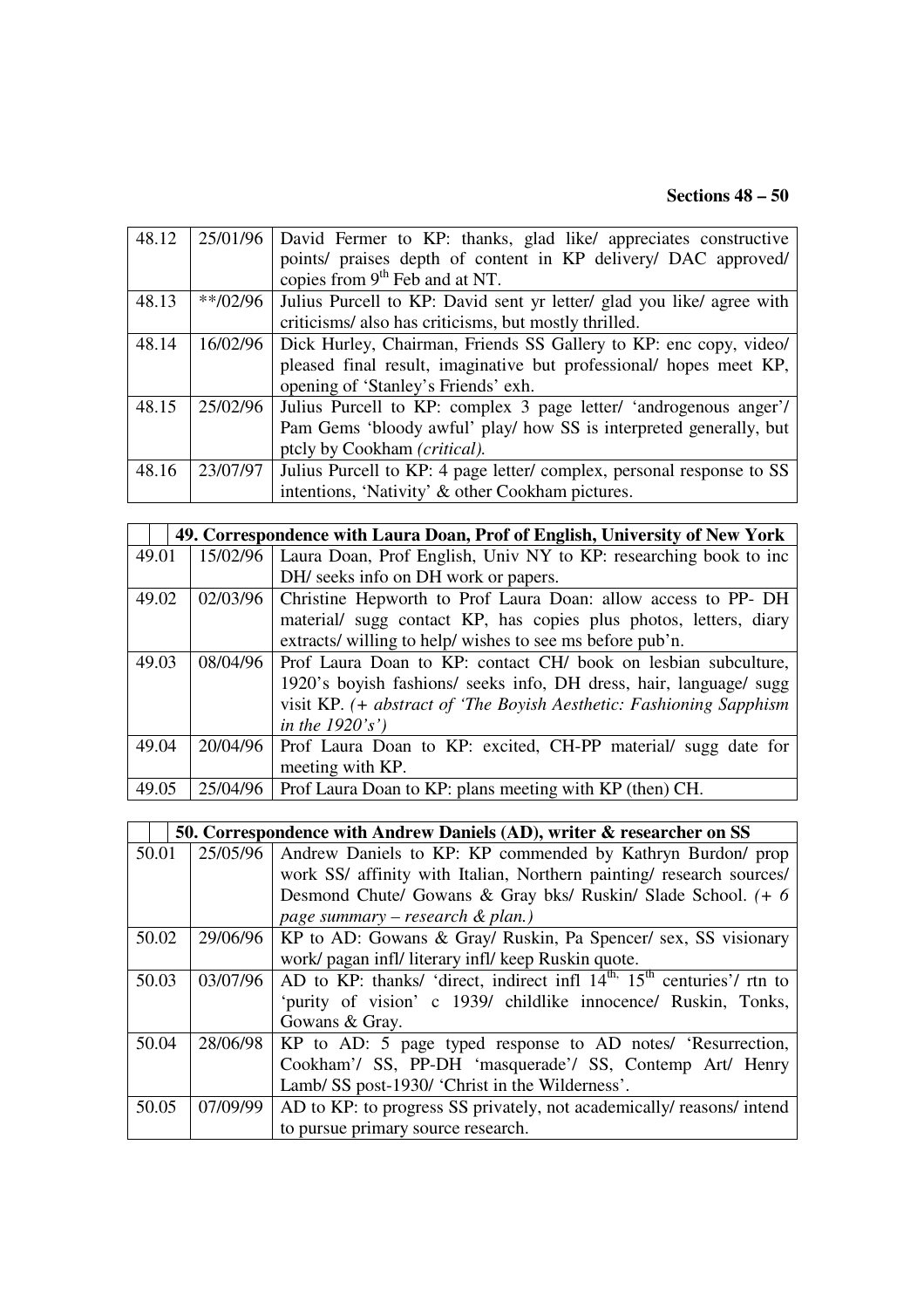**Sections 48 – 50**

| | | |
|---|---|---|
| 48.12 | 25/01/96 | David Fermer to KP: thanks, glad like/ appreciates constructive points/ praises depth of content in KP delivery/ DAC approved/ copies from 9th Feb and at NT. |
| 48.13 | **/02/96 | Julius Purcell to KP: David sent yr letter/ glad you like/ agree with criticisms/ also has criticisms, but mostly thrilled. |
| 48.14 | 16/02/96 | Dick Hurley, Chairman, Friends SS Gallery to KP: enc copy, video/ pleased final result, imaginative but professional/ hopes meet KP, opening of 'Stanley's Friends' exh. |
| 48.15 | 25/02/96 | Julius Purcell to KP: complex 3 page letter/ 'androgenous anger'/ Pam Gems 'bloody awful' play/ how SS is interpreted generally, but ptcly by Cookham *(critical).* |
| 48.16 | 23/07/97 | Julius Purcell to KP: 4 page letter/ complex, personal response to SS intentions, 'Nativity' & other Cookham pictures. |

| **49. Correspondence with Laura Doan, Prof of English, University of New York** | | |
|---|---|---|
| 49.01 | 15/02/96 | Laura Doan, Prof English, Univ NY to KP: researching book to inc DH/ seeks info on DH work or papers. |
| 49.02 | 02/03/96 | Christine Hepworth to Prof Laura Doan: allow access to PP- DH material/ sugg contact KP, has copies plus photos, letters, diary extracts/ willing to help/ wishes to see ms before pub'n. |
| 49.03 | 08/04/96 | Prof Laura Doan to KP: contact CH/ book on lesbian subculture, 1920's boyish fashions/ seeks info, DH dress, hair, language/ sugg visit KP. *(+ abstract of 'The Boyish Aesthetic: Fashioning Sapphism in the 1920's')* |
| 49.04 | 20/04/96 | Prof Laura Doan to KP: excited, CH-PP material/ sugg date for meeting with KP. |
| 49.05 | 25/04/96 | Prof Laura Doan to KP: plans meeting with KP (then) CH. |

| **50. Correspondence with Andrew Daniels (AD), writer & researcher on SS** | | |
|---|---|---|
| 50.01 | 25/05/96 | Andrew Daniels to KP: KP commended by Kathryn Burdon/ prop work SS/ affinity with Italian, Northern painting/ research sources/ Desmond Chute/ Gowans & Gray bks/ Ruskin/ Slade School. *(+ 6 page summary – research & plan.)* |
| 50.02 | 29/06/96 | KP to AD: Gowans & Gray/ Ruskin, Pa Spencer/ sex, SS visionary work/ pagan infl/ literary infl/ keep Ruskin quote. |
| 50.03 | 03/07/96 | AD to KP: thanks/ 'direct, indirect infl 14th, 15th centuries'/ rtn to 'purity of vision' c 1939/ childlike innocence/ Ruskin, Tonks, Gowans & Gray. |
| 50.04 | 28/06/98 | KP to AD: 5 page typed response to AD notes/ 'Resurrection, Cookham'/ SS, PP-DH 'masquerade'/ SS, Contemp Art/ Henry Lamb/ SS post-1930/ 'Christ in the Wilderness'. |
| 50.05 | 07/09/99 | AD to KP: to progress SS privately, not academically/ reasons/ intend to pursue primary source research. |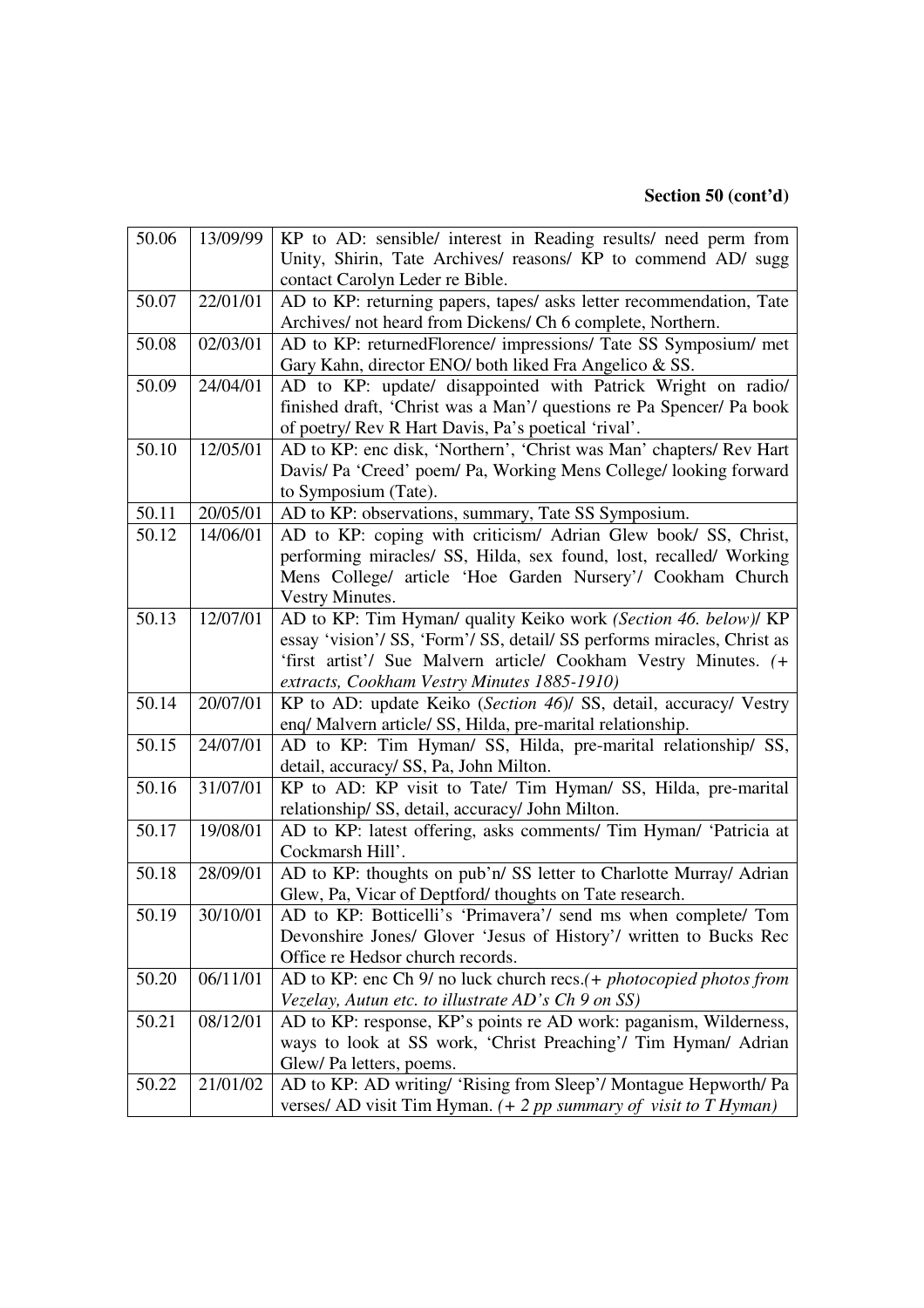**Section 50 (cont'd)**

| | | |
|---|---|---|
| 50.06 | 13/09/99 | KP to AD: sensible/ interest in Reading results/ need perm from Unity, Shirin, Tate Archives/ reasons/ KP to commend AD/ sugg contact Carolyn Leder re Bible. |
| 50.07 | 22/01/01 | AD to KP: returning papers, tapes/ asks letter recommendation, Tate Archives/ not heard from Dickens/ Ch 6 complete, Northern. |
| 50.08 | 02/03/01 | AD to KP: returnedFlorence/ impressions/ Tate SS Symposium/ met Gary Kahn, director ENO/ both liked Fra Angelico & SS. |
| 50.09 | 24/04/01 | AD to KP: update/ disappointed with Patrick Wright on radio/ finished draft, 'Christ was a Man'/ questions re Pa Spencer/ Pa book of poetry/ Rev R Hart Davis, Pa's poetical 'rival'. |
| 50.10 | 12/05/01 | AD to KP: enc disk, 'Northern', 'Christ was Man' chapters/ Rev Hart Davis/ Pa 'Creed' poem/ Pa, Working Mens College/ looking forward to Symposium (Tate). |
| 50.11 | 20/05/01 | AD to KP: observations, summary, Tate SS Symposium. |
| 50.12 | 14/06/01 | AD to KP: coping with criticism/ Adrian Glew book/ SS, Christ, performing miracles/ SS, Hilda, sex found, lost, recalled/ Working Mens College/ article 'Hoe Garden Nursery'/ Cookham Church Vestry Minutes. |
| 50.13 | 12/07/01 | AD to KP: Tim Hyman/ quality Keiko work *(Section 46. below)*/ KP essay 'vision'/ SS, 'Form'/ SS, detail/ SS performs miracles, Christ as 'first artist'/ Sue Malvern article/ Cookham Vestry Minutes. *(+ extracts, Cookham Vestry Minutes 1885-1910)* |
| 50.14 | 20/07/01 | KP to AD: update Keiko (*Section 46*)/ SS, detail, accuracy/ Vestry enq/ Malvern article/ SS, Hilda, pre-marital relationship. |
| 50.15 | 24/07/01 | AD to KP: Tim Hyman/ SS, Hilda, pre-marital relationship/ SS, detail, accuracy/ SS, Pa, John Milton. |
| 50.16 | 31/07/01 | KP to AD: KP visit to Tate/ Tim Hyman/ SS, Hilda, pre-marital relationship/ SS, detail, accuracy/ John Milton. |
| 50.17 | 19/08/01 | AD to KP: latest offering, asks comments/ Tim Hyman/ 'Patricia at Cockmarsh Hill'. |
| 50.18 | 28/09/01 | AD to KP: thoughts on pub'n/ SS letter to Charlotte Murray/ Adrian Glew, Pa, Vicar of Deptford/ thoughts on Tate research. |
| 50.19 | 30/10/01 | AD to KP: Botticelli's 'Primavera'/ send ms when complete/ Tom Devonshire Jones/ Glover 'Jesus of History'/ written to Bucks Rec Office re Hedsor church records. |
| 50.20 | 06/11/01 | AD to KP: enc Ch 9/ no luck church recs.*(+ photocopied photos from Vezelay, Autun etc. to illustrate AD's Ch 9 on SS)* |
| 50.21 | 08/12/01 | AD to KP: response, KP's points re AD work: paganism, Wilderness, ways to look at SS work, 'Christ Preaching'/ Tim Hyman/ Adrian Glew/ Pa letters, poems. |
| 50.22 | 21/01/02 | AD to KP: AD writing/ 'Rising from Sleep'/ Montague Hepworth/ Pa verses/ AD visit Tim Hyman. *(+ 2 pp summary of visit to T Hyman)* |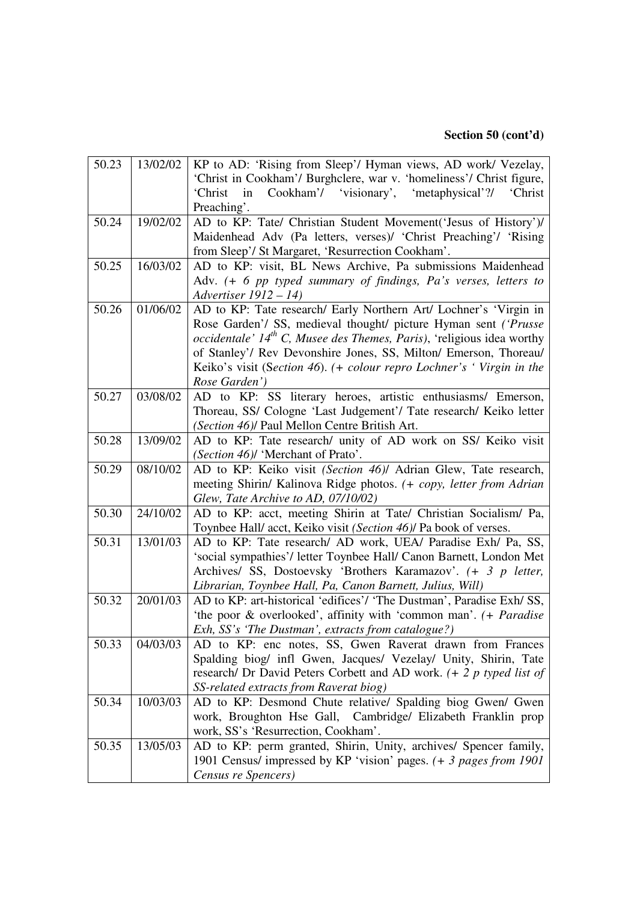**Section 50 (cont'd)**

| | | |
|---|---|---|
| 50.23 | 13/02/02 | KP to AD: 'Rising from Sleep'/ Hyman views, AD work/ Vezelay, 'Christ in Cookham'/ Burghclere, war v. 'homeliness'/ Christ figure, 'Christ in Cookham'/ 'visionary', 'metaphysical'?/ 'Christ Preaching'. |
| 50.24 | 19/02/02 | AD to KP: Tate/ Christian Student Movement('Jesus of History')/ Maidenhead Adv (Pa letters, verses)/ 'Christ Preaching'/ 'Rising from Sleep'/ St Margaret, 'Resurrection Cookham'. |
| 50.25 | 16/03/02 | AD to KP: visit, BL News Archive, Pa submissions Maidenhead Adv. *(+ 6 pp typed summary of findings, Pa's verses, letters to Advertiser 1912 – 14)* |
| 50.26 | 01/06/02 | AD to KP: Tate research/ Early Northern Art/ Lochner's 'Virgin in Rose Garden'/ SS, medieval thought/ picture Hyman sent *('Prusse occidentale' 14th C, Musee des Themes, Paris)*, 'religious idea worthy of Stanley'/ Rev Devonshire Jones, SS, Milton/ Emerson, Thoreau/ Keiko's visit (*Section 46*). *(+ colour repro Lochner's ' Virgin in the Rose Garden')* |
| 50.27 | 03/08/02 | AD to KP: SS literary heroes, artistic enthusiasms/ Emerson, Thoreau, SS/ Cologne 'Last Judgement'/ Tate research/ Keiko letter *(Section 46)*/ Paul Mellon Centre British Art. |
| 50.28 | 13/09/02 | AD to KP: Tate research/ unity of AD work on SS/ Keiko visit *(Section 46)*/ 'Merchant of Prato'. |
| 50.29 | 08/10/02 | AD to KP: Keiko visit *(Section 46)*/ Adrian Glew, Tate research, meeting Shirin/ Kalinova Ridge photos. *(+ copy, letter from Adrian Glew, Tate Archive to AD, 07/10/02)* |
| 50.30 | 24/10/02 | AD to KP: acct, meeting Shirin at Tate/ Christian Socialism/ Pa, Toynbee Hall/ acct, Keiko visit *(Section 46)*/ Pa book of verses. |
| 50.31 | 13/01/03 | AD to KP: Tate research/ AD work, UEA/ Paradise Exh/ Pa, SS, 'social sympathies'/ letter Toynbee Hall/ Canon Barnett, London Met Archives/ SS, Dostoevsky 'Brothers Karamazov'. *(+ 3 p letter, Librarian, Toynbee Hall, Pa, Canon Barnett, Julius, Will)* |
| 50.32 | 20/01/03 | AD to KP: art-historical 'edifices'/ 'The Dustman', Paradise Exh/ SS, 'the poor & overlooked', affinity with 'common man'. *(+ Paradise Exh, SS's 'The Dustman', extracts from catalogue?)* |
| 50.33 | 04/03/03 | AD to KP: enc notes, SS, Gwen Raverat drawn from Frances Spalding biog/ infl Gwen, Jacques/ Vezelay/ Unity, Shirin, Tate research/ Dr David Peters Corbett and AD work. *(+ 2 p typed list of SS-related extracts from Raverat biog)* |
| 50.34 | 10/03/03 | AD to KP: Desmond Chute relative/ Spalding biog Gwen/ Gwen work, Broughton Hse Gall, Cambridge/ Elizabeth Franklin prop work, SS's 'Resurrection, Cookham'. |
| 50.35 | 13/05/03 | AD to KP: perm granted, Shirin, Unity, archives/ Spencer family, 1901 Census/ impressed by KP 'vision' pages. *(+ 3 pages from 1901 Census re Spencers)* |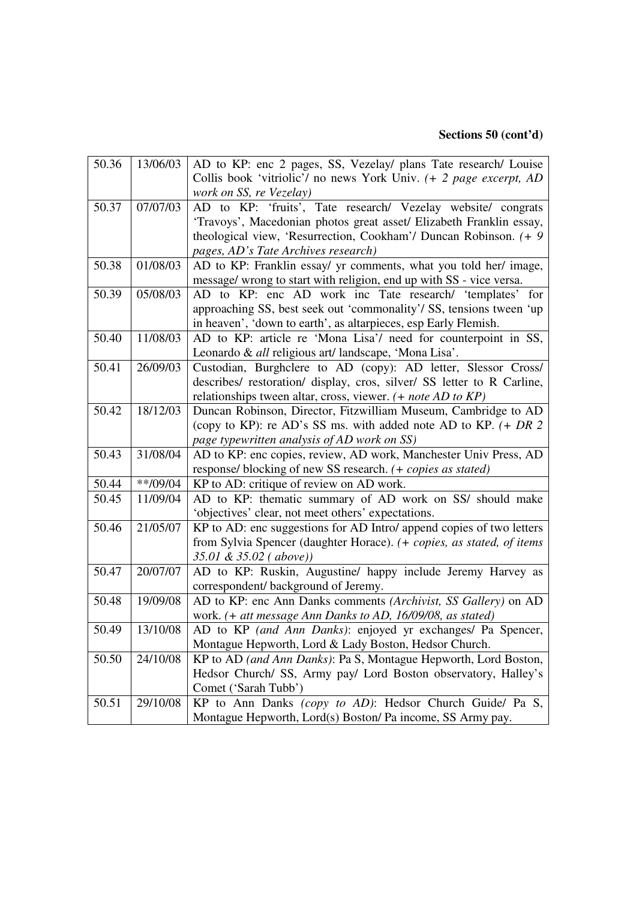**Sections 50 (cont'd)**

| | | |
|---|---|---|
| 50.36 | 13/06/03 | AD to KP: enc 2 pages, SS, Vezelay/ plans Tate research/ Louise Collis book 'vitriolic'/ no news York Univ. *(+ 2 page excerpt, AD work on SS, re Vezelay)* |
| 50.37 | 07/07/03 | AD to KP: 'fruits', Tate research/ Vezelay website/ congrats 'Travoys', Macedonian photos great asset/ Elizabeth Franklin essay, theological view, 'Resurrection, Cookham'/ Duncan Robinson. *(+ 9 pages, AD's Tate Archives research)* |
| 50.38 | 01/08/03 | AD to KP: Franklin essay/ yr comments, what you told her/ image, message/ wrong to start with religion, end up with SS - vice versa. |
| 50.39 | 05/08/03 | AD to KP: enc AD work inc Tate research/ 'templates' for approaching SS, best seek out 'commonality'/ SS, tensions tween 'up in heaven', 'down to earth', as altarpieces, esp Early Flemish. |
| 50.40 | 11/08/03 | AD to KP: article re 'Mona Lisa'/ need for counterpoint in SS, Leonardo & *all* religious art/ landscape, 'Mona Lisa'. |
| 50.41 | 26/09/03 | Custodian, Burghclere to AD (copy): AD letter, Slessor Cross/ describes/ restoration/ display, cros, silver/ SS letter to R Carline, relationships tween altar, cross, viewer. *(+ note AD to KP)* |
| 50.42 | 18/12/03 | Duncan Robinson, Director, Fitzwilliam Museum, Cambridge to AD (copy to KP): re AD's SS ms. with added note AD to KP. *(+ DR 2 page typewritten analysis of AD work on SS)* |
| 50.43 | 31/08/04 | AD to KP: enc copies, review, AD work, Manchester Univ Press, AD response/ blocking of new SS research. *(+ copies as stated)* |
| 50.44 | **/09/04 | KP to AD: critique of review on AD work. |
| 50.45 | 11/09/04 | AD to KP: thematic summary of AD work on SS/ should make 'objectives' clear, not meet others' expectations. |
| 50.46 | 21/05/07 | KP to AD: enc suggestions for AD Intro/ append copies of two letters from Sylvia Spencer (daughter Horace). *(+ copies, as stated, of items 35.01 & 35.02 ( above))* |
| 50.47 | 20/07/07 | AD to KP: Ruskin, Augustine/ happy include Jeremy Harvey as correspondent/ background of Jeremy. |
| 50.48 | 19/09/08 | AD to KP: enc Ann Danks comments *(Archivist, SS Gallery)* on AD work. *(+ att message Ann Danks to AD, 16/09/08, as stated)* |
| 50.49 | 13/10/08 | AD to KP *(and Ann Danks)*: enjoyed yr exchanges/ Pa Spencer, Montague Hepworth, Lord & Lady Boston, Hedsor Church. |
| 50.50 | 24/10/08 | KP to AD *(and Ann Danks)*: Pa S, Montague Hepworth, Lord Boston, Hedsor Church/ SS, Army pay/ Lord Boston observatory, Halley's Comet ('Sarah Tubb') |
| 50.51 | 29/10/08 | KP to Ann Danks *(copy to AD)*: Hedsor Church Guide/ Pa S, Montague Hepworth, Lord(s) Boston/ Pa income, SS Army pay. |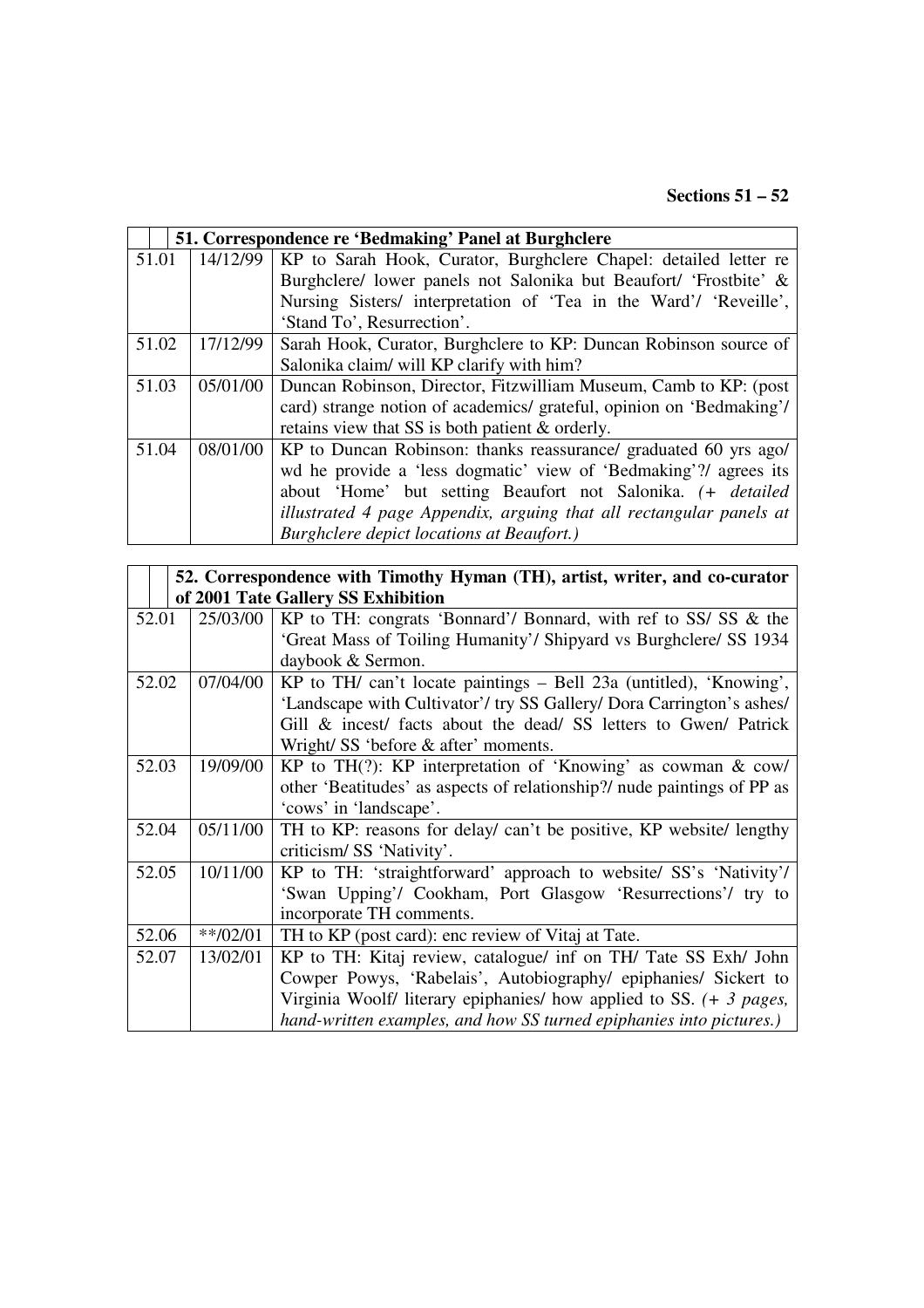**Sections 51 – 52**

| | | 51. Correspondence re 'Bedmaking' Panel at Burghclere |
|---|---|---|
| 51.01 | 14/12/99 | KP to Sarah Hook, Curator, Burghclere Chapel: detailed letter re Burghclere/ lower panels not Salonika but Beaufort/ 'Frostbite' & Nursing Sisters/ interpretation of 'Tea in the Ward'/ 'Reveille', 'Stand To', Resurrection'. |
| 51.02 | 17/12/99 | Sarah Hook, Curator, Burghclere to KP: Duncan Robinson source of Salonika claim/ will KP clarify with him? |
| 51.03 | 05/01/00 | Duncan Robinson, Director, Fitzwilliam Museum, Camb to KP: (post card) strange notion of academics/ grateful, opinion on 'Bedmaking'/ retains view that SS is both patient & orderly. |
| 51.04 | 08/01/00 | KP to Duncan Robinson: thanks reassurance/ graduated 60 yrs ago/ wd he provide a 'less dogmatic' view of 'Bedmaking'?/ agrees its about 'Home' but setting Beaufort not Salonika. *(+ detailed illustrated 4 page Appendix, arguing that all rectangular panels at Burghclere depict locations at Beaufort.)* |

| | | 52. Correspondence with Timothy Hyman (TH), artist, writer, and co-curator of 2001 Tate Gallery SS Exhibition |
|---|---|---|
| 52.01 | 25/03/00 | KP to TH: congrats 'Bonnard'/ Bonnard, with ref to SS/ SS & the 'Great Mass of Toiling Humanity'/ Shipyard vs Burghclere/ SS 1934 daybook & Sermon. |
| 52.02 | 07/04/00 | KP to TH/ can't locate paintings – Bell 23a (untitled), 'Knowing', 'Landscape with Cultivator'/ try SS Gallery/ Dora Carrington's ashes/ Gill & incest/ facts about the dead/ SS letters to Gwen/ Patrick Wright/ SS 'before & after' moments. |
| 52.03 | 19/09/00 | KP to TH(?): KP interpretation of 'Knowing' as cowman & cow/ other 'Beatitudes' as aspects of relationship?/ nude paintings of PP as 'cows' in 'landscape'. |
| 52.04 | 05/11/00 | TH to KP: reasons for delay/ can't be positive, KP website/ lengthy criticism/ SS 'Nativity'. |
| 52.05 | 10/11/00 | KP to TH: 'straightforward' approach to website/ SS's 'Nativity'/ 'Swan Upping'/ Cookham, Port Glasgow 'Resurrections'/ try to incorporate TH comments. |
| 52.06 | **/02/01 | TH to KP (post card): enc review of Vitaj at Tate. |
| 52.07 | 13/02/01 | KP to TH: Kitaj review, catalogue/ inf on TH/ Tate SS Exh/ John Cowper Powys, 'Rabelais', Autobiography/ epiphanies/ Sickert to Virginia Woolf/ literary epiphanies/ how applied to SS. *(+ 3 pages, hand-written examples, and how SS turned epiphanies into pictures.)* |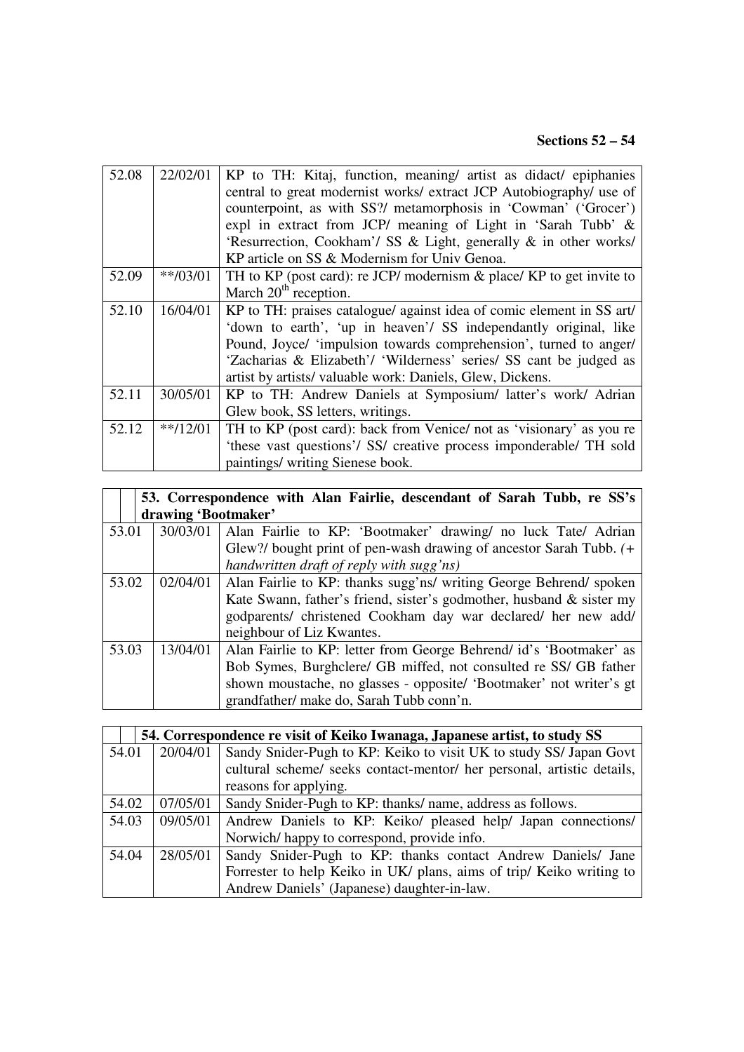**Sections 52 – 54**

| | | |
|---|---|---|
| 52.08 | 22/02/01 | KP to TH: Kitaj, function, meaning/ artist as didact/ epiphanies central to great modernist works/ extract JCP Autobiography/ use of counterpoint, as with SS?/ metamorphosis in 'Cowman' ('Grocer') expl in extract from JCP/ meaning of Light in 'Sarah Tubb' & 'Resurrection, Cookham'/ SS & Light, generally & in other works/ KP article on SS & Modernism for Univ Genoa. |
| 52.09 | \*\*/03/01 | TH to KP (post card): re JCP/ modernism & place/ KP to get invite to March 20th reception. |
| 52.10 | 16/04/01 | KP to TH: praises catalogue/ against idea of comic element in SS art/ 'down to earth', 'up in heaven'/ SS independantly original, like Pound, Joyce/ 'impulsion towards comprehension', turned to anger/ 'Zacharias & Elizabeth'/ 'Wilderness' series/ SS cant be judged as artist by artists/ valuable work: Daniels, Glew, Dickens. |
| 52.11 | 30/05/01 | KP to TH: Andrew Daniels at Symposium/ latter's work/ Adrian Glew book, SS letters, writings. |
| 52.12 | \*\*/12/01 | TH to KP (post card): back from Venice/ not as 'visionary' as you re 'these vast questions'/ SS/ creative process imponderable/ TH sold paintings/ writing Sienese book. |

| **53. Correspondence with Alan Fairlie, descendant of Sarah Tubb, re SS's drawing 'Bootmaker'** | | |
|---|---|---|
| 53.01 | 30/03/01 | Alan Fairlie to KP: 'Bootmaker' drawing/ no luck Tate/ Adrian Glew?/ bought print of pen-wash drawing of ancestor Sarah Tubb. *(+ handwritten draft of reply with sugg'ns)* |
| 53.02 | 02/04/01 | Alan Fairlie to KP: thanks sugg'ns/ writing George Behrend/ spoken Kate Swann, father's friend, sister's godmother, husband & sister my godparents/ christened Cookham day war declared/ her new add/ neighbour of Liz Kwantes. |
| 53.03 | 13/04/01 | Alan Fairlie to KP: letter from George Behrend/ id's 'Bootmaker' as Bob Symes, Burghclere/ GB miffed, not consulted re SS/ GB father shown moustache, no glasses - opposite/ 'Bootmaker' not writer's gt grandfather/ make do, Sarah Tubb conn'n. |

| **54. Correspondence re visit of Keiko Iwanaga, Japanese artist, to study SS** | | |
|---|---|---|
| 54.01 | 20/04/01 | Sandy Snider-Pugh to KP: Keiko to visit UK to study SS/ Japan Govt cultural scheme/ seeks contact-mentor/ her personal, artistic details, reasons for applying. |
| 54.02 | 07/05/01 | Sandy Snider-Pugh to KP: thanks/ name, address as follows. |
| 54.03 | 09/05/01 | Andrew Daniels to KP: Keiko/ pleased help/ Japan connections/ Norwich/ happy to correspond, provide info. |
| 54.04 | 28/05/01 | Sandy Snider-Pugh to KP: thanks contact Andrew Daniels/ Jane Forrester to help Keiko in UK/ plans, aims of trip/ Keiko writing to Andrew Daniels' (Japanese) daughter-in-law. |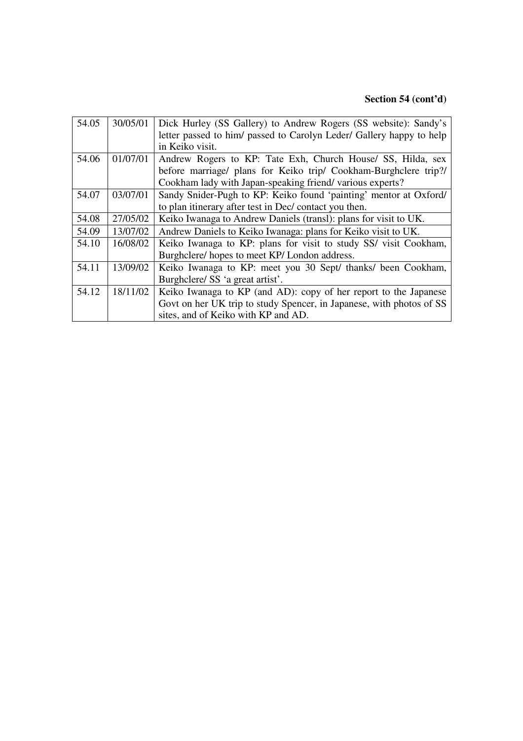**Section 54 (cont'd)**

| | | |
|---|---|---|
| 54.05 | 30/05/01 | Dick Hurley (SS Gallery) to Andrew Rogers (SS website): Sandy's letter passed to him/ passed to Carolyn Leder/ Gallery happy to help in Keiko visit. |
| 54.06 | 01/07/01 | Andrew Rogers to KP: Tate Exh, Church House/ SS, Hilda, sex before marriage/ plans for Keiko trip/ Cookham-Burghclere trip?/ Cookham lady with Japan-speaking friend/ various experts? |
| 54.07 | 03/07/01 | Sandy Snider-Pugh to KP: Keiko found 'painting' mentor at Oxford/ to plan itinerary after test in Dec/ contact you then. |
| 54.08 | 27/05/02 | Keiko Iwanaga to Andrew Daniels (transl): plans for visit to UK. |
| 54.09 | 13/07/02 | Andrew Daniels to Keiko Iwanaga: plans for Keiko visit to UK. |
| 54.10 | 16/08/02 | Keiko Iwanaga to KP: plans for visit to study SS/ visit Cookham, Burghclere/ hopes to meet KP/ London address. |
| 54.11 | 13/09/02 | Keiko Iwanaga to KP: meet you 30 Sept/ thanks/ been Cookham, Burghclere/ SS 'a great artist'. |
| 54.12 | 18/11/02 | Keiko Iwanaga to KP (and AD): copy of her report to the Japanese Govt on her UK trip to study Spencer, in Japanese, with photos of SS sites, and of Keiko with KP and AD. |